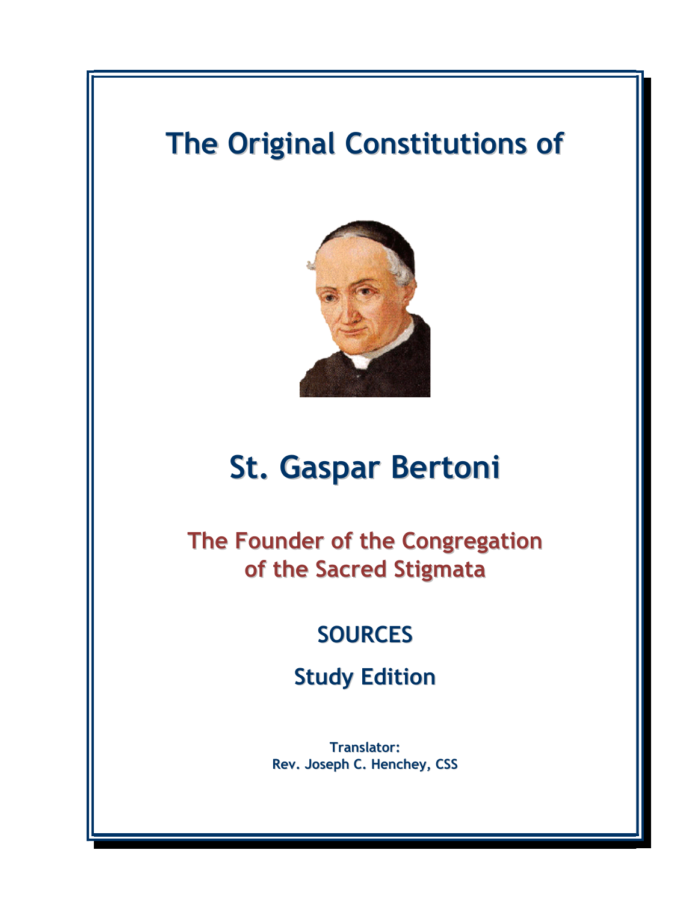# The Original Constitutions of

# St. Gaspar Bertoni

## The Founder of the Congregation of the Sacred Stigmata

### SOURCES

### Study Edition

**Translator:**
**Rev. Joseph C. Henchey, CSS**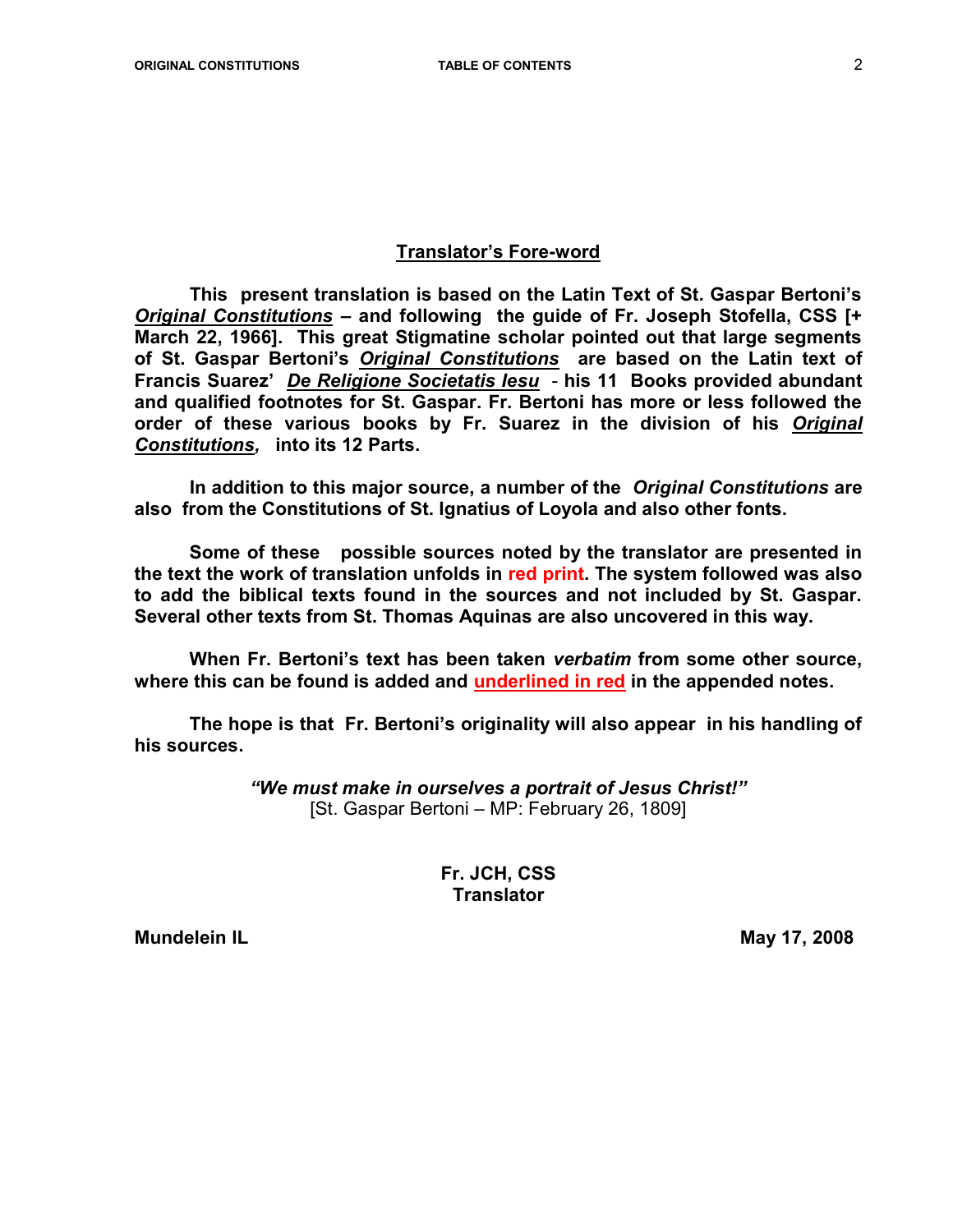## Translator's Fore-word

**This present translation is based on the Latin Text of St. Gaspar Bertoni's *Original Constitutions* – and following the guide of Fr. Joseph Stofella, CSS [+ March 22, 1966]. This great Stigmatine scholar pointed out that large segments of St. Gaspar Bertoni's *Original Constitutions* are based on the Latin text of Francis Suarez' *De Religione Societatis Iesu* - his 11 Books provided abundant and qualified footnotes for St. Gaspar. Fr. Bertoni has more or less followed the order of these various books by Fr. Suarez in the division of his *Original Constitutions,* into its 12 Parts.**

**In addition to this major source, a number of the *Original Constitutions* are also from the Constitutions of St. Ignatius of Loyola and also other fonts.**

**Some of these possible sources noted by the translator are presented in the text the work of translation unfolds in red print. The system followed was also to add the biblical texts found in the sources and not included by St. Gaspar. Several other texts from St. Thomas Aquinas are also uncovered in this way.**

**When Fr. Bertoni's text has been taken *verbatim* from some other source, where this can be found is added and underlined in red in the appended notes.**

**The hope is that Fr. Bertoni's originality will also appear in his handling of his sources.**

***"We must make in ourselves a portrait of Jesus Christ!"***
[St. Gaspar Bertoni – MP: February 26, 1809]

**Fr. JCH, CSS**
**Translator**

**Mundelein IL** **May 17, 2008**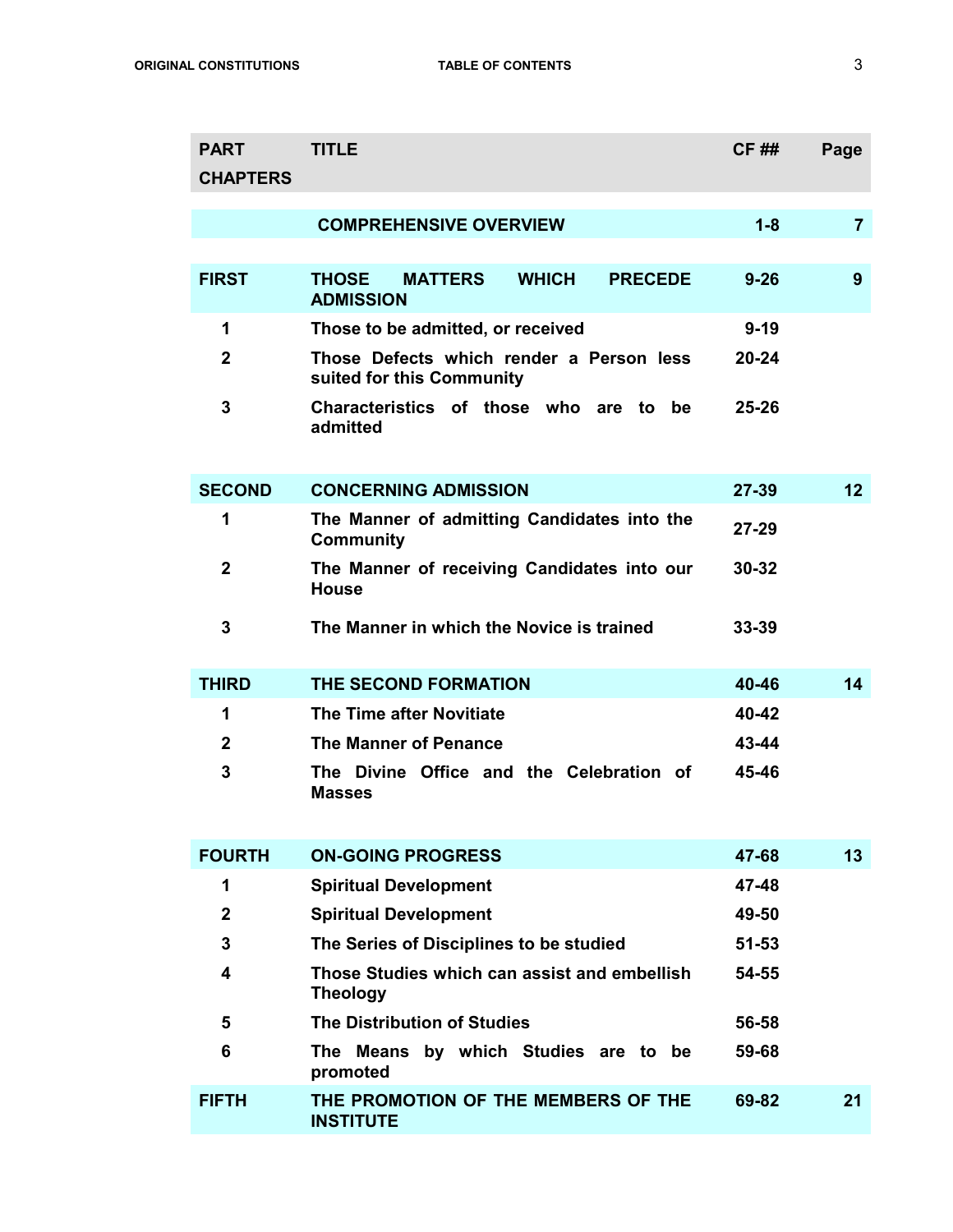| PART<br>CHAPTERS | TITLE | CF ## | Page |
|---|---|---|---|
| | **COMPREHENSIVE OVERVIEW** | **1-8** | **7** |
| **FIRST** | **THOSE MATTERS WHICH PRECEDE ADMISSION** | **9-26** | **9** |
| **1** | **Those to be admitted, or received** | **9-19** | |
| **2** | **Those Defects which render a Person less suited for this Community** | **20-24** | |
| **3** | **Characteristics of those who are to be admitted** | **25-26** | |
| **SECOND** | **CONCERNING ADMISSION** | **27-39** | **12** |
| **1** | **The Manner of admitting Candidates into the Community** | **27-29** | |
| **2** | **The Manner of receiving Candidates into our House** | **30-32** | |
| **3** | **The Manner in which the Novice is trained** | **33-39** | |
| **THIRD** | **THE SECOND FORMATION** | **40-46** | **14** |
| **1** | **The Time after Novitiate** | **40-42** | |
| **2** | **The Manner of Penance** | **43-44** | |
| **3** | **The Divine Office and the Celebration of Masses** | **45-46** | |
| **FOURTH** | **ON-GOING PROGRESS** | **47-68** | **13** |
| **1** | **Spiritual Development** | **47-48** | |
| **2** | **Spiritual Development** | **49-50** | |
| **3** | **The Series of Disciplines to be studied** | **51-53** | |
| **4** | **Those Studies which can assist and embellish Theology** | **54-55** | |
| **5** | **The Distribution of Studies** | **56-58** | |
| **6** | **The Means by which Studies are to be promoted** | **59-68** | |
| **FIFTH** | **THE PROMOTION OF THE MEMBERS OF THE INSTITUTE** | **69-82** | **21** |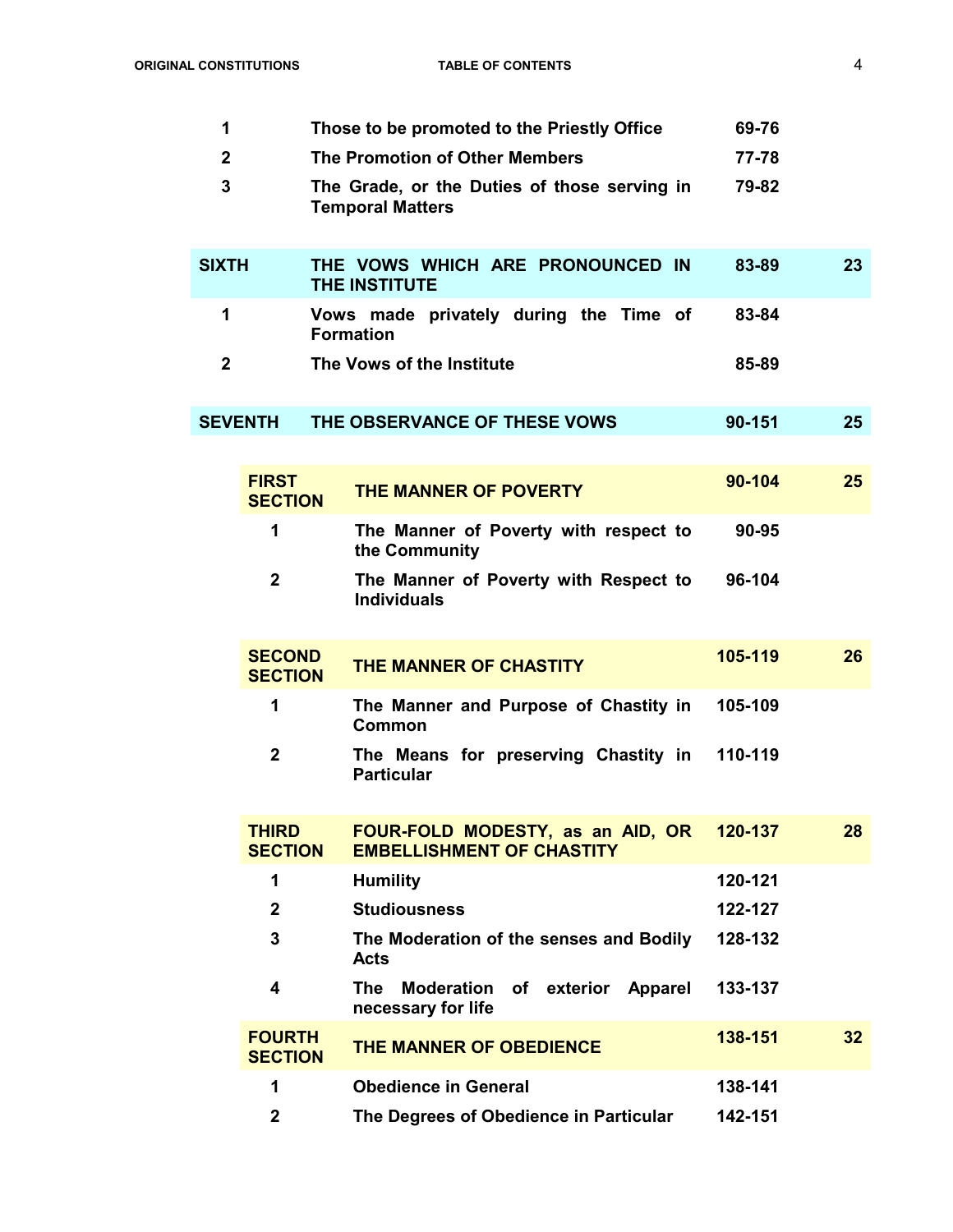| | | | |
|---|---|---|---|
| 1 | Those to be promoted to the Priestly Office | 69-76 | |
| 2 | The Promotion of Other Members | 77-78 | |
| 3 | The Grade, or the Duties of those serving in Temporal Matters | 79-82 | |
| **SIXTH** | **THE VOWS WHICH ARE PRONOUNCED IN THE INSTITUTE** | **83-89** | **23** |
| 1 | Vows made privately during the Time of Formation | 83-84 | |
| 2 | The Vows of the Institute | 85-89 | |
| **SEVENTH** | **THE OBSERVANCE OF THESE VOWS** | **90-151** | **25** |
| **FIRST SECTION** | **THE MANNER OF POVERTY** | **90-104** | **25** |
| 1 | The Manner of Poverty with respect to the Community | 90-95 | |
| 2 | The Manner of Poverty with Respect to Individuals | 96-104 | |
| **SECOND SECTION** | **THE MANNER OF CHASTITY** | **105-119** | **26** |
| 1 | The Manner and Purpose of Chastity in Common | 105-109 | |
| 2 | The Means for preserving Chastity in Particular | 110-119 | |
| **THIRD SECTION** | **FOUR-FOLD MODESTY, as an AID, OR EMBELLISHMENT OF CHASTITY** | **120-137** | **28** |
| 1 | Humility | 120-121 | |
| 2 | Studiousness | 122-127 | |
| 3 | The Moderation of the senses and Bodily Acts | 128-132 | |
| 4 | The Moderation of exterior Apparel necessary for life | 133-137 | |
| **FOURTH SECTION** | **THE MANNER OF OBEDIENCE** | **138-151** | **32** |
| 1 | Obedience in General | 138-141 | |
| 2 | The Degrees of Obedience in Particular | 142-151 | |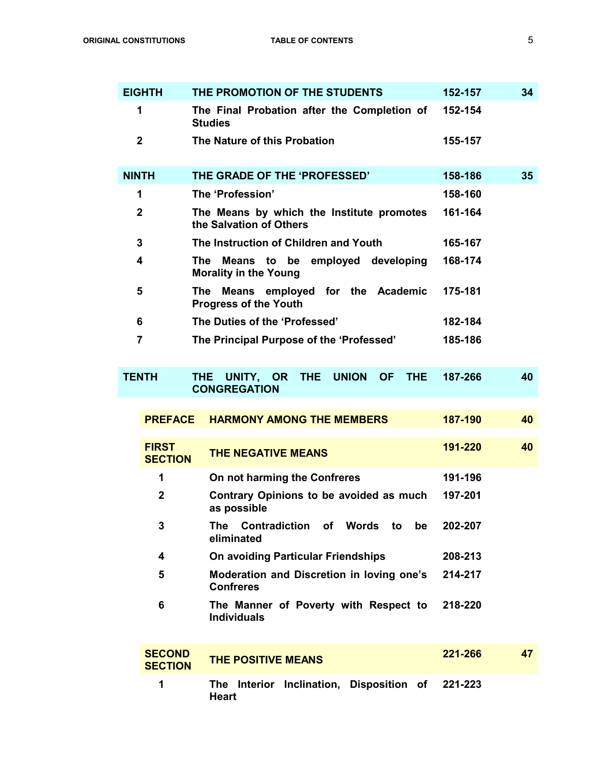| | | | |
|---|---|---|---|
| **EIGHTH** | **THE PROMOTION OF THE STUDENTS** | **152-157** | **34** |
| **1** | **The Final Probation after the Completion of Studies** | **152-154** | |
| **2** | **The Nature of this Probation** | **155-157** | |
| **NINTH** | **THE GRADE OF THE 'PROFESSED'** | **158-186** | **35** |
| **1** | **The 'Profession'** | **158-160** | |
| **2** | **The Means by which the Institute promotes the Salvation of Others** | **161-164** | |
| **3** | **The Instruction of Children and Youth** | **165-167** | |
| **4** | **The Means to be employed developing Morality in the Young** | **168-174** | |
| **5** | **The Means employed for the Academic Progress of the Youth** | **175-181** | |
| **6** | **The Duties of the 'Professed'** | **182-184** | |
| **7** | **The Principal Purpose of the 'Professed'** | **185-186** | |
| **TENTH** | **THE UNITY, OR THE UNION OF THE CONGREGATION** | **187-266** | **40** |
| **PREFACE** | **HARMONY AMONG THE MEMBERS** | **187-190** | **40** |
| **FIRST SECTION** | **THE NEGATIVE MEANS** | **191-220** | **40** |
| **1** | **On not harming the Confreres** | **191-196** | |
| **2** | **Contrary Opinions to be avoided as much as possible** | **197-201** | |
| **3** | **The Contradiction of Words to be eliminated** | **202-207** | |
| **4** | **On avoiding Particular Friendships** | **208-213** | |
| **5** | **Moderation and Discretion in loving one's Confreres** | **214-217** | |
| **6** | **The Manner of Poverty with Respect to Individuals** | **218-220** | |
| **SECOND SECTION** | **THE POSITIVE MEANS** | **221-266** | **47** |
| **1** | **The Interior Inclination, Disposition of Heart** | **221-223** | |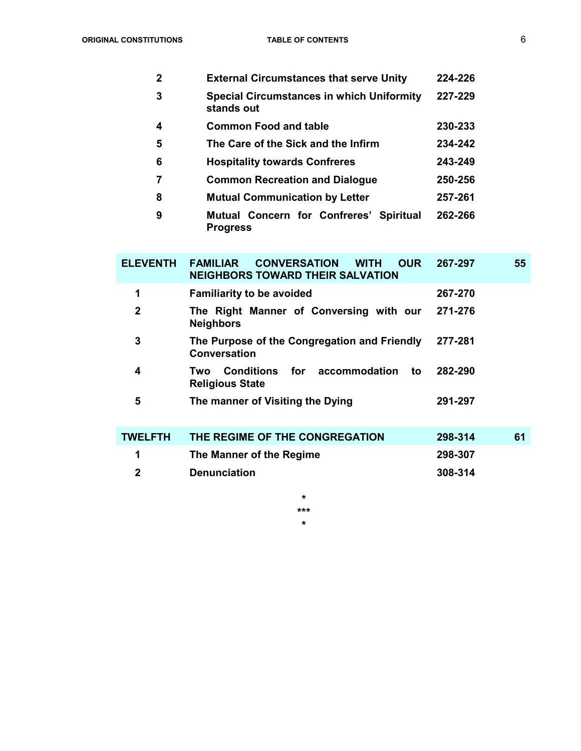| | | | |
|---|---|---|---|
| 2 | **External Circumstances that serve Unity** | **224-226** | |
| 3 | **Special Circumstances in which Uniformity stands out** | **227-229** | |
| 4 | **Common Food and table** | **230-233** | |
| 5 | **The Care of the Sick and the Infirm** | **234-242** | |
| 6 | **Hospitality towards Confreres** | **243-249** | |
| 7 | **Common Recreation and Dialogue** | **250-256** | |
| 8 | **Mutual Communication by Letter** | **257-261** | |
| 9 | **Mutual Concern for Confreres' Spiritual Progress** | **262-266** | |

| | | | |
|---|---|---|---|
| **ELEVENTH** | **FAMILIAR CONVERSATION WITH OUR NEIGHBORS TOWARD THEIR SALVATION** | **267-297** | **55** |
| 1 | **Familiarity to be avoided** | **267-270** | |
| 2 | **The Right Manner of Conversing with our Neighbors** | **271-276** | |
| 3 | **The Purpose of the Congregation and Friendly Conversation** | **277-281** | |
| 4 | **Two Conditions for accommodation to Religious State** | **282-290** | |
| 5 | **The manner of Visiting the Dying** | **291-297** | |

| | | | |
|---|---|---|---|
| **TWELFTH** | **THE REGIME OF THE CONGREGATION** | **298-314** | **61** |
| 1 | **The Manner of the Regime** | **298-307** | |
| 2 | **Denunciation** | **308-314** | |

*
***
*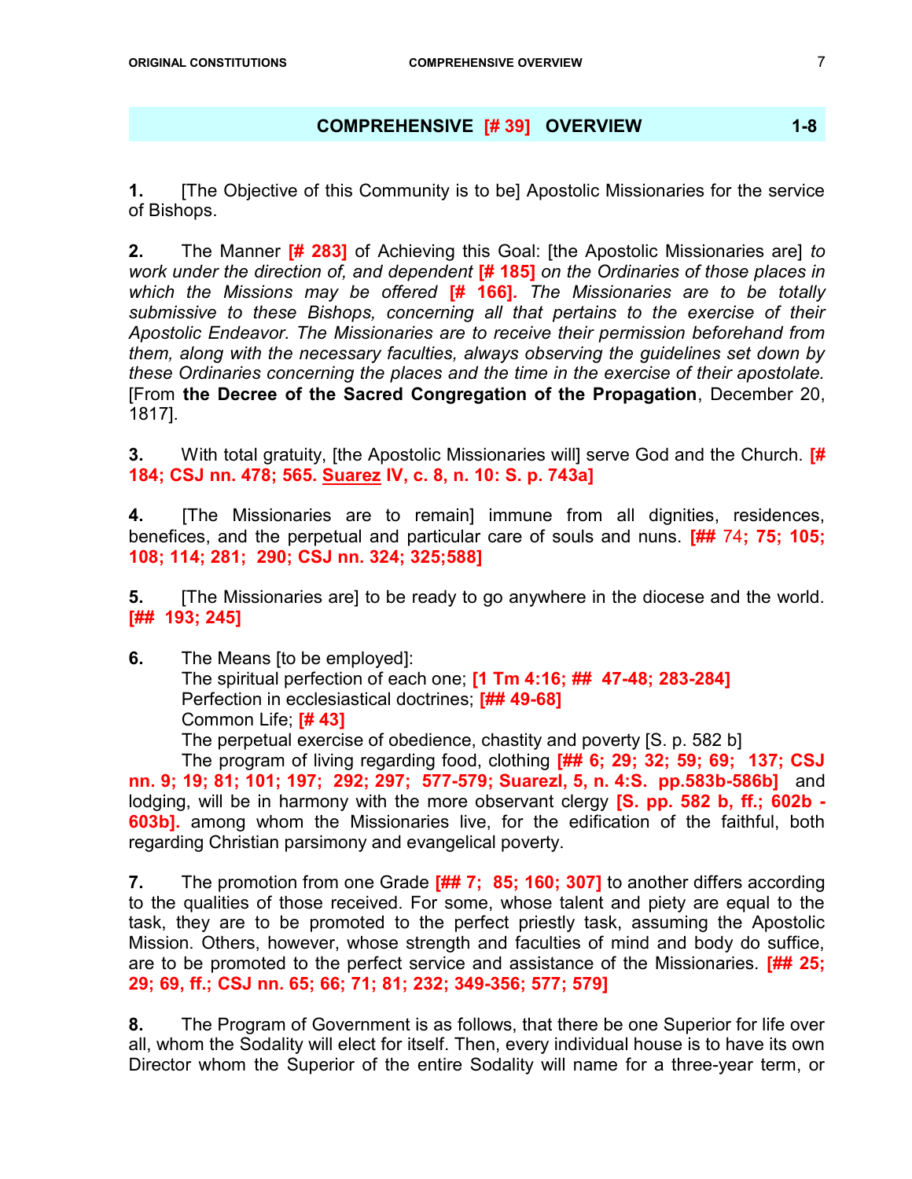## COMPREHENSIVE [# 39] OVERVIEW 1-8

**1.** [The Objective of this Community is to be] Apostolic Missionaries for the service of Bishops.

**2.** The Manner **[# 283]** of Achieving this Goal: [the Apostolic Missionaries are] *to work under the direction of, and dependent* **[# 185]** *on the Ordinaries of those places in which the Missions may be offered* **[# 166].** *The Missionaries are to be totally submissive to these Bishops, concerning all that pertains to the exercise of their Apostolic Endeavor. The Missionaries are to receive their permission beforehand from them, along with the necessary faculties, always observing the guidelines set down by these Ordinaries concerning the places and the time in the exercise of their apostolate.* [From **the Decree of the Sacred Congregation of the Propagation**, December 20, 1817].

**3.** With total gratuity, [the Apostolic Missionaries will] serve God and the Church. **[# 184; CSJ nn. 478; 565. Suarez IV, c. 8, n. 10: S. p. 743a]**

**4.** [The Missionaries are to remain] immune from all dignities, residences, benefices, and the perpetual and particular care of souls and nuns. **[## 74; 75; 105; 108; 114; 281; 290; CSJ nn. 324; 325;588]**

**5.** [The Missionaries are] to be ready to go anywhere in the diocese and the world. **[## 193; 245]**

**6.** The Means [to be employed]:
The spiritual perfection of each one; **[1 Tm 4:16; ## 47-48; 283-284]**
Perfection in ecclesiastical doctrines; **[## 49-68]**
Common Life; **[# 43]**
The perpetual exercise of obedience, chastity and poverty [S. p. 582 b]
The program of living regarding food, clothing **[## 6; 29; 32; 59; 69; 137; CSJ nn. 9; 19; 81; 101; 197; 292; 297; 577-579; Suarezl, 5, n. 4:S. pp.583b-586b]** and lodging, will be in harmony with the more observant clergy **[S. pp. 582 b, ff.; 602b - 603b].** among whom the Missionaries live, for the edification of the faithful, both regarding Christian parsimony and evangelical poverty.

**7.** The promotion from one Grade **[## 7; 85; 160; 307]** to another differs according to the qualities of those received. For some, whose talent and piety are equal to the task, they are to be promoted to the perfect priestly task, assuming the Apostolic Mission. Others, however, whose strength and faculties of mind and body do suffice, are to be promoted to the perfect service and assistance of the Missionaries. **[## 25; 29; 69, ff.; CSJ nn. 65; 66; 71; 81; 232; 349-356; 577; 579]**

**8.** The Program of Government is as follows, that there be one Superior for life over all, whom the Sodality will elect for itself. Then, every individual house is to have its own Director whom the Superior of the entire Sodality will name for a three-year term, or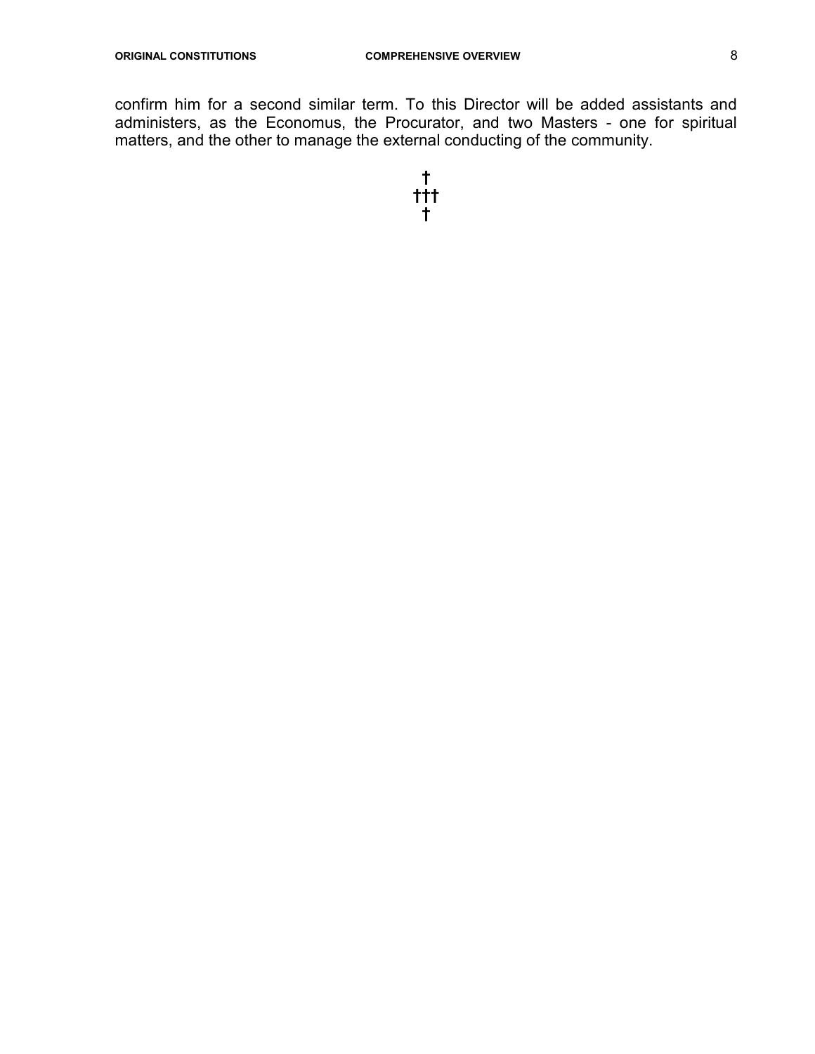confirm him for a second similar term. To this Director will be added assistants and administers, as the Economus, the Procurator, and two Masters - one for spiritual matters, and the other to manage the external conducting of the community.

†
†††
†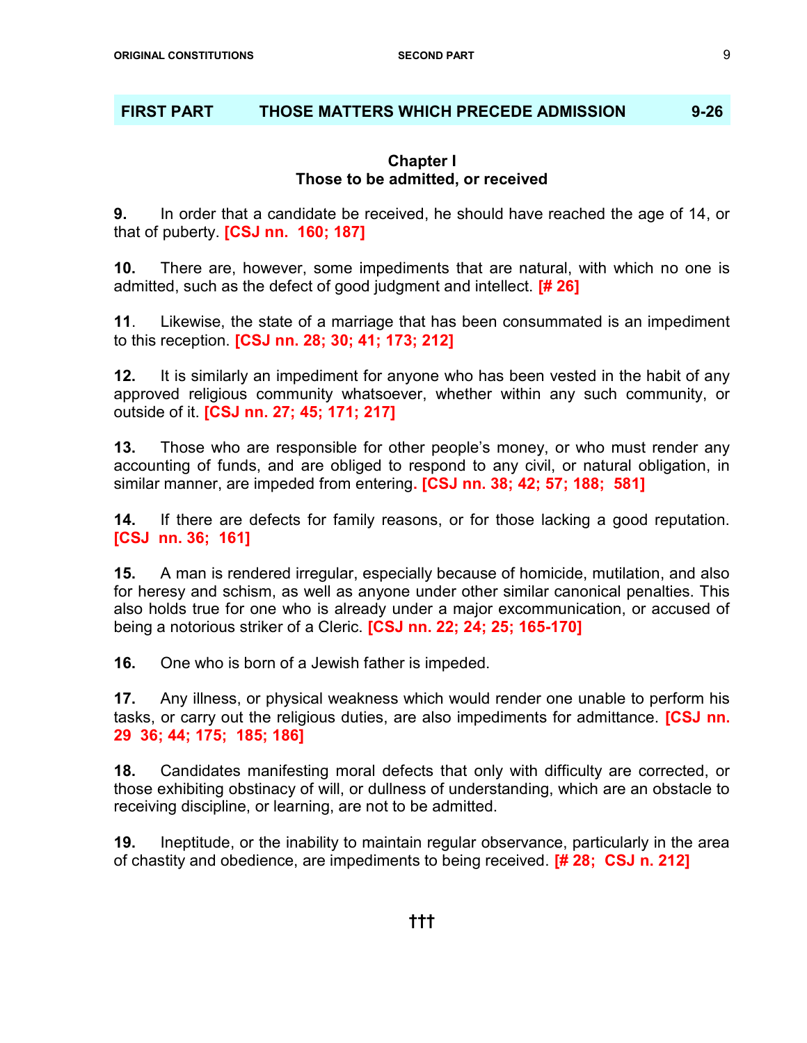## FIRST PART — THOSE MATTERS WHICH PRECEDE ADMISSION — 9-26

### Chapter I
### Those to be admitted, or received

**9.** In order that a candidate be received, he should have reached the age of 14, or that of puberty. **[CSJ nn. 160; 187]**

**10.** There are, however, some impediments that are natural, with which no one is admitted, such as the defect of good judgment and intellect. **[# 26]**

**11**. Likewise, the state of a marriage that has been consummated is an impediment to this reception. **[CSJ nn. 28; 30; 41; 173; 212]**

**12.** It is similarly an impediment for anyone who has been vested in the habit of any approved religious community whatsoever, whether within any such community, or outside of it. **[CSJ nn. 27; 45; 171; 217]**

**13.** Those who are responsible for other people's money, or who must render any accounting of funds, and are obliged to respond to any civil, or natural obligation, in similar manner, are impeded from entering**. [CSJ nn. 38; 42; 57; 188; 581]**

**14.** If there are defects for family reasons, or for those lacking a good reputation. **[CSJ nn. 36; 161]**

**15.** A man is rendered irregular, especially because of homicide, mutilation, and also for heresy and schism, as well as anyone under other similar canonical penalties. This also holds true for one who is already under a major excommunication, or accused of being a notorious striker of a Cleric. **[CSJ nn. 22; 24; 25; 165-170]**

**16.** One who is born of a Jewish father is impeded.

**17.** Any illness, or physical weakness which would render one unable to perform his tasks, or carry out the religious duties, are also impediments for admittance. **[CSJ nn. 29 36; 44; 175; 185; 186]**

**18.** Candidates manifesting moral defects that only with difficulty are corrected, or those exhibiting obstinacy of will, or dullness of understanding, which are an obstacle to receiving discipline, or learning, are not to be admitted.

**19.** Ineptitude, or the inability to maintain regular observance, particularly in the area of chastity and obedience, are impediments to being received. **[# 28; CSJ n. 212]**

†††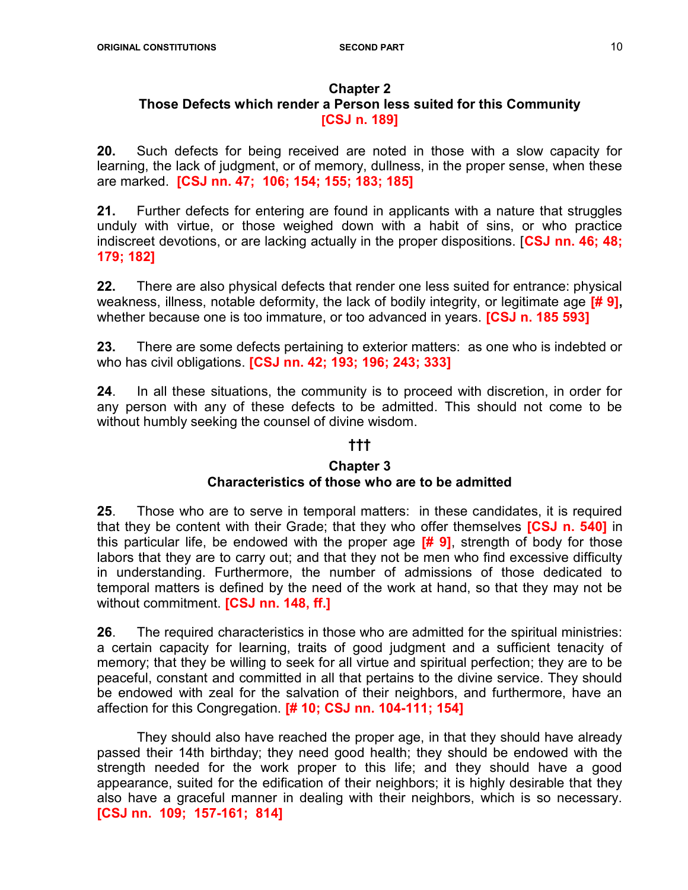## Chapter 2
## Those Defects which render a Person less suited for this Community
**[CSJ n. 189]**

**20.** Such defects for being received are noted in those with a slow capacity for learning, the lack of judgment, or of memory, dullness, in the proper sense, when these are marked. **[CSJ nn. 47; 106; 154; 155; 183; 185]**

**21.** Further defects for entering are found in applicants with a nature that struggles unduly with virtue, or those weighed down with a habit of sins, or who practice indiscreet devotions, or are lacking actually in the proper dispositions. [**CSJ nn. 46; 48; 179; 182]**

**22.** There are also physical defects that render one less suited for entrance: physical weakness, illness, notable deformity, the lack of bodily integrity, or legitimate age **[# 9],** whether because one is too immature, or too advanced in years. **[CSJ n. 185 593]**

**23.** There are some defects pertaining to exterior matters: as one who is indebted or who has civil obligations. **[CSJ nn. 42; 193; 196; 243; 333]**

**24**. In all these situations, the community is to proceed with discretion, in order for any person with any of these defects to be admitted. This should not come to be without humbly seeking the counsel of divine wisdom.

†††

## Chapter 3
## Characteristics of those who are to be admitted

**25**. Those who are to serve in temporal matters: in these candidates, it is required that they be content with their Grade; that they who offer themselves **[CSJ n. 540]** in this particular life, be endowed with the proper age **[# 9]**, strength of body for those labors that they are to carry out; and that they not be men who find excessive difficulty in understanding. Furthermore, the number of admissions of those dedicated to temporal matters is defined by the need of the work at hand, so that they may not be without commitment. **[CSJ nn. 148, ff.]**

**26**. The required characteristics in those who are admitted for the spiritual ministries: a certain capacity for learning, traits of good judgment and a sufficient tenacity of memory; that they be willing to seek for all virtue and spiritual perfection; they are to be peaceful, constant and committed in all that pertains to the divine service. They should be endowed with zeal for the salvation of their neighbors, and furthermore, have an affection for this Congregation. **[# 10; CSJ nn. 104-111; 154]**

They should also have reached the proper age, in that they should have already passed their 14th birthday; they need good health; they should be endowed with the strength needed for the work proper to this life; and they should have a good appearance, suited for the edification of their neighbors; it is highly desirable that they also have a graceful manner in dealing with their neighbors, which is so necessary. **[CSJ nn. 109; 157-161; 814]**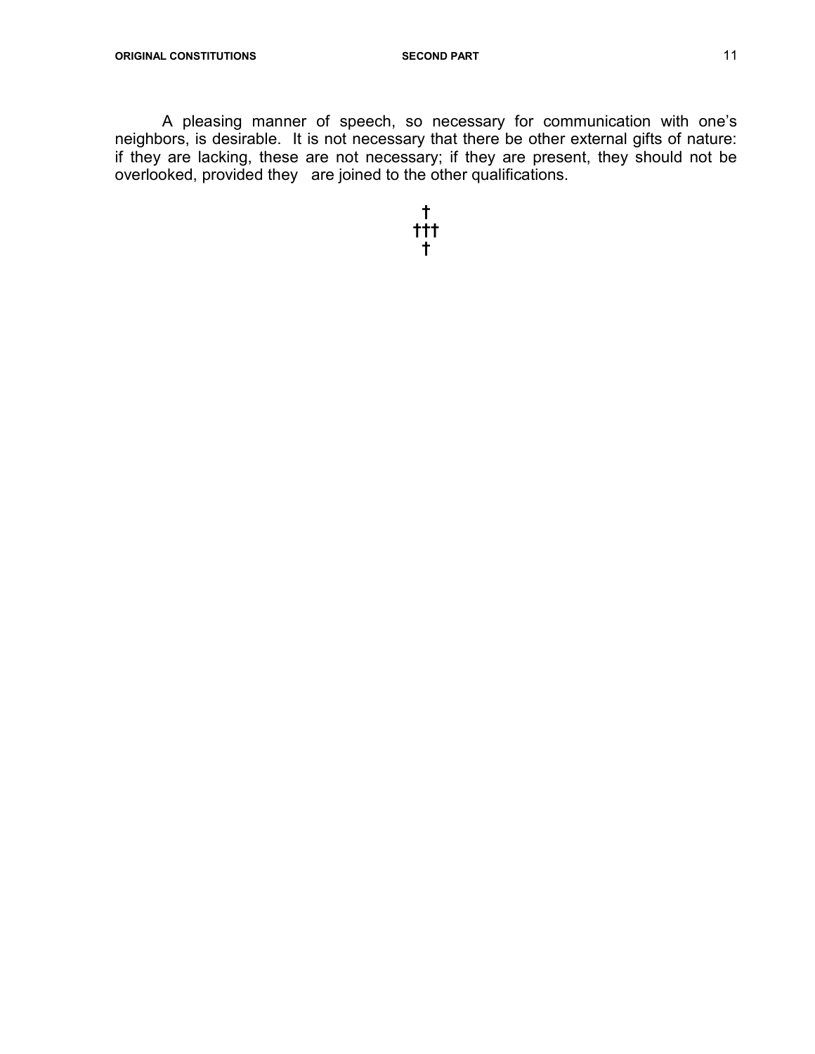A pleasing manner of speech, so necessary for communication with one's neighbors, is desirable. It is not necessary that there be other external gifts of nature: if they are lacking, these are not necessary; if they are present, they should not be overlooked, provided they are joined to the other qualifications.

†
†††
†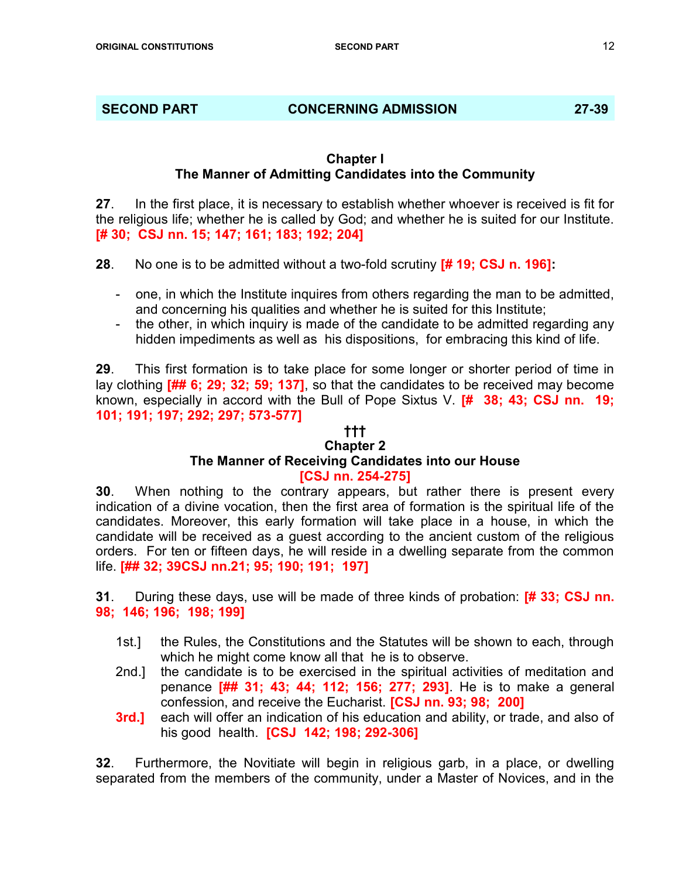## SECOND PART CONCERNING ADMISSION 27-39

### Chapter I
### The Manner of Admitting Candidates into the Community

**27**. In the first place, it is necessary to establish whether whoever is received is fit for the religious life; whether he is called by God; and whether he is suited for our Institute. **[# 30; CSJ nn. 15; 147; 161; 183; 192; 204]**

**28**. No one is to be admitted without a two-fold scrutiny **[# 19; CSJ n. 196]:**

- one, in which the Institute inquires from others regarding the man to be admitted, and concerning his qualities and whether he is suited for this Institute;
- the other, in which inquiry is made of the candidate to be admitted regarding any hidden impediments as well as his dispositions, for embracing this kind of life.

**29**. This first formation is to take place for some longer or shorter period of time in lay clothing **[## 6; 29; 32; 59; 137]**, so that the candidates to be received may become known, especially in accord with the Bull of Pope Sixtus V. **[# 38; 43; CSJ nn. 19; 101; 191; 197; 292; 297; 573-577]**

†††

### Chapter 2
### The Manner of Receiving Candidates into our House
**[CSJ nn. 254-275]**

**30**. When nothing to the contrary appears, but rather there is present every indication of a divine vocation, then the first area of formation is the spiritual life of the candidates. Moreover, this early formation will take place in a house, in which the candidate will be received as a guest according to the ancient custom of the religious orders. For ten or fifteen days, he will reside in a dwelling separate from the common life. **[## 32; 39CSJ nn.21; 95; 190; 191; 197]**

**31**. During these days, use will be made of three kinds of probation: **[# 33; CSJ nn. 98; 146; 196; 198; 199]**

1st.] the Rules, the Constitutions and the Statutes will be shown to each, through which he might come know all that he is to observe.

2nd.] the candidate is to be exercised in the spiritual activities of meditation and penance **[## 31; 43; 44; 112; 156; 277; 293]**. He is to make a general confession, and receive the Eucharist. **[CSJ nn. 93; 98; 200]**

**3rd.]** each will offer an indication of his education and ability, or trade, and also of his good health. **[CSJ 142; 198; 292-306]**

**32**. Furthermore, the Novitiate will begin in religious garb, in a place, or dwelling separated from the members of the community, under a Master of Novices, and in the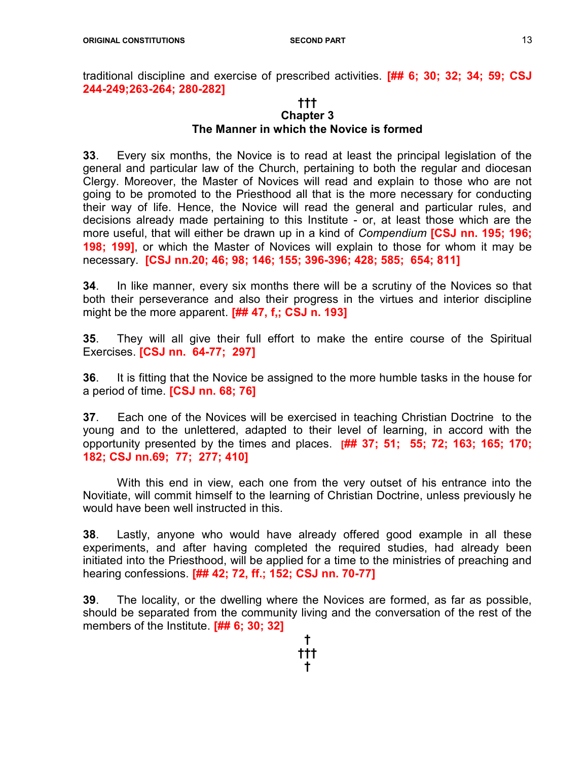traditional discipline and exercise of prescribed activities. **[## 6; 30; 32; 34; 59; CSJ 244-249;263-264; 280-282]**

**†††**

## Chapter 3
## The Manner in which the Novice is formed

**33**. Every six months, the Novice is to read at least the principal legislation of the general and particular law of the Church, pertaining to both the regular and diocesan Clergy. Moreover, the Master of Novices will read and explain to those who are not going to be promoted to the Priesthood all that is the more necessary for conducting their way of life. Hence, the Novice will read the general and particular rules, and decisions already made pertaining to this Institute - or, at least those which are the more useful, that will either be drawn up in a kind of *Compendium* **[CSJ nn. 195; 196; 198; 199]**, or which the Master of Novices will explain to those for whom it may be necessary. **[CSJ nn.20; 46; 98; 146; 155; 396-396; 428; 585; 654; 811]**

**34**. In like manner, every six months there will be a scrutiny of the Novices so that both their perseverance and also their progress in the virtues and interior discipline might be the more apparent. **[## 47, f,; CSJ n. 193]**

**35**. They will all give their full effort to make the entire course of the Spiritual Exercises. **[CSJ nn. 64-77; 297]**

**36**. It is fitting that the Novice be assigned to the more humble tasks in the house for a period of time. **[CSJ nn. 68; 76]**

**37**. Each one of the Novices will be exercised in teaching Christian Doctrine to the young and to the unlettered, adapted to their level of learning, in accord with the opportunity presented by the times and places. **[## 37; 51; 55; 72; 163; 165; 170; 182; CSJ nn.69; 77; 277; 410]**

With this end in view, each one from the very outset of his entrance into the Novitiate, will commit himself to the learning of Christian Doctrine, unless previously he would have been well instructed in this.

**38**. Lastly, anyone who would have already offered good example in all these experiments, and after having completed the required studies, had already been initiated into the Priesthood, will be applied for a time to the ministries of preaching and hearing confessions. **[## 42; 72, ff.; 152; CSJ nn. 70-77]**

**39**. The locality, or the dwelling where the Novices are formed, as far as possible, should be separated from the community living and the conversation of the rest of the members of the Institute. **[## 6; 30; 32]**

**†**
**†††**
**†**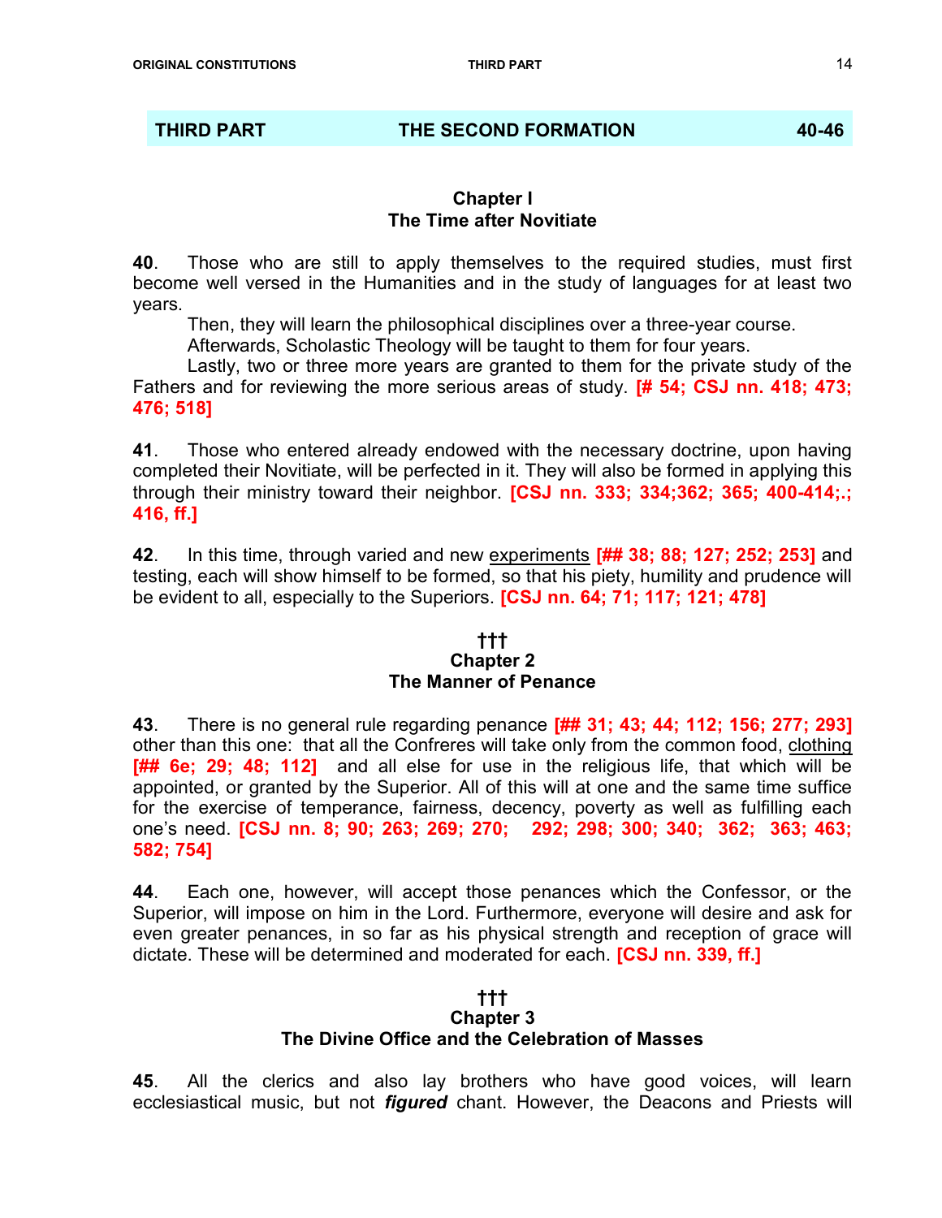## THIRD PART THE SECOND FORMATION 40-46

### Chapter I
### The Time after Novitiate

**40**. Those who are still to apply themselves to the required studies, must first become well versed in the Humanities and in the study of languages for at least two years.

Then, they will learn the philosophical disciplines over a three-year course.

Afterwards, Scholastic Theology will be taught to them for four years.

Lastly, two or three more years are granted to them for the private study of the Fathers and for reviewing the more serious areas of study. **[# 54; CSJ nn. 418; 473; 476; 518]**

**41**. Those who entered already endowed with the necessary doctrine, upon having completed their Novitiate, will be perfected in it. They will also be formed in applying this through their ministry toward their neighbor. **[CSJ nn. 333; 334;362; 365; 400-414;.; 416, ff.]**

**42**. In this time, through varied and new experiments **[## 38; 88; 127; 252; 253]** and testing, each will show himself to be formed, so that his piety, humility and prudence will be evident to all, especially to the Superiors. **[CSJ nn. 64; 71; 117; 121; 478]**

†††

### Chapter 2
### The Manner of Penance

**43**. There is no general rule regarding penance **[## 31; 43; 44; 112; 156; 277; 293]** other than this one: that all the Confreres will take only from the common food, clothing **[## 6e; 29; 48; 112]** and all else for use in the religious life, that which will be appointed, or granted by the Superior. All of this will at one and the same time suffice for the exercise of temperance, fairness, decency, poverty as well as fulfilling each one's need. **[CSJ nn. 8; 90; 263; 269; 270; 292; 298; 300; 340; 362; 363; 463; 582; 754]**

**44**. Each one, however, will accept those penances which the Confessor, or the Superior, will impose on him in the Lord. Furthermore, everyone will desire and ask for even greater penances, in so far as his physical strength and reception of grace will dictate. These will be determined and moderated for each. **[CSJ nn. 339, ff.]**

†††

### Chapter 3
### The Divine Office and the Celebration of Masses

**45**. All the clerics and also lay brothers who have good voices, will learn ecclesiastical music, but not ***figured*** chant. However, the Deacons and Priests will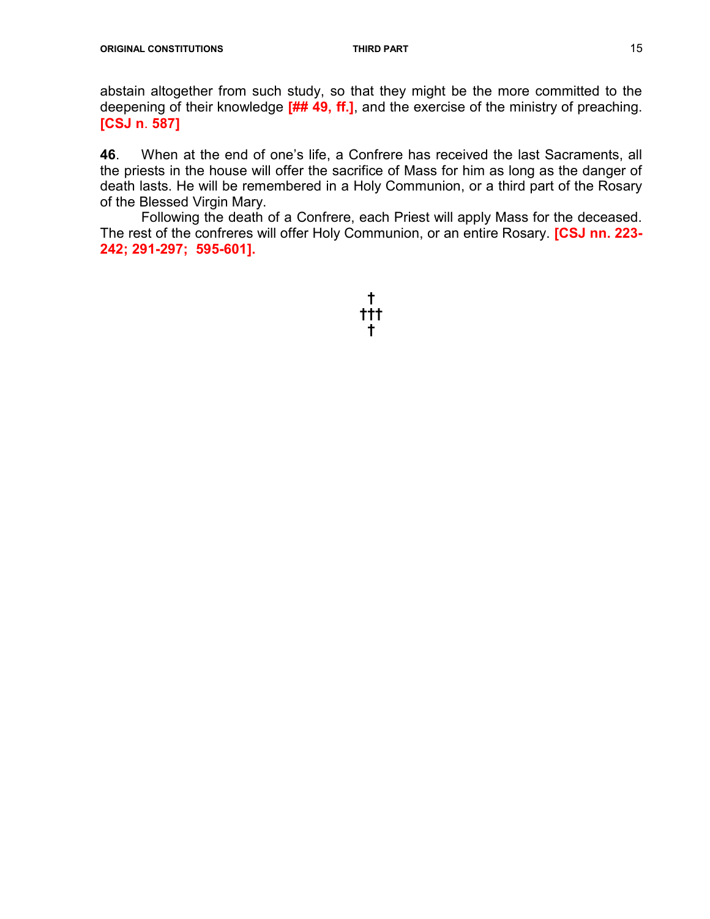abstain altogether from such study, so that they might be the more committed to the deepening of their knowledge **[## 49, ff.]**, and the exercise of the ministry of preaching. **[CSJ n. 587]**

**46**. When at the end of one's life, a Confrere has received the last Sacraments, all the priests in the house will offer the sacrifice of Mass for him as long as the danger of death lasts. He will be remembered in a Holy Communion, or a third part of the Rosary of the Blessed Virgin Mary.

Following the death of a Confrere, each Priest will apply Mass for the deceased. The rest of the confreres will offer Holy Communion, or an entire Rosary. **[CSJ nn. 223-242; 291-297; 595-601]**.

†
†††
†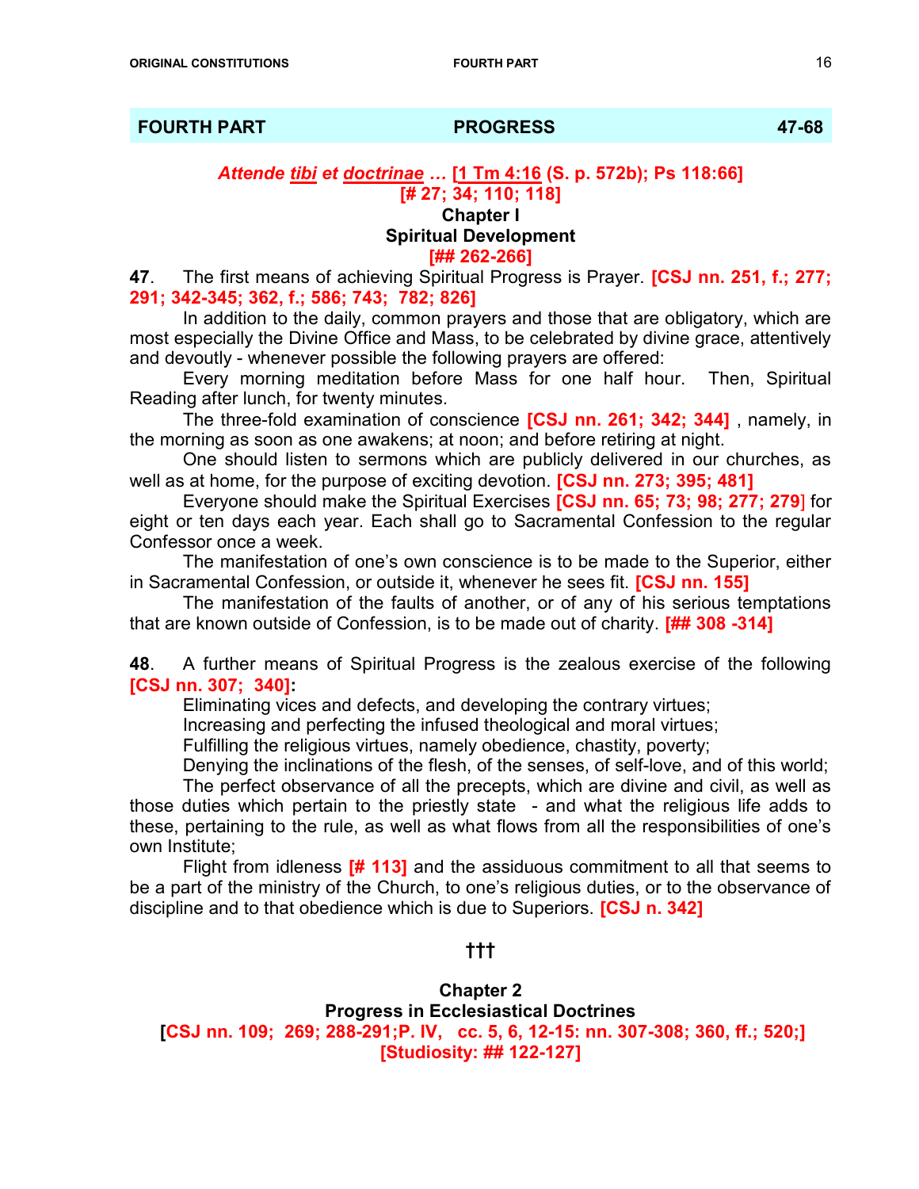## FOURTH PART — PROGRESS — 47-68

***Attende tibi et doctrinae …* [1 Tm 4:16 (S. p. 572b); Ps 118:66]**
**[# 27; 34; 110; 118]**

### Chapter I
### Spiritual Development
**[## 262-266]**

**47**. The first means of achieving Spiritual Progress is Prayer. **[CSJ nn. 251, f.; 277; 291; 342-345; 362, f.; 586; 743; 782; 826]**

In addition to the daily, common prayers and those that are obligatory, which are most especially the Divine Office and Mass, to be celebrated by divine grace, attentively and devoutly - whenever possible the following prayers are offered:

Every morning meditation before Mass for one half hour. Then, Spiritual Reading after lunch, for twenty minutes.

The three-fold examination of conscience **[CSJ nn. 261; 342; 344]** , namely, in the morning as soon as one awakens; at noon; and before retiring at night.

One should listen to sermons which are publicly delivered in our churches, as well as at home, for the purpose of exciting devotion. **[CSJ nn. 273; 395; 481]**

Everyone should make the Spiritual Exercises **[CSJ nn. 65; 73; 98; 277; 279]** for eight or ten days each year. Each shall go to Sacramental Confession to the regular Confessor once a week.

The manifestation of one's own conscience is to be made to the Superior, either in Sacramental Confession, or outside it, whenever he sees fit. **[CSJ nn. 155]**

The manifestation of the faults of another, or of any of his serious temptations that are known outside of Confession, is to be made out of charity. **[## 308 -314]**

**48**. A further means of Spiritual Progress is the zealous exercise of the following **[CSJ nn. 307; 340]:**

Eliminating vices and defects, and developing the contrary virtues;

Increasing and perfecting the infused theological and moral virtues;

Fulfilling the religious virtues, namely obedience, chastity, poverty;

Denying the inclinations of the flesh, of the senses, of self-love, and of this world;

The perfect observance of all the precepts, which are divine and civil, as well as those duties which pertain to the priestly state - and what the religious life adds to these, pertaining to the rule, as well as what flows from all the responsibilities of one's own Institute;

Flight from idleness **[# 113]** and the assiduous commitment to all that seems to be a part of the ministry of the Church, to one's religious duties, or to the observance of discipline and to that obedience which is due to Superiors. **[CSJ n. 342]**

†††

### Chapter 2
### Progress in Ecclesiastical Doctrines
**[CSJ nn. 109; 269; 288-291;P. IV, cc. 5, 6, 12-15: nn. 307-308; 360, ff.; 520;]**
**[Studiosity: ## 122-127]**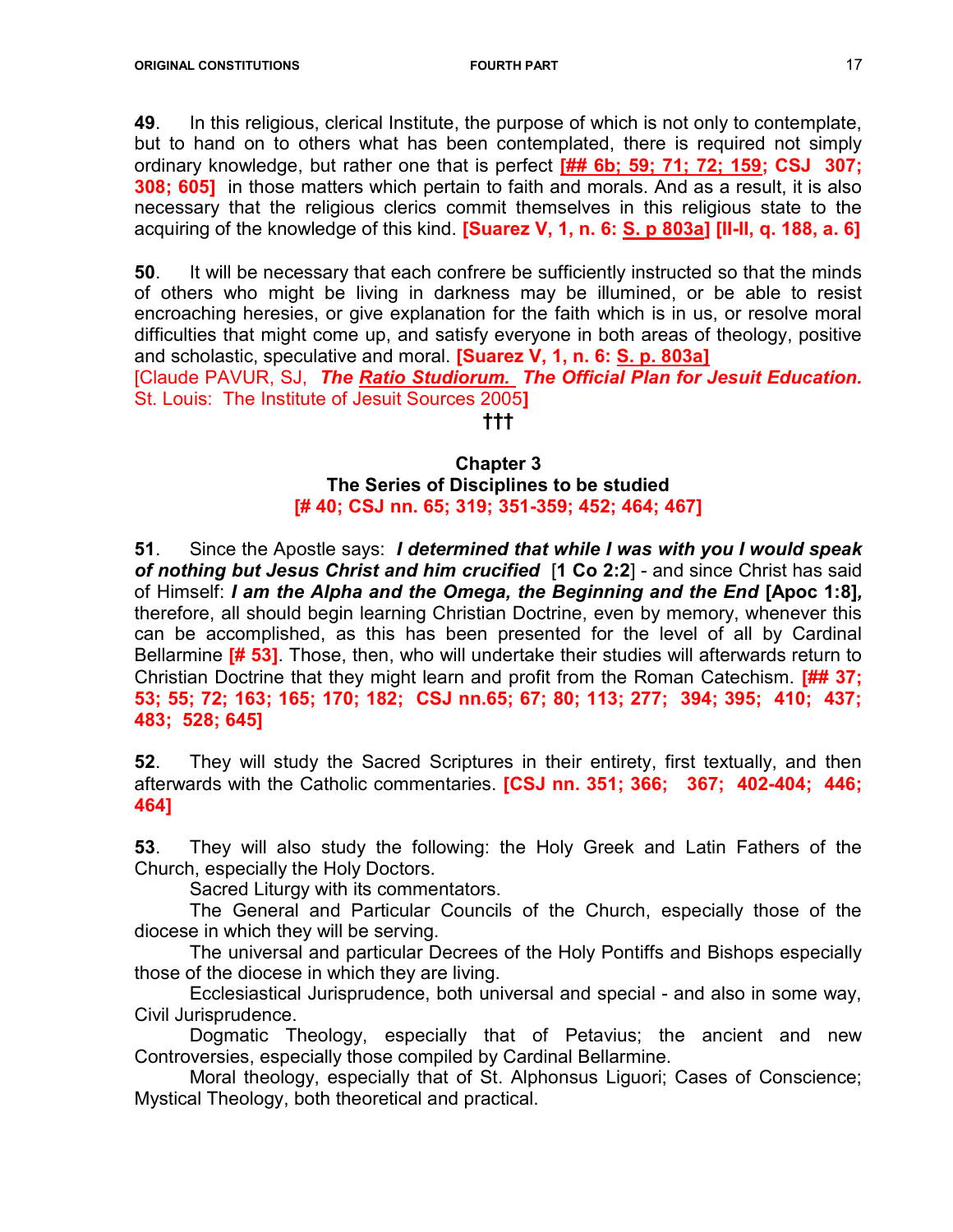**49**. In this religious, clerical Institute, the purpose of which is not only to contemplate, but to hand on to others what has been contemplated, there is required not simply ordinary knowledge, but rather one that is perfect **[## 6b; 59; 71; 72; 159; CSJ 307; 308; 605]** in those matters which pertain to faith and morals. And as a result, it is also necessary that the religious clerics commit themselves in this religious state to the acquiring of the knowledge of this kind. **[Suarez V, 1, n. 6: S. p 803a] [II-II, q. 188, a. 6]**

**50**. It will be necessary that each confrere be sufficiently instructed so that the minds of others who might be living in darkness may be illumined, or be able to resist encroaching heresies, or give explanation for the faith which is in us, or resolve moral difficulties that might come up, and satisfy everyone in both areas of theology, positive and scholastic, speculative and moral. **[Suarez V, 1, n. 6: S. p. 803a]**
[Claude PAVUR, SJ, ***The Ratio Studiorum. The Official Plan for Jesuit Education.*** St. Louis: The Institute of Jesuit Sources 2005**]**

**†††**

## Chapter 3
## The Series of Disciplines to be studied
**[# 40; CSJ nn. 65; 319; 351-359; 452; 464; 467]**

**51**. Since the Apostle says: ***I determined that while I was with you I would speak of nothing but Jesus Christ and him crucified*** [**1 Co 2:2**] - and since Christ has said of Himself: ***I am the Alpha and the Omega, the Beginning and the End*** **[Apoc 1:8]*,*** therefore, all should begin learning Christian Doctrine, even by memory, whenever this can be accomplished, as this has been presented for the level of all by Cardinal Bellarmine **[# 53]**. Those, then, who will undertake their studies will afterwards return to Christian Doctrine that they might learn and profit from the Roman Catechism. **[## 37; 53; 55; 72; 163; 165; 170; 182; CSJ nn.65; 67; 80; 113; 277; 394; 395; 410; 437; 483; 528; 645]**

**52**. They will study the Sacred Scriptures in their entirety, first textually, and then afterwards with the Catholic commentaries. **[CSJ nn. 351; 366; 367; 402-404; 446; 464]**

**53**. They will also study the following: the Holy Greek and Latin Fathers of the Church, especially the Holy Doctors.

Sacred Liturgy with its commentators.

The General and Particular Councils of the Church, especially those of the diocese in which they will be serving.

The universal and particular Decrees of the Holy Pontiffs and Bishops especially those of the diocese in which they are living.

Ecclesiastical Jurisprudence, both universal and special - and also in some way, Civil Jurisprudence.

Dogmatic Theology, especially that of Petavius; the ancient and new Controversies, especially those compiled by Cardinal Bellarmine.

Moral theology, especially that of St. Alphonsus Liguori; Cases of Conscience; Mystical Theology, both theoretical and practical.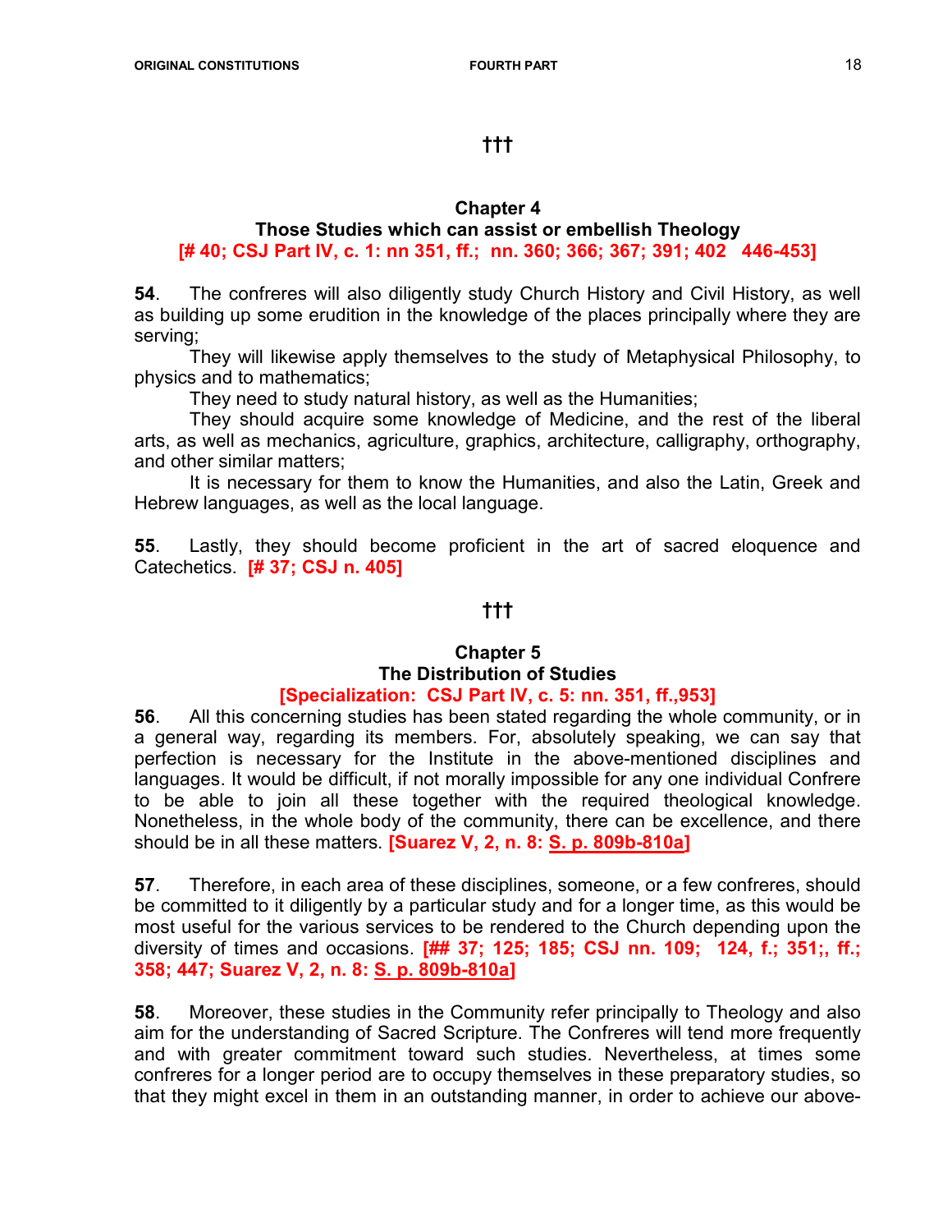†††

## Chapter 4
## Those Studies which can assist or embellish Theology
**[# 40; CSJ Part IV, c. 1: nn 351, ff.; nn. 360; 366; 367; 391; 402 446-453]**

**54**. The confreres will also diligently study Church History and Civil History, as well as building up some erudition in the knowledge of the places principally where they are serving;

They will likewise apply themselves to the study of Metaphysical Philosophy, to physics and to mathematics;

They need to study natural history, as well as the Humanities;

They should acquire some knowledge of Medicine, and the rest of the liberal arts, as well as mechanics, agriculture, graphics, architecture, calligraphy, orthography, and other similar matters;

It is necessary for them to know the Humanities, and also the Latin, Greek and Hebrew languages, as well as the local language.

**55**. Lastly, they should become proficient in the art of sacred eloquence and Catechetics. **[# 37; CSJ n. 405]**

†††

## Chapter 5
## The Distribution of Studies
**[Specialization: CSJ Part IV, c. 5: nn. 351, ff.,953]**

**56**. All this concerning studies has been stated regarding the whole community, or in a general way, regarding its members. For, absolutely speaking, we can say that perfection is necessary for the Institute in the above-mentioned disciplines and languages. It would be difficult, if not morally impossible for any one individual Confrere to be able to join all these together with the required theological knowledge. Nonetheless, in the whole body of the community, there can be excellence, and there should be in all these matters. **[Suarez V, 2, n. 8: S. p. 809b-810a]**

**57**. Therefore, in each area of these disciplines, someone, or a few confreres, should be committed to it diligently by a particular study and for a longer time, as this would be most useful for the various services to be rendered to the Church depending upon the diversity of times and occasions. **[## 37; 125; 185; CSJ nn. 109; 124, f.; 351;, ff.; 358; 447; Suarez V, 2, n. 8: S. p. 809b-810a]**

**58**. Moreover, these studies in the Community refer principally to Theology and also aim for the understanding of Sacred Scripture. The Confreres will tend more frequently and with greater commitment toward such studies. Nevertheless, at times some confreres for a longer period are to occupy themselves in these preparatory studies, so that they might excel in them in an outstanding manner, in order to achieve our above-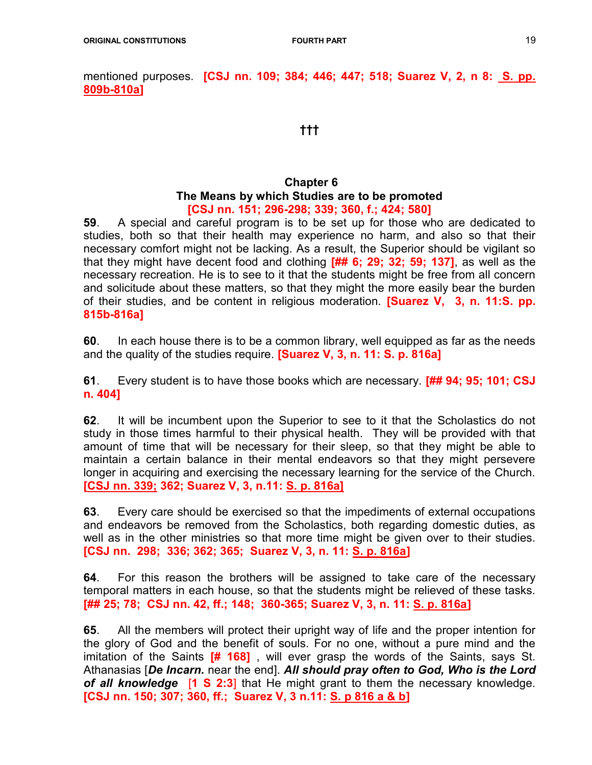mentioned purposes. **[CSJ nn. 109; 384; 446; 447; 518; Suarez V, 2, n 8: S. pp. 809b-810a]**

**†††**

## Chapter 6
## The Means by which Studies are to be promoted
**[CSJ nn. 151; 296-298; 339; 360, f.; 424; 580]**

**59**. A special and careful program is to be set up for those who are dedicated to studies, both so that their health may experience no harm, and also so that their necessary comfort might not be lacking. As a result, the Superior should be vigilant so that they might have decent food and clothing **[## 6; 29; 32; 59; 137]**, as well as the necessary recreation. He is to see to it that the students might be free from all concern and solicitude about these matters, so that they might the more easily bear the burden of their studies, and be content in religious moderation. **[Suarez V, 3, n. 11:S. pp. 815b-816a]**

**60**. In each house there is to be a common library, well equipped as far as the needs and the quality of the studies require. **[Suarez V, 3, n. 11: S. p. 816a]**

**61**. Every student is to have those books which are necessary. **[## 94; 95; 101; CSJ n. 404]**

**62**. It will be incumbent upon the Superior to see to it that the Scholastics do not study in those times harmful to their physical health. They will be provided with that amount of time that will be necessary for their sleep, so that they might be able to maintain a certain balance in their mental endeavors so that they might persevere longer in acquiring and exercising the necessary learning for the service of the Church. **[CSJ nn. 339; 362; Suarez V, 3, n.11: S. p. 816a]**

**63**. Every care should be exercised so that the impediments of external occupations and endeavors be removed from the Scholastics, both regarding domestic duties, as well as in the other ministries so that more time might be given over to their studies. **[CSJ nn. 298; 336; 362; 365; Suarez V, 3, n. 11: S. p. 816a]**

**64**. For this reason the brothers will be assigned to take care of the necessary temporal matters in each house, so that the students might be relieved of these tasks. **[## 25; 78; CSJ nn. 42, ff.; 148; 360-365; Suarez V, 3, n. 11: S. p. 816a]**

**65**. All the members will protect their upright way of life and the proper intention for the glory of God and the benefit of souls. For no one, without a pure mind and the imitation of the Saints **[# 168]** , will ever grasp the words of the Saints, says St. Athanasias [***De Incarn.*** near the end]. ***All should pray often to God, Who is the Lord of all knowledge*** [**1 S 2:3**] that He might grant to them the necessary knowledge. **[CSJ nn. 150; 307; 360, ff.; Suarez V, 3 n.11: S. p 816 a & b]**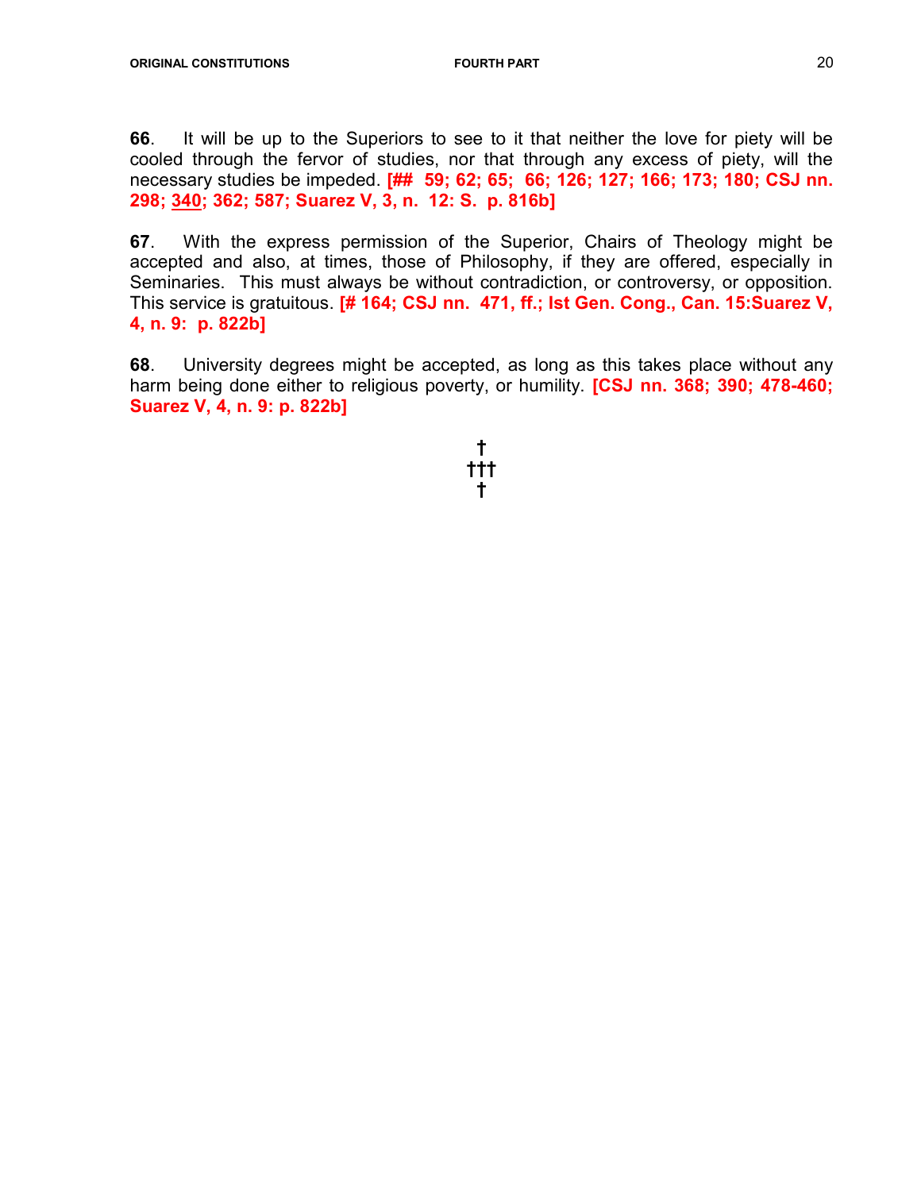**66**. It will be up to the Superiors to see to it that neither the love for piety will be cooled through the fervor of studies, nor that through any excess of piety, will the necessary studies be impeded. **[## 59; 62; 65; 66; 126; 127; 166; 173; 180; CSJ nn. 298; <u>340</u>; 362; 587; Suarez V, 3, n. 12: S. p. 816b]**

**67**. With the express permission of the Superior, Chairs of Theology might be accepted and also, at times, those of Philosophy, if they are offered, especially in Seminaries. This must always be without contradiction, or controversy, or opposition. This service is gratuitous. **[# 164; CSJ nn. 471, ff.; Ist Gen. Cong., Can. 15:Suarez V, 4, n. 9: p. 822b]**

**68**. University degrees might be accepted, as long as this takes place without any harm being done either to religious poverty, or humility. **[CSJ nn. 368; 390; 478-460; Suarez V, 4, n. 9: p. 822b]**

†
†††
†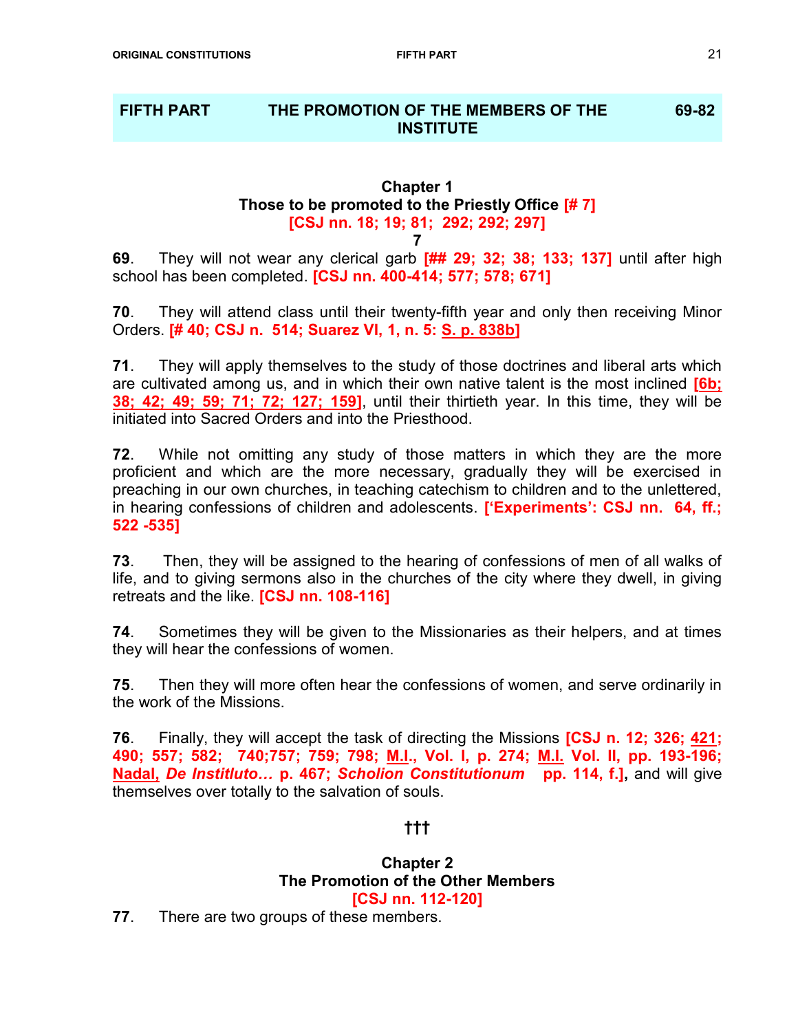## FIFTH PART THE PROMOTION OF THE MEMBERS OF THE INSTITUTE 69-82

### Chapter 1
### Those to be promoted to the Priestly Office [# 7]
### [CSJ nn. 18; 19; 81; 292; 292; 297]
### 7

**69**. They will not wear any clerical garb **[## 29; 32; 38; 133; 137]** until after high school has been completed. **[CSJ nn. 400-414; 577; 578; 671]**

**70**. They will attend class until their twenty-fifth year and only then receiving Minor Orders. **[# 40; CSJ n. 514; Suarez VI, 1, n. 5: S. p. 838b]**

**71**. They will apply themselves to the study of those doctrines and liberal arts which are cultivated among us, and in which their own native talent is the most inclined **[6b; 38; 42; 49; 59; 71; 72; 127; 159]**, until their thirtieth year. In this time, they will be initiated into Sacred Orders and into the Priesthood.

**72**. While not omitting any study of those matters in which they are the more proficient and which are the more necessary, gradually they will be exercised in preaching in our own churches, in teaching catechism to children and to the unlettered, in hearing confessions of children and adolescents. **['Experiments': CSJ nn. 64, ff.; 522 -535]**

**73**. Then, they will be assigned to the hearing of confessions of men of all walks of life, and to giving sermons also in the churches of the city where they dwell, in giving retreats and the like. **[CSJ nn. 108-116]**

**74**. Sometimes they will be given to the Missionaries as their helpers, and at times they will hear the confessions of women.

**75**. Then they will more often hear the confessions of women, and serve ordinarily in the work of the Missions.

**76**. Finally, they will accept the task of directing the Missions **[CSJ n. 12; 326; 421; 490; 557; 582; 740;757; 759; 798; M.I., Vol. I, p. 274; M.I. Vol. II, pp. 193-196; Nadal, *De Institluto…* p. 467; *Scholion Constitutionum* pp. 114, f.]**, and will give themselves over totally to the salvation of souls.

†††

### Chapter 2
### The Promotion of the Other Members
### [CSJ nn. 112-120]

**77**. There are two groups of these members.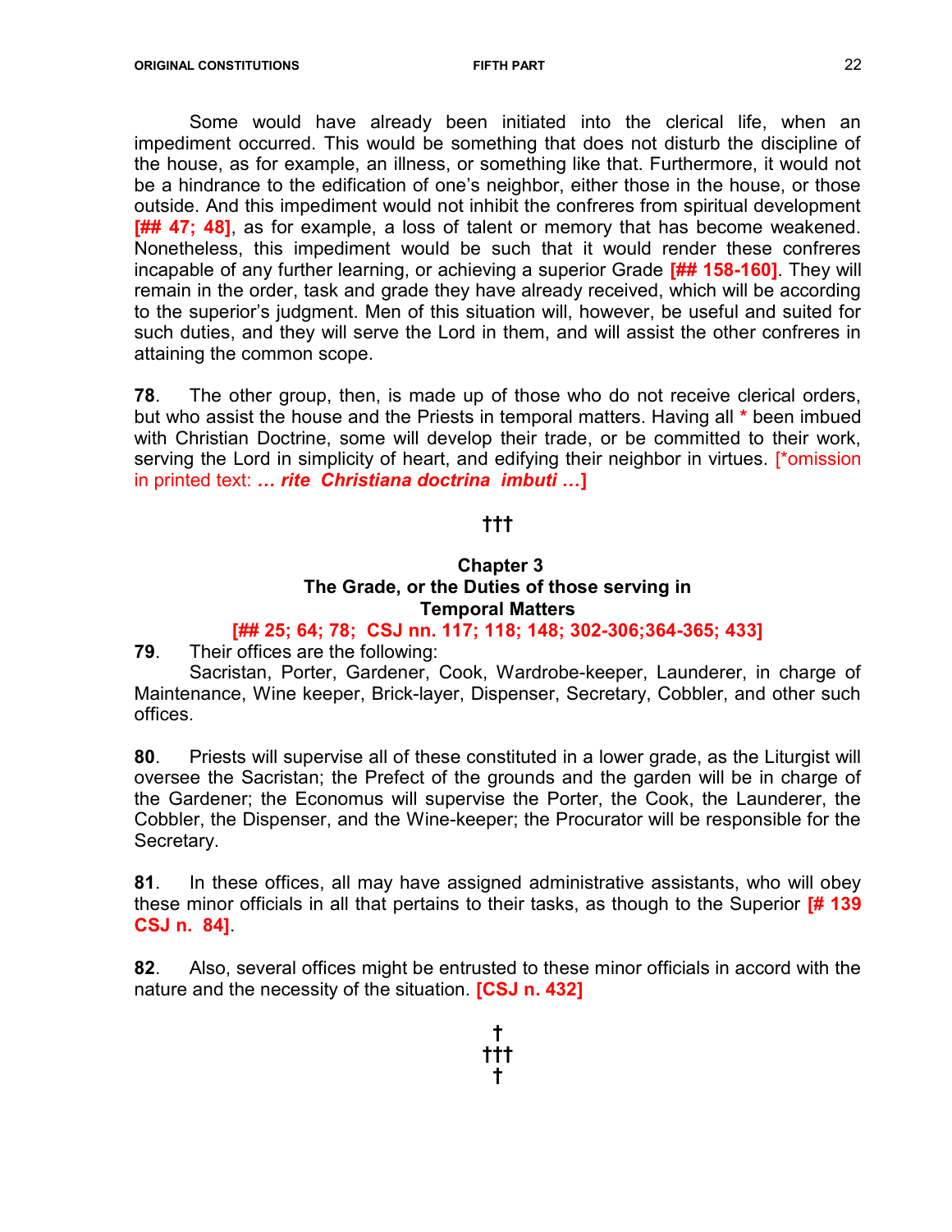Some would have already been initiated into the clerical life, when an impediment occurred. This would be something that does not disturb the discipline of the house, as for example, an illness, or something like that. Furthermore, it would not be a hindrance to the edification of one's neighbor, either those in the house, or those outside. And this impediment would not inhibit the confreres from spiritual development **[## 47; 48]**, as for example, a loss of talent or memory that has become weakened. Nonetheless, this impediment would be such that it would render these confreres incapable of any further learning, or achieving a superior Grade **[## 158-160]**. They will remain in the order, task and grade they have already received, which will be according to the superior's judgment. Men of this situation will, however, be useful and suited for such duties, and they will serve the Lord in them, and will assist the other confreres in attaining the common scope.

**78**. The other group, then, is made up of those who do not receive clerical orders, but who assist the house and the Priests in temporal matters. Having all * been imbued with Christian Doctrine, some will develop their trade, or be committed to their work, serving the Lord in simplicity of heart, and edifying their neighbor in virtues. [*omission in printed text: ***… rite Christiana doctrina imbuti …*****]**

†††

## Chapter 3
## The Grade, or the Duties of those serving in Temporal Matters
**[## 25; 64; 78; CSJ nn. 117; 118; 148; 302-306;364-365; 433]**

**79**. Their offices are the following:

Sacristan, Porter, Gardener, Cook, Wardrobe-keeper, Launderer, in charge of Maintenance, Wine keeper, Brick-layer, Dispenser, Secretary, Cobbler, and other such offices.

**80**. Priests will supervise all of these constituted in a lower grade, as the Liturgist will oversee the Sacristan; the Prefect of the grounds and the garden will be in charge of the Gardener; the Economus will supervise the Porter, the Cook, the Launderer, the Cobbler, the Dispenser, and the Wine-keeper; the Procurator will be responsible for the Secretary.

**81**. In these offices, all may have assigned administrative assistants, who will obey these minor officials in all that pertains to their tasks, as though to the Superior **[# 139 CSJ n. 84]**.

**82**. Also, several offices might be entrusted to these minor officials in accord with the nature and the necessity of the situation. **[CSJ n. 432]**

†
†††
†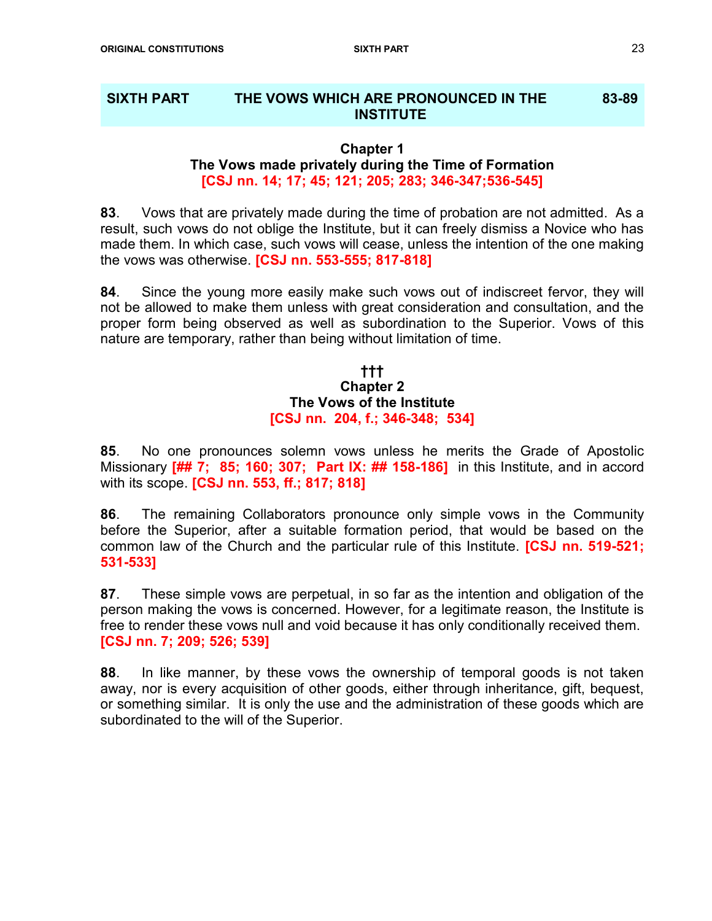## SIXTH PART — THE VOWS WHICH ARE PRONOUNCED IN THE INSTITUTE — 83-89

### Chapter 1
### The Vows made privately during the Time of Formation
**[CSJ nn. 14; 17; 45; 121; 205; 283; 346-347;536-545]**

**83**. Vows that are privately made during the time of probation are not admitted. As a result, such vows do not oblige the Institute, but it can freely dismiss a Novice who has made them. In which case, such vows will cease, unless the intention of the one making the vows was otherwise. **[CSJ nn. 553-555; 817-818]**

**84**. Since the young more easily make such vows out of indiscreet fervor, they will not be allowed to make them unless with great consideration and consultation, and the proper form being observed as well as subordination to the Superior. Vows of this nature are temporary, rather than being without limitation of time.

†††

### Chapter 2
### The Vows of the Institute
**[CSJ nn. 204, f.; 346-348; 534]**

**85**. No one pronounces solemn vows unless he merits the Grade of Apostolic Missionary **[## 7; 85; 160; 307; Part IX: ## 158-186]** in this Institute, and in accord with its scope. **[CSJ nn. 553, ff.; 817; 818]**

**86**. The remaining Collaborators pronounce only simple vows in the Community before the Superior, after a suitable formation period, that would be based on the common law of the Church and the particular rule of this Institute. **[CSJ nn. 519-521; 531-533]**

**87**. These simple vows are perpetual, in so far as the intention and obligation of the person making the vows is concerned. However, for a legitimate reason, the Institute is free to render these vows null and void because it has only conditionally received them. **[CSJ nn. 7; 209; 526; 539]**

**88**. In like manner, by these vows the ownership of temporal goods is not taken away, nor is every acquisition of other goods, either through inheritance, gift, bequest, or something similar. It is only the use and the administration of these goods which are subordinated to the will of the Superior.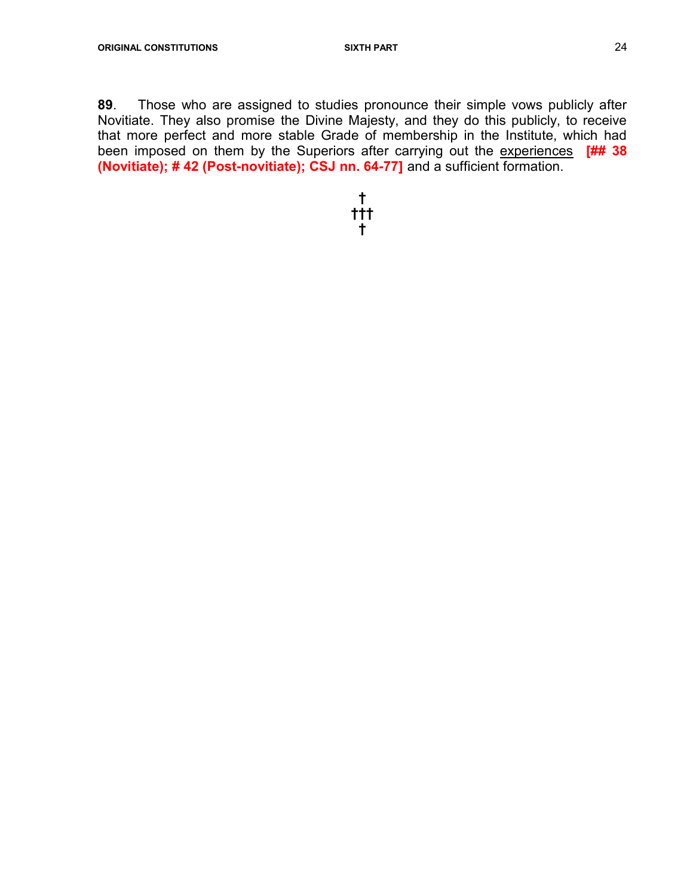**89**. Those who are assigned to studies pronounce their simple vows publicly after Novitiate. They also promise the Divine Majesty, and they do this publicly, to receive that more perfect and more stable Grade of membership in the Institute, which had been imposed on them by the Superiors after carrying out the experiences **[## 38 (Novitiate); # 42 (Post-novitiate); CSJ nn. 64-77]** and a sufficient formation.

**†**
**†††**
**†**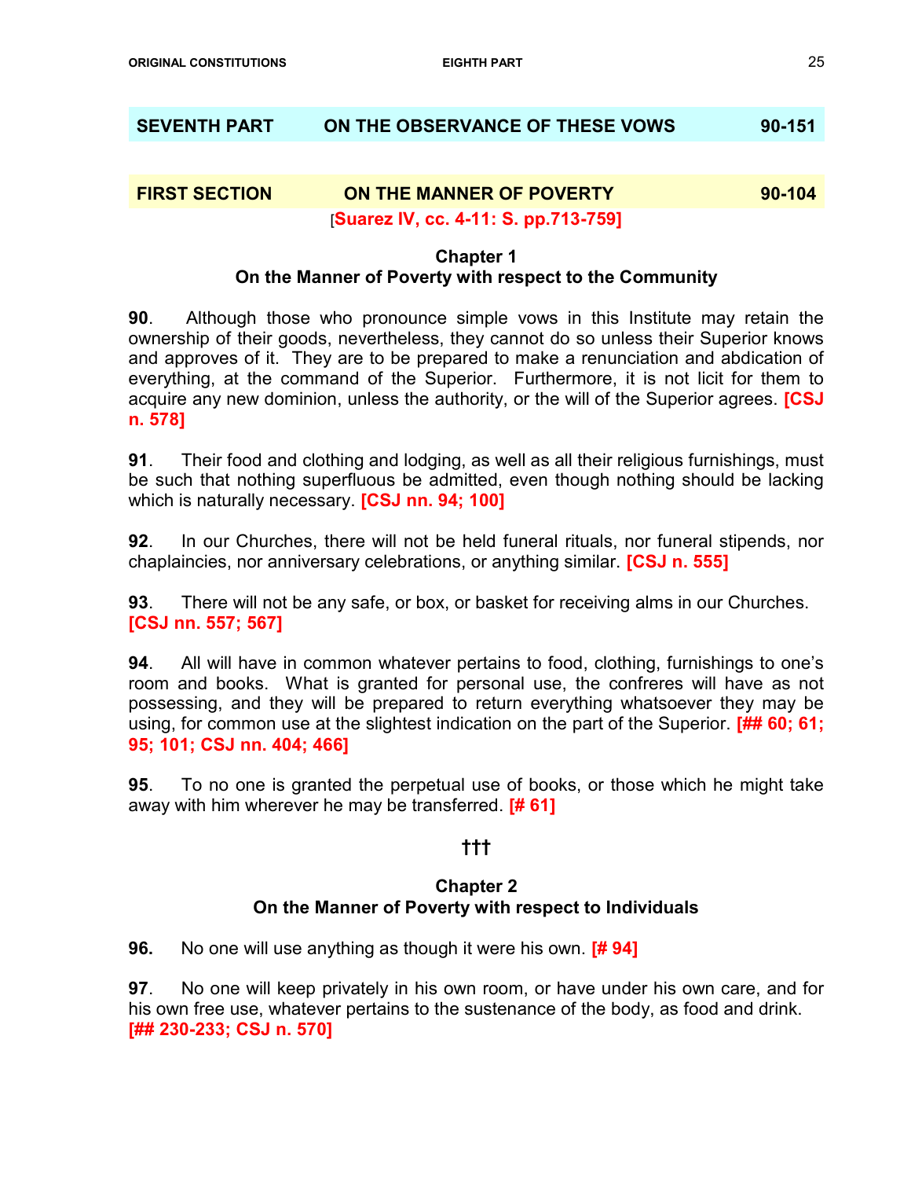## SEVENTH PART — ON THE OBSERVANCE OF THESE VOWS — 90-151

### FIRST SECTION — ON THE MANNER OF POVERTY — 90-104

[Suarez IV, cc. 4-11: S. pp.713-759]

#### Chapter 1
#### On the Manner of Poverty with respect to the Community

**90**. Although those who pronounce simple vows in this Institute may retain the ownership of their goods, nevertheless, they cannot do so unless their Superior knows and approves of it. They are to be prepared to make a renunciation and abdication of everything, at the command of the Superior. Furthermore, it is not licit for them to acquire any new dominion, unless the authority, or the will of the Superior agrees. **[CSJ n. 578]**

**91**. Their food and clothing and lodging, as well as all their religious furnishings, must be such that nothing superfluous be admitted, even though nothing should be lacking which is naturally necessary. **[CSJ nn. 94; 100]**

**92**. In our Churches, there will not be held funeral rituals, nor funeral stipends, nor chaplaincies, nor anniversary celebrations, or anything similar. **[CSJ n. 555]**

**93**. There will not be any safe, or box, or basket for receiving alms in our Churches. **[CSJ nn. 557; 567]**

**94**. All will have in common whatever pertains to food, clothing, furnishings to one's room and books. What is granted for personal use, the confreres will have as not possessing, and they will be prepared to return everything whatsoever they may be using, for common use at the slightest indication on the part of the Superior. **[## 60; 61; 95; 101; CSJ nn. 404; 466]**

**95**. To no one is granted the perpetual use of books, or those which he might take away with him wherever he may be transferred. **[# 61]**

†††

#### Chapter 2
#### On the Manner of Poverty with respect to Individuals

**96.** No one will use anything as though it were his own. **[# 94]**

**97**. No one will keep privately in his own room, or have under his own care, and for his own free use, whatever pertains to the sustenance of the body, as food and drink. **[## 230-233; CSJ n. 570]**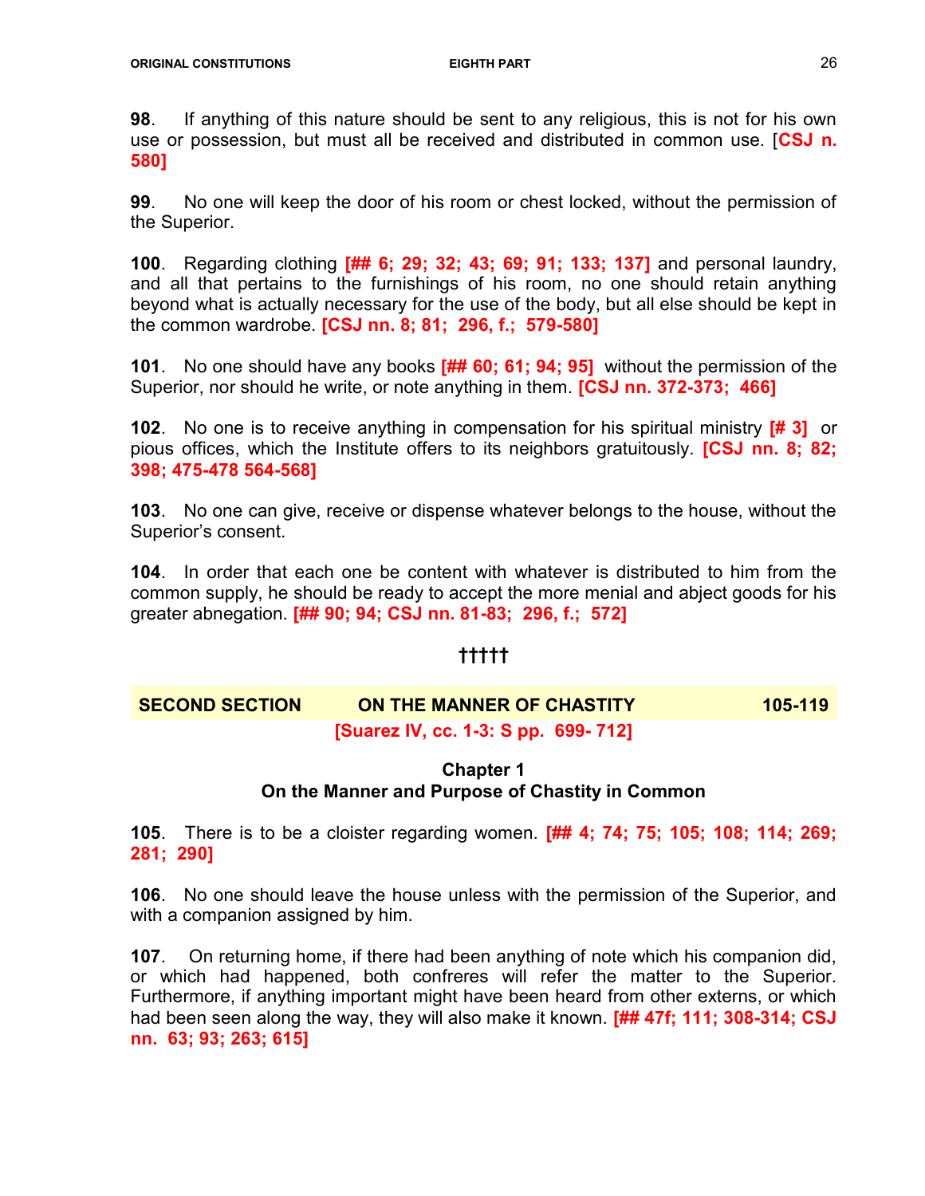**98**. If anything of this nature should be sent to any religious, this is not for his own use or possession, but must all be received and distributed in common use. [**CSJ n. 580]**

**99**. No one will keep the door of his room or chest locked, without the permission of the Superior.

**100**. Regarding clothing **[## 6; 29; 32; 43; 69; 91; 133; 137]** and personal laundry, and all that pertains to the furnishings of his room, no one should retain anything beyond what is actually necessary for the use of the body, but all else should be kept in the common wardrobe. **[CSJ nn. 8; 81; 296, f.; 579-580]**

**101**. No one should have any books **[## 60; 61; 94; 95]** without the permission of the Superior, nor should he write, or note anything in them. **[CSJ nn. 372-373; 466]**

**102**. No one is to receive anything in compensation for his spiritual ministry **[# 3]** or pious offices, which the Institute offers to its neighbors gratuitously. **[CSJ nn. 8; 82; 398; 475-478 564-568]**

**103**. No one can give, receive or dispense whatever belongs to the house, without the Superior's consent.

**104**. In order that each one be content with whatever is distributed to him from the common supply, he should be ready to accept the more menial and abject goods for his greater abnegation. **[## 90; 94; CSJ nn. 81-83; 296, f.; 572]**

†††††

## SECOND SECTION — ON THE MANNER OF CHASTITY — 105-119

**[Suarez IV, cc. 1-3: S pp. 699- 712]**

### Chapter 1
### On the Manner and Purpose of Chastity in Common

**105**. There is to be a cloister regarding women. **[## 4; 74; 75; 105; 108; 114; 269; 281; 290]**

**106**. No one should leave the house unless with the permission of the Superior, and with a companion assigned by him.

**107**. On returning home, if there had been anything of note which his companion did, or which had happened, both confreres will refer the matter to the Superior. Furthermore, if anything important might have been heard from other externs, or which had been seen along the way, they will also make it known. **[## 47f; 111; 308-314; CSJ nn. 63; 93; 263; 615]**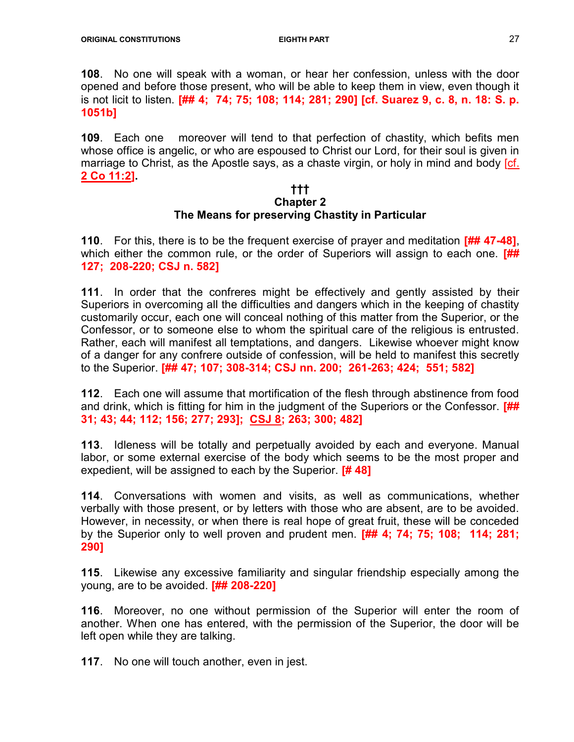**108**. No one will speak with a woman, or hear her confession, unless with the door opened and before those present, who will be able to keep them in view, even though it is not licit to listen. **[## 4; 74; 75; 108; 114; 281; 290] [cf. Suarez 9, c. 8, n. 18: S. p. 1051b]**

**109**. Each one moreover will tend to that perfection of chastity, which befits men whose office is angelic, or who are espoused to Christ our Lord, for their soul is given in marriage to Christ, as the Apostle says, as a chaste virgin, or holy in mind and body [cf. 2 Co 11:2].

**†††**

### Chapter 2
### The Means for preserving Chastity in Particular

**110**. For this, there is to be the frequent exercise of prayer and meditation **[## 47-48]**, which either the common rule, or the order of Superiors will assign to each one. **[## 127; 208-220; CSJ n. 582]**

**111**. In order that the confreres might be effectively and gently assisted by their Superiors in overcoming all the difficulties and dangers which in the keeping of chastity customarily occur, each one will conceal nothing of this matter from the Superior, or the Confessor, or to someone else to whom the spiritual care of the religious is entrusted. Rather, each will manifest all temptations, and dangers. Likewise whoever might know of a danger for any confrere outside of confession, will be held to manifest this secretly to the Superior. **[## 47; 107; 308-314; CSJ nn. 200; 261-263; 424; 551; 582]**

**112**. Each one will assume that mortification of the flesh through abstinence from food and drink, which is fitting for him in the judgment of the Superiors or the Confessor. **[## 31; 43; 44; 112; 156; 277; 293]; CSJ 8; 263; 300; 482]**

**113**. Idleness will be totally and perpetually avoided by each and everyone. Manual labor, or some external exercise of the body which seems to be the most proper and expedient, will be assigned to each by the Superior. **[# 48]**

**114**. Conversations with women and visits, as well as communications, whether verbally with those present, or by letters with those who are absent, are to be avoided. However, in necessity, or when there is real hope of great fruit, these will be conceded by the Superior only to well proven and prudent men. **[## 4; 74; 75; 108; 114; 281; 290]**

**115**. Likewise any excessive familiarity and singular friendship especially among the young, are to be avoided. **[## 208-220]**

**116**. Moreover, no one without permission of the Superior will enter the room of another. When one has entered, with the permission of the Superior, the door will be left open while they are talking.

**117**. No one will touch another, even in jest.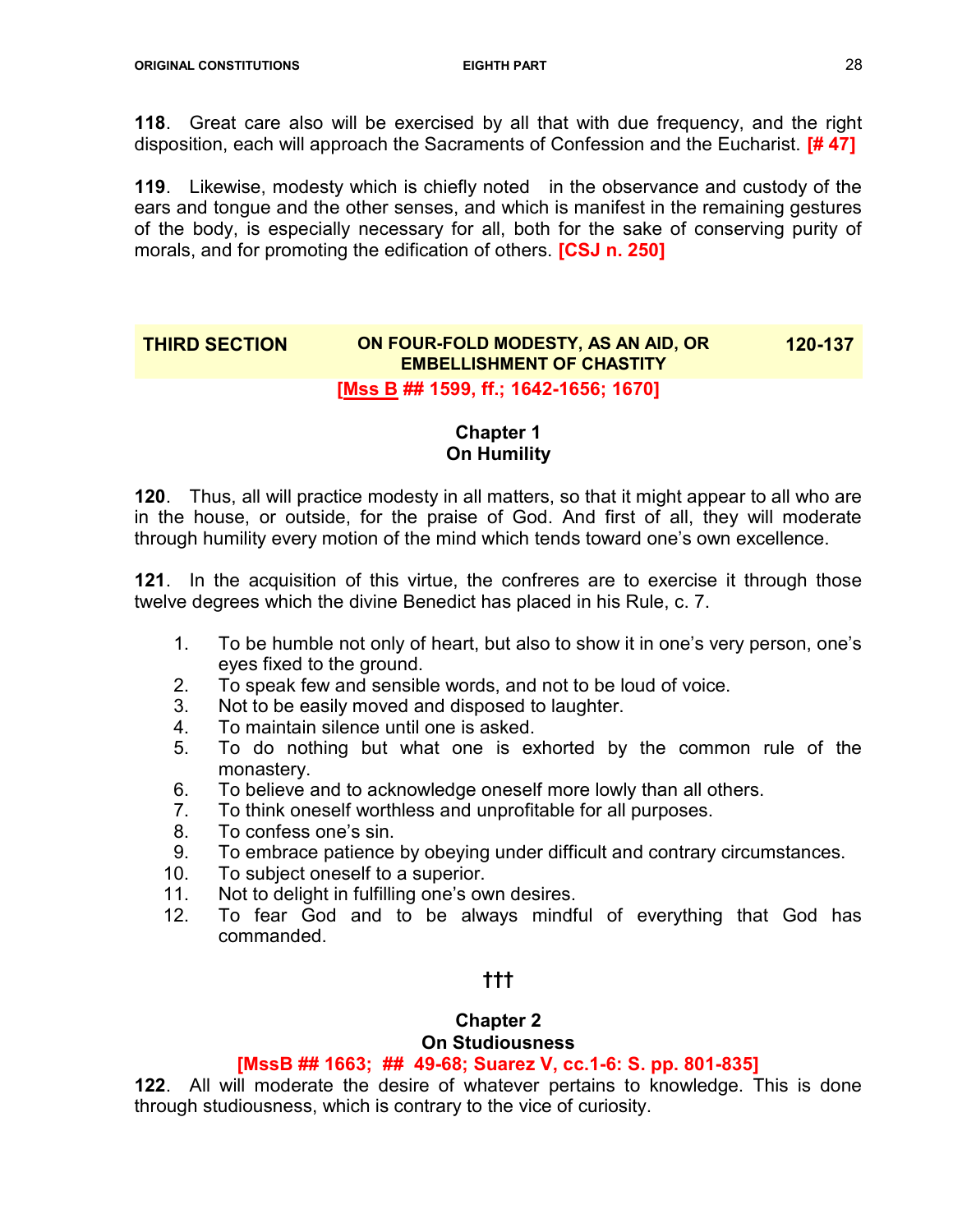**118**. Great care also will be exercised by all that with due frequency, and the right disposition, each will approach the Sacraments of Confession and the Eucharist. **[# 47]**

**119**. Likewise, modesty which is chiefly noted in the observance and custody of the ears and tongue and the other senses, and which is manifest in the remaining gestures of the body, is especially necessary for all, both for the sake of conserving purity of morals, and for promoting the edification of others. **[CSJ n. 250]**

## THIRD SECTION — ON FOUR-FOLD MODESTY, AS AN AID, OR EMBELLISHMENT OF CHASTITY — 120-137

**[Mss B ## 1599, ff.; 1642-1656; 1670]**

### Chapter 1
### On Humility

**120**. Thus, all will practice modesty in all matters, so that it might appear to all who are in the house, or outside, for the praise of God. And first of all, they will moderate through humility every motion of the mind which tends toward one's own excellence.

**121**. In the acquisition of this virtue, the confreres are to exercise it through those twelve degrees which the divine Benedict has placed in his Rule, c. 7.

1. To be humble not only of heart, but also to show it in one's very person, one's eyes fixed to the ground.
2. To speak few and sensible words, and not to be loud of voice.
3. Not to be easily moved and disposed to laughter.
4. To maintain silence until one is asked.
5. To do nothing but what one is exhorted by the common rule of the monastery.
6. To believe and to acknowledge oneself more lowly than all others.
7. To think oneself worthless and unprofitable for all purposes.
8. To confess one's sin.
9. To embrace patience by obeying under difficult and contrary circumstances.
10. To subject oneself to a superior.
11. Not to delight in fulfilling one's own desires.
12. To fear God and to be always mindful of everything that God has commanded.

†††

### Chapter 2
### On Studiousness

**[MssB ## 1663; ## 49-68; Suarez V, cc.1-6: S. pp. 801-835]**

**122**. All will moderate the desire of whatever pertains to knowledge. This is done through studiousness, which is contrary to the vice of curiosity.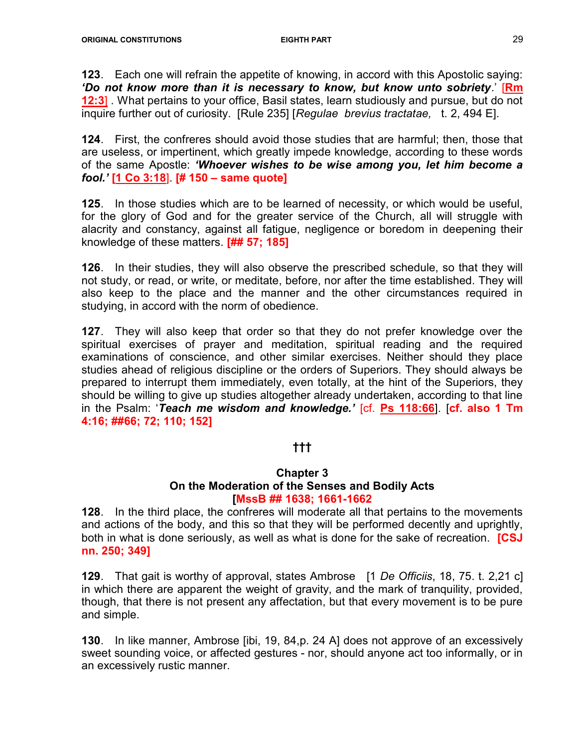**123**. Each one will refrain the appetite of knowing, in accord with this Apostolic saying: ***'Do not know more than it is necessary to know, but know unto sobriety***.' [**Rm 12:3**] . What pertains to your office, Basil states, learn studiously and pursue, but do not inquire further out of curiosity. [Rule 235] [*Regulae brevius tractatae,* t. 2, 494 E].

**124**. First, the confreres should avoid those studies that are harmful; then, those that are useless, or impertinent, which greatly impede knowledge, according to these words of the same Apostle: ***'Whoever wishes to be wise among you, let him become a fool.'*** **[1 Co 3:18]**. **[# 150 – same quote]**

**125**. In those studies which are to be learned of necessity, or which would be useful, for the glory of God and for the greater service of the Church, all will struggle with alacrity and constancy, against all fatigue, negligence or boredom in deepening their knowledge of these matters. **[## 57; 185]**

**126**. In their studies, they will also observe the prescribed schedule, so that they will not study, or read, or write, or meditate, before, nor after the time established. They will also keep to the place and the manner and the other circumstances required in studying, in accord with the norm of obedience.

**127**. They will also keep that order so that they do not prefer knowledge over the spiritual exercises of prayer and meditation, spiritual reading and the required examinations of conscience, and other similar exercises. Neither should they place studies ahead of religious discipline or the orders of Superiors. They should always be prepared to interrupt them immediately, even totally, at the hint of the Superiors, they should be willing to give up studies altogether already undertaken, according to that line in the Psalm: '***Teach me wisdom and knowledge.'*** [cf. **Ps 118:66**]. [**cf. also 1 Tm 4:16; ##66; 72; 110; 152]**

**†††**

## Chapter 3
## On the Moderation of the Senses and Bodily Acts
**[MssB ## 1638; 1661-1662**

**128**. In the third place, the confreres will moderate all that pertains to the movements and actions of the body, and this so that they will be performed decently and uprightly, both in what is done seriously, as well as what is done for the sake of recreation. **[CSJ nn. 250; 349]**

**129**. That gait is worthy of approval, states Ambrose [1 *De Officiis*, 18, 75. t. 2,21 c] in which there are apparent the weight of gravity, and the mark of tranquility, provided, though, that there is not present any affectation, but that every movement is to be pure and simple.

**130**. In like manner, Ambrose [ibi, 19, 84,p. 24 A] does not approve of an excessively sweet sounding voice, or affected gestures - nor, should anyone act too informally, or in an excessively rustic manner.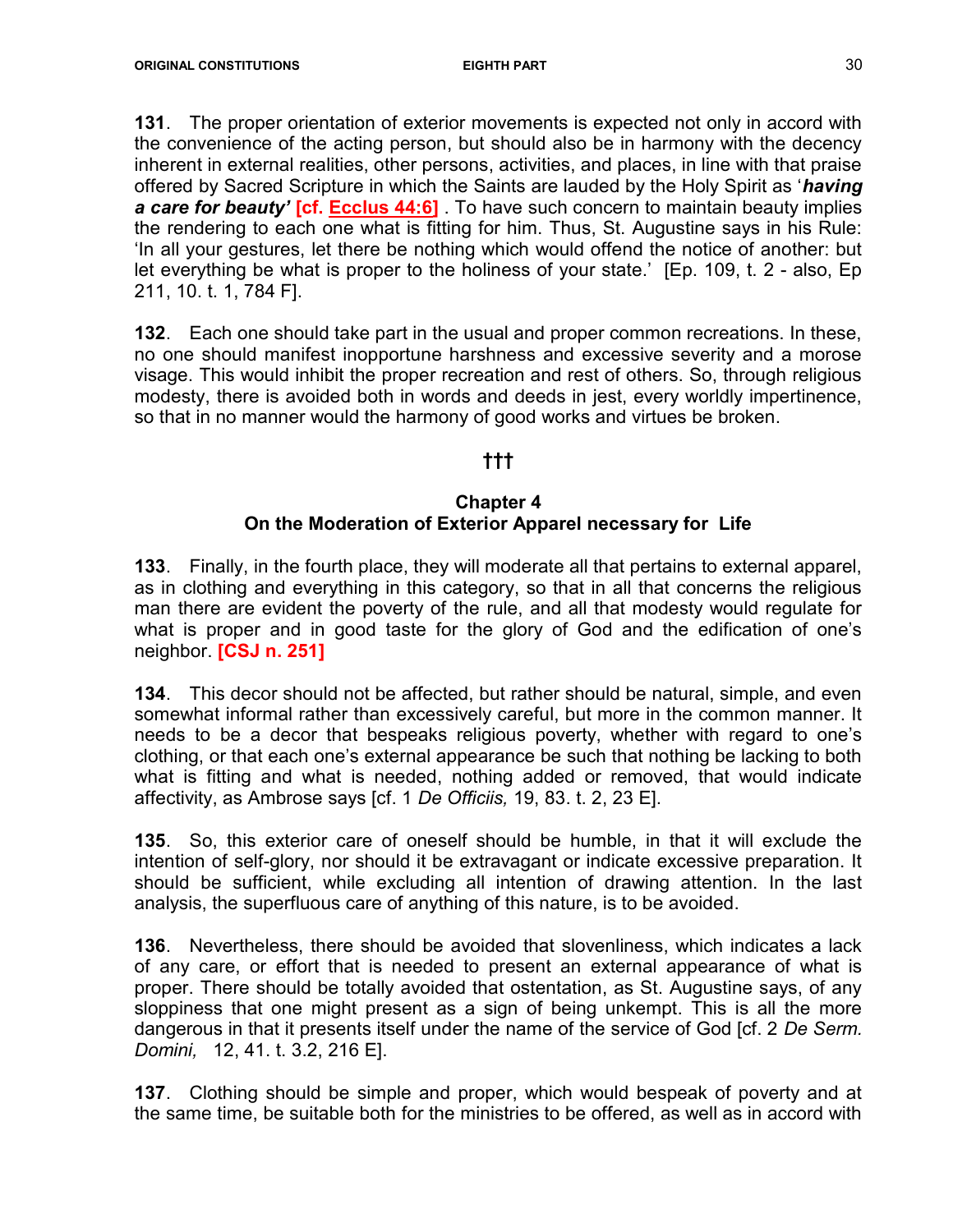**131**. The proper orientation of exterior movements is expected not only in accord with the convenience of the acting person, but should also be in harmony with the decency inherent in external realities, other persons, activities, and places, in line with that praise offered by Sacred Scripture in which the Saints are lauded by the Holy Spirit as '***having a care for beauty'*** **[cf. Ecclus 44:6]** . To have such concern to maintain beauty implies the rendering to each one what is fitting for him. Thus, St. Augustine says in his Rule: 'In all your gestures, let there be nothing which would offend the notice of another: but let everything be what is proper to the holiness of your state.' [Ep. 109, t. 2 - also, Ep 211, 10. t. 1, 784 F].

**132**. Each one should take part in the usual and proper common recreations. In these, no one should manifest inopportune harshness and excessive severity and a morose visage. This would inhibit the proper recreation and rest of others. So, through religious modesty, there is avoided both in words and deeds in jest, every worldly impertinence, so that in no manner would the harmony of good works and virtues be broken.

**†††**

### Chapter 4
### On the Moderation of Exterior Apparel necessary for Life

**133**. Finally, in the fourth place, they will moderate all that pertains to external apparel, as in clothing and everything in this category, so that in all that concerns the religious man there are evident the poverty of the rule, and all that modesty would regulate for what is proper and in good taste for the glory of God and the edification of one's neighbor. **[CSJ n. 251]**

**134**. This decor should not be affected, but rather should be natural, simple, and even somewhat informal rather than excessively careful, but more in the common manner. It needs to be a decor that bespeaks religious poverty, whether with regard to one's clothing, or that each one's external appearance be such that nothing be lacking to both what is fitting and what is needed, nothing added or removed, that would indicate affectivity, as Ambrose says [cf. 1 *De Officiis,* 19, 83. t. 2, 23 E].

**135**. So, this exterior care of oneself should be humble, in that it will exclude the intention of self-glory, nor should it be extravagant or indicate excessive preparation. It should be sufficient, while excluding all intention of drawing attention. In the last analysis, the superfluous care of anything of this nature, is to be avoided.

**136**. Nevertheless, there should be avoided that slovenliness, which indicates a lack of any care, or effort that is needed to present an external appearance of what is proper. There should be totally avoided that ostentation, as St. Augustine says, of any sloppiness that one might present as a sign of being unkempt. This is all the more dangerous in that it presents itself under the name of the service of God [cf. 2 *De Serm. Domini,* 12, 41. t. 3.2, 216 E].

**137**. Clothing should be simple and proper, which would bespeak of poverty and at the same time, be suitable both for the ministries to be offered, as well as in accord with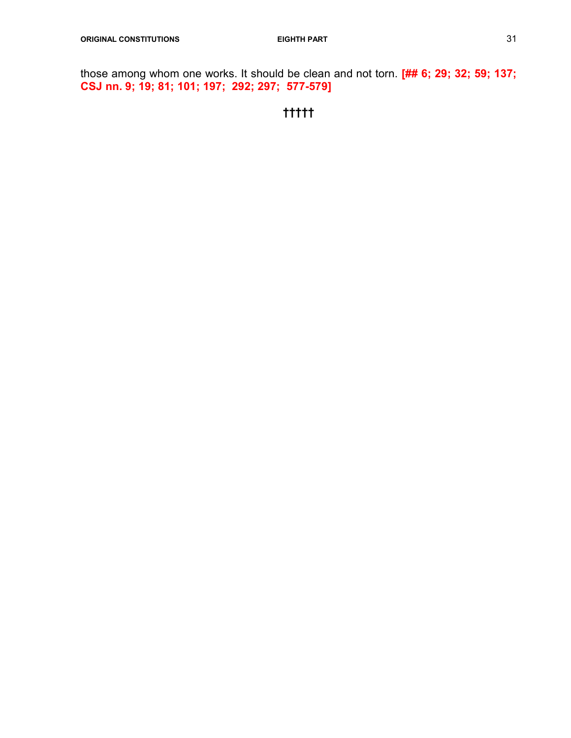those among whom one works. It should be clean and not torn. **[## 6; 29; 32; 59; 137; CSJ nn. 9; 19; 81; 101; 197; 292; 297; 577-579]**

†††††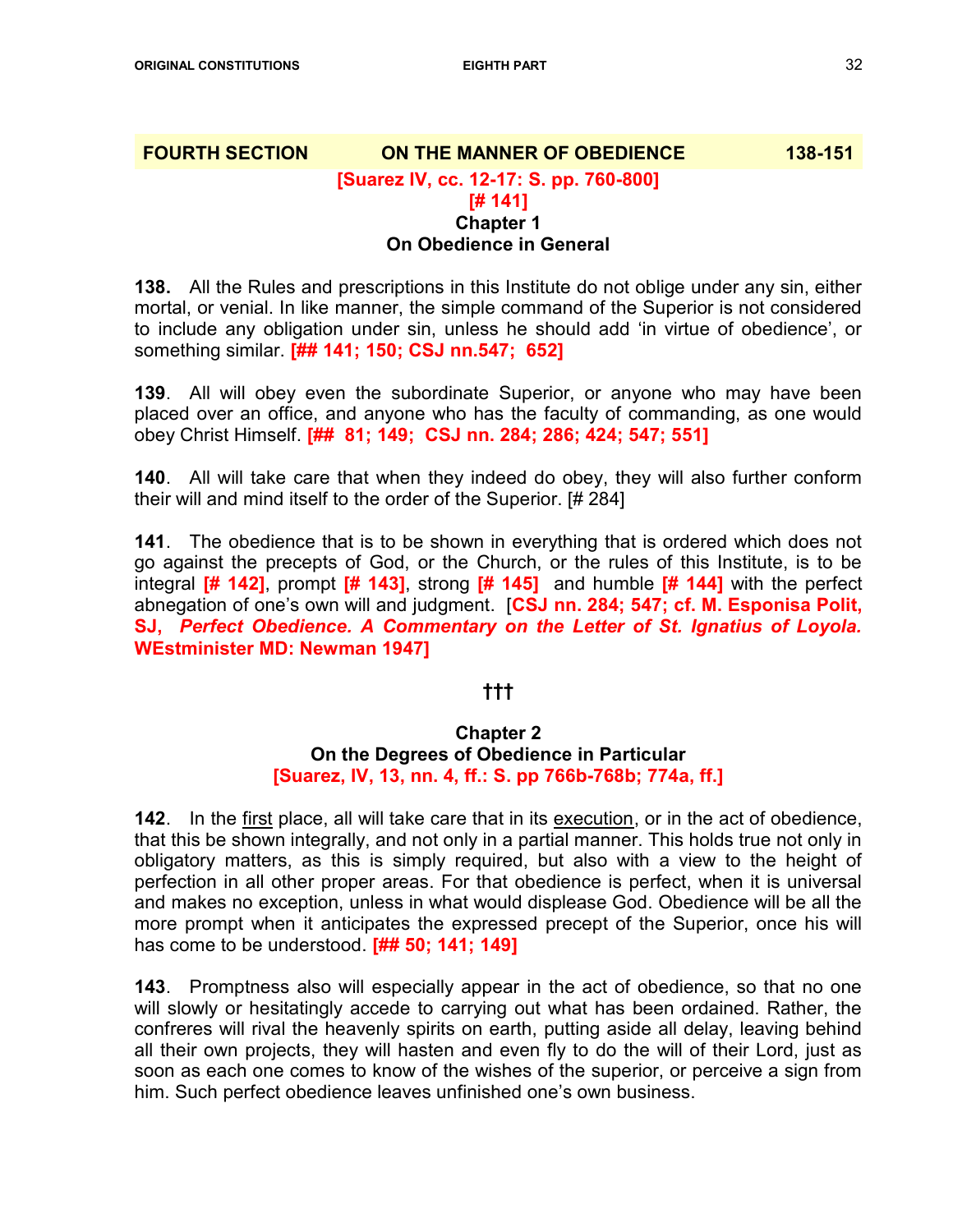## FOURTH SECTION ON THE MANNER OF OBEDIENCE 138-151

**[Suarez IV, cc. 12-17: S. pp. 760-800]**
**[# 141]**

### Chapter 1
### On Obedience in General

**138.** All the Rules and prescriptions in this Institute do not oblige under any sin, either mortal, or venial. In like manner, the simple command of the Superior is not considered to include any obligation under sin, unless he should add 'in virtue of obedience', or something similar. **[## 141; 150; CSJ nn.547; 652]**

**139**. All will obey even the subordinate Superior, or anyone who may have been placed over an office, and anyone who has the faculty of commanding, as one would obey Christ Himself. **[## 81; 149; CSJ nn. 284; 286; 424; 547; 551]**

**140**. All will take care that when they indeed do obey, they will also further conform their will and mind itself to the order of the Superior. [# 284]

**141**. The obedience that is to be shown in everything that is ordered which does not go against the precepts of God, or the Church, or the rules of this Institute, is to be integral **[# 142]**, prompt **[# 143]**, strong **[# 145]** and humble **[# 144]** with the perfect abnegation of one's own will and judgment. [**CSJ nn. 284; 547; cf. M. Esponisa Polit, SJ, *Perfect Obedience. A Commentary on the Letter of St. Ignatius of Loyola.* WEstminister MD: Newman 1947]**

†††

### Chapter 2
### On the Degrees of Obedience in Particular

**[Suarez, IV, 13, nn. 4, ff.: S. pp 766b-768b; 774a, ff.]**

**142**. In the first place, all will take care that in its execution, or in the act of obedience, that this be shown integrally, and not only in a partial manner. This holds true not only in obligatory matters, as this is simply required, but also with a view to the height of perfection in all other proper areas. For that obedience is perfect, when it is universal and makes no exception, unless in what would displease God. Obedience will be all the more prompt when it anticipates the expressed precept of the Superior, once his will has come to be understood. **[## 50; 141; 149]**

**143**. Promptness also will especially appear in the act of obedience, so that no one will slowly or hesitatingly accede to carrying out what has been ordained. Rather, the confreres will rival the heavenly spirits on earth, putting aside all delay, leaving behind all their own projects, they will hasten and even fly to do the will of their Lord, just as soon as each one comes to know of the wishes of the superior, or perceive a sign from him. Such perfect obedience leaves unfinished one's own business.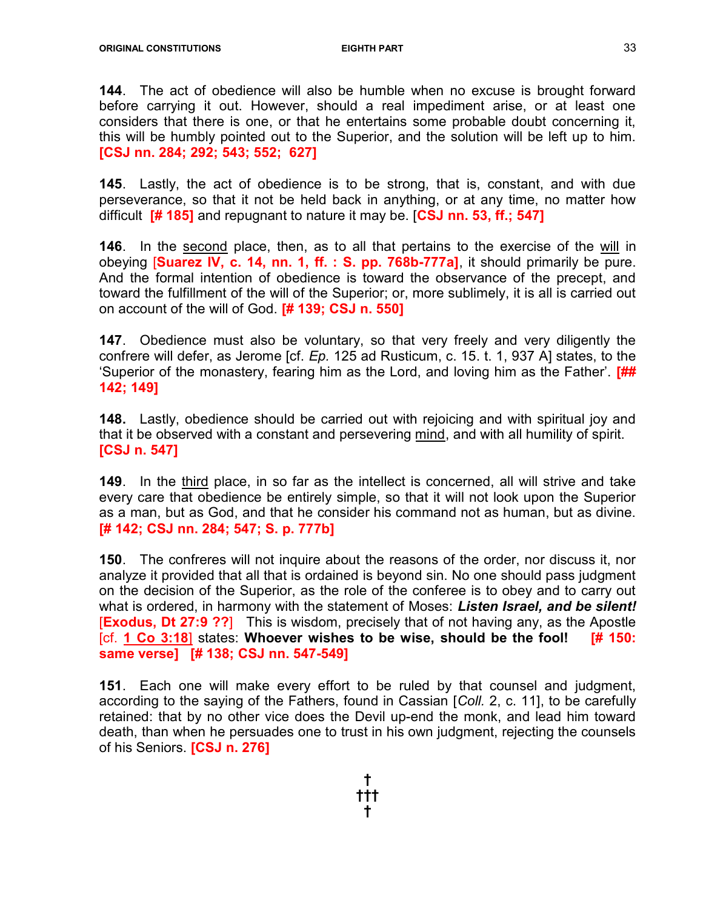**144**. The act of obedience will also be humble when no excuse is brought forward before carrying it out. However, should a real impediment arise, or at least one considers that there is one, or that he entertains some probable doubt concerning it, this will be humbly pointed out to the Superior, and the solution will be left up to him. **[CSJ nn. 284; 292; 543; 552; 627]**

**145**. Lastly, the act of obedience is to be strong, that is, constant, and with due perseverance, so that it not be held back in anything, or at any time, no matter how difficult **[# 185]** and repugnant to nature it may be. [**CSJ nn. 53, ff.; 547]**

**146**. In the <u>second</u> place, then, as to all that pertains to the exercise of the <u>will</u> in obeying [**Suarez IV, c. 14, nn. 1, ff. : S. pp. 768b-777a]**, it should primarily be pure. And the formal intention of obedience is toward the observance of the precept, and toward the fulfillment of the will of the Superior; or, more sublimely, it is all is carried out on account of the will of God. **[# 139; CSJ n. 550]**

**147**. Obedience must also be voluntary, so that very freely and very diligently the confrere will defer, as Jerome [cf. *Ep.* 125 ad Rusticum, c. 15. t. 1, 937 A] states, to the 'Superior of the monastery, fearing him as the Lord, and loving him as the Father'. **[## 142; 149]**

**148.** Lastly, obedience should be carried out with rejoicing and with spiritual joy and that it be observed with a constant and persevering <u>mind</u>, and with all humility of spirit. **[CSJ n. 547]**

**149**. In the <u>third</u> place, in so far as the intellect is concerned, all will strive and take every care that obedience be entirely simple, so that it will not look upon the Superior as a man, but as God, and that he consider his command not as human, but as divine. **[# 142; CSJ nn. 284; 547; S. p. 777b]**

**150**. The confreres will not inquire about the reasons of the order, nor discuss it, nor analyze it provided that all that is ordained is beyond sin. No one should pass judgment on the decision of the Superior, as the role of the conferee is to obey and to carry out what is ordered, in harmony with the statement of Moses: ***Listen Israel, and be silent!*** [**Exodus, Dt 27:9 ??**] This is wisdom, precisely that of not having any, as the Apostle [cf. <u>**1 Co 3:18**</u>] states: **Whoever wishes to be wise, should be the fool! [# 150: same verse] [# 138; CSJ nn. 547-549]**

**151**. Each one will make every effort to be ruled by that counsel and judgment, according to the saying of the Fathers, found in Cassian [*Coll.* 2, c. 11], to be carefully retained: that by no other vice does the Devil up-end the monk, and lead him toward death, than when he persuades one to trust in his own judgment, rejecting the counsels of his Seniors. **[CSJ n. 276]**

†
†††
†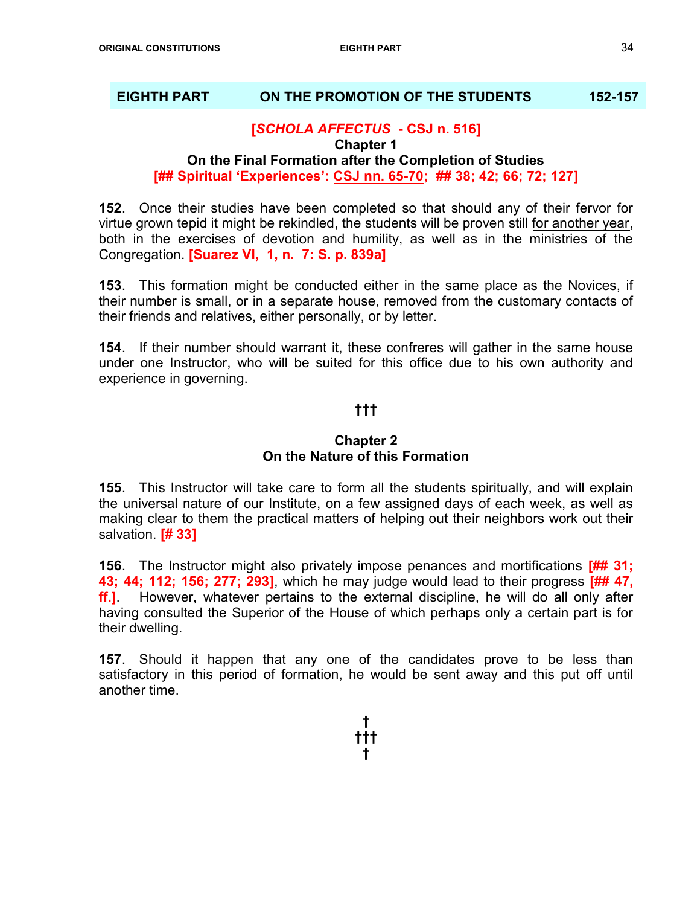## EIGHTH PART — ON THE PROMOTION OF THE STUDENTS — 152-157

**[*SCHOLA AFFECTUS* - CSJ n. 516]**

### Chapter 1
### On the Final Formation after the Completion of Studies
**[## Spiritual 'Experiences': CSJ nn. 65-70; ## 38; 42; 66; 72; 127]**

**152**. Once their studies have been completed so that should any of their fervor for virtue grown tepid it might be rekindled, the students will be proven still for another year, both in the exercises of devotion and humility, as well as in the ministries of the Congregation. **[Suarez VI, 1, n. 7: S. p. 839a]**

**153**. This formation might be conducted either in the same place as the Novices, if their number is small, or in a separate house, removed from the customary contacts of their friends and relatives, either personally, or by letter.

**154**. If their number should warrant it, these confreres will gather in the same house under one Instructor, who will be suited for this office due to his own authority and experience in governing.

†††

### Chapter 2
### On the Nature of this Formation

**155**. This Instructor will take care to form all the students spiritually, and will explain the universal nature of our Institute, on a few assigned days of each week, as well as making clear to them the practical matters of helping out their neighbors work out their salvation. **[# 33]**

**156**. The Instructor might also privately impose penances and mortifications **[## 31; 43; 44; 112; 156; 277; 293]**, which he may judge would lead to their progress **[## 47, ff.]**. However, whatever pertains to the external discipline, he will do all only after having consulted the Superior of the House of which perhaps only a certain part is for their dwelling.

**157**. Should it happen that any one of the candidates prove to be less than satisfactory in this period of formation, he would be sent away and this put off until another time.

†
†††
†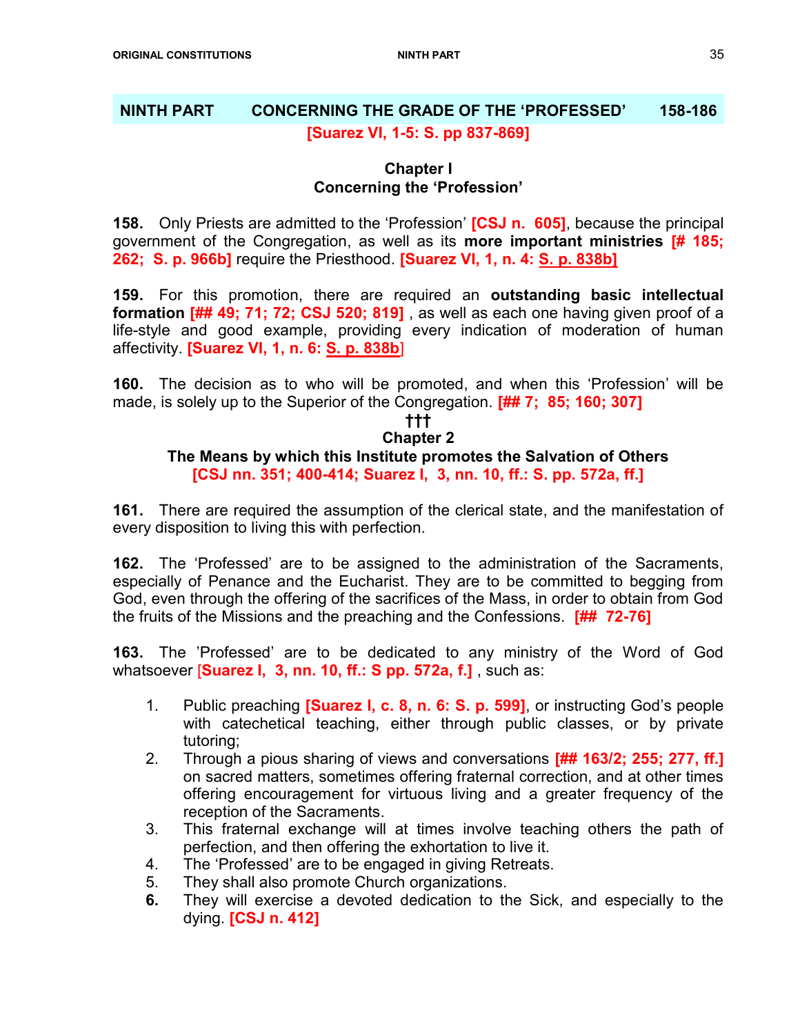## NINTH PART CONCERNING THE GRADE OF THE 'PROFESSED' 158-186

**[Suarez VI, 1-5: S. pp 837-869]**

### Chapter I
### Concerning the 'Profession'

**158.** Only Priests are admitted to the 'Profession' **[CSJ n. 605]**, because the principal government of the Congregation, as well as its **more important ministries** **[# 185; 262; S. p. 966b]** require the Priesthood. **[Suarez VI, 1, n. 4: S. p. 838b]**

**159.** For this promotion, there are required an **outstanding basic intellectual formation** **[## 49; 71; 72; CSJ 520; 819]** , as well as each one having given proof of a life-style and good example, providing every indication of moderation of human affectivity. **[Suarez VI, 1, n. 6: S. p. 838b]**

**160.** The decision as to who will be promoted, and when this 'Profession' will be made, is solely up to the Superior of the Congregation. **[## 7; 85; 160; 307]**

†††

### Chapter 2
### The Means by which this Institute promotes the Salvation of Others
**[CSJ nn. 351; 400-414; Suarez I, 3, nn. 10, ff.: S. pp. 572a, ff.]**

**161.** There are required the assumption of the clerical state, and the manifestation of every disposition to living this with perfection.

**162.** The 'Professed' are to be assigned to the administration of the Sacraments, especially of Penance and the Eucharist. They are to be committed to begging from God, even through the offering of the sacrifices of the Mass, in order to obtain from God the fruits of the Missions and the preaching and the Confessions. **[## 72-76]**

**163.** The 'Professed' are to be dedicated to any ministry of the Word of God whatsoever **[Suarez I, 3, nn. 10, ff.: S pp. 572a, f.]** , such as:

1. Public preaching **[Suarez I, c. 8, n. 6: S. p. 599]**, or instructing God's people with catechetical teaching, either through public classes, or by private tutoring;
2. Through a pious sharing of views and conversations **[## 163/2; 255; 277, ff.]** on sacred matters, sometimes offering fraternal correction, and at other times offering encouragement for virtuous living and a greater frequency of the reception of the Sacraments.
3. This fraternal exchange will at times involve teaching others the path of perfection, and then offering the exhortation to live it.
4. The 'Professed' are to be engaged in giving Retreats.
5. They shall also promote Church organizations.
6. They will exercise a devoted dedication to the Sick, and especially to the dying. **[CSJ n. 412]**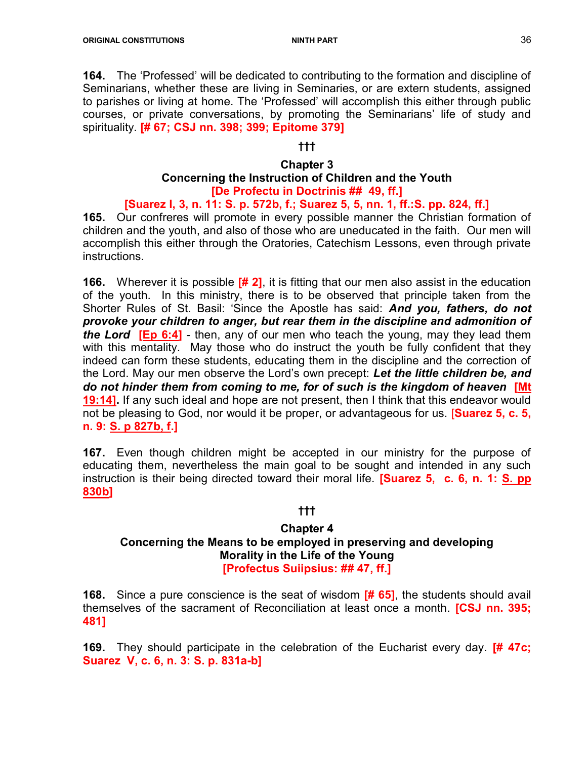**164.** The 'Professed' will be dedicated to contributing to the formation and discipline of Seminarians, whether these are living in Seminaries, or are extern students, assigned to parishes or living at home. The 'Professed' will accomplish this either through public courses, or private conversations, by promoting the Seminarians' life of study and spirituality. **[# 67; CSJ nn. 398; 399; Epitome 379]**

**†††**

## Chapter 3
## Concerning the Instruction of Children and the Youth
**[De Profectu in Doctrinis ## 49, ff.]**

**[Suarez I, 3, n. 11: S. p. 572b, f.; Suarez 5, 5, nn. 1, ff.:S. pp. 824, ff.]**

**165.** Our confreres will promote in every possible manner the Christian formation of children and the youth, and also of those who are uneducated in the faith. Our men will accomplish this either through the Oratories, Catechism Lessons, even through private instructions.

**166.** Wherever it is possible **[# 2]**, it is fitting that our men also assist in the education of the youth. In this ministry, there is to be observed that principle taken from the Shorter Rules of St. Basil: 'Since the Apostle has said: ***And you, fathers, do not provoke your children to anger, but rear them in the discipline and admonition of the Lord*** **[Ep 6:4]** - then, any of our men who teach the young, may they lead them with this mentality. May those who do instruct the youth be fully confident that they indeed can form these students, educating them in the discipline and the correction of the Lord. May our men observe the Lord's own precept: ***Let the little children be, and do not hinder them from coming to me, for of such is the kingdom of heaven*** **[Mt 19:14].** If any such ideal and hope are not present, then I think that this endeavor would not be pleasing to God, nor would it be proper, or advantageous for us. **[Suarez 5, c. 5, n. 9: S. p 827b, f.]**

**167.** Even though children might be accepted in our ministry for the purpose of educating them, nevertheless the main goal to be sought and intended in any such instruction is their being directed toward their moral life. **[Suarez 5, c. 6, n. 1: S. pp 830b]**

**†††**

## Chapter 4
## Concerning the Means to be employed in preserving and developing Morality in the Life of the Young
**[Profectus Suiipsius: ## 47, ff.]**

**168.** Since a pure conscience is the seat of wisdom **[# 65]**, the students should avail themselves of the sacrament of Reconciliation at least once a month. **[CSJ nn. 395; 481]**

**169.** They should participate in the celebration of the Eucharist every day. **[# 47c; Suarez V, c. 6, n. 3: S. p. 831a-b]**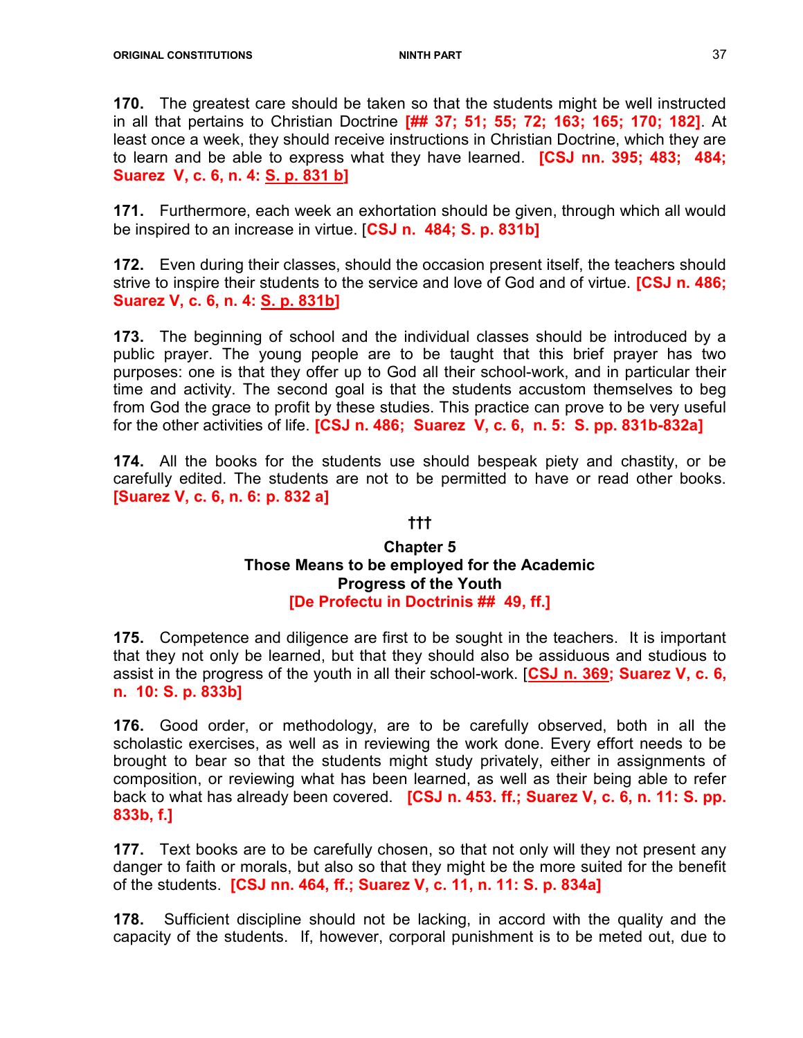**170.** The greatest care should be taken so that the students might be well instructed in all that pertains to Christian Doctrine **[## 37; 51; 55; 72; 163; 165; 170; 182]**. At least once a week, they should receive instructions in Christian Doctrine, which they are to learn and be able to express what they have learned. **[CSJ nn. 395; 483; 484; Suarez V, c. 6, n. 4: S. p. 831 b]**

**171.** Furthermore, each week an exhortation should be given, through which all would be inspired to an increase in virtue. [**CSJ n. 484; S. p. 831b]**

**172.** Even during their classes, should the occasion present itself, the teachers should strive to inspire their students to the service and love of God and of virtue. **[CSJ n. 486; Suarez V, c. 6, n. 4: S. p. 831b]**

**173.** The beginning of school and the individual classes should be introduced by a public prayer. The young people are to be taught that this brief prayer has two purposes: one is that they offer up to God all their school-work, and in particular their time and activity. The second goal is that the students accustom themselves to beg from God the grace to profit by these studies. This practice can prove to be very useful for the other activities of life. **[CSJ n. 486; Suarez V, c. 6, n. 5: S. pp. 831b-832a]**

**174.** All the books for the students use should bespeak piety and chastity, or be carefully edited. The students are not to be permitted to have or read other books. **[Suarez V, c. 6, n. 6: p. 832 a]**

†††

## Chapter 5
## Those Means to be employed for the Academic Progress of the Youth
**[De Profectu in Doctrinis ## 49, ff.]**

**175.** Competence and diligence are first to be sought in the teachers. It is important that they not only be learned, but that they should also be assiduous and studious to assist in the progress of the youth in all their school-work. [**CSJ n. 369; Suarez V, c. 6, n. 10: S. p. 833b]**

**176.** Good order, or methodology, are to be carefully observed, both in all the scholastic exercises, as well as in reviewing the work done. Every effort needs to be brought to bear so that the students might study privately, either in assignments of composition, or reviewing what has been learned, as well as their being able to refer back to what has already been covered. **[CSJ n. 453. ff.; Suarez V, c. 6, n. 11: S. pp. 833b, f.]**

**177.** Text books are to be carefully chosen, so that not only will they not present any danger to faith or morals, but also so that they might be the more suited for the benefit of the students. **[CSJ nn. 464, ff.; Suarez V, c. 11, n. 11: S. p. 834a]**

**178.** Sufficient discipline should not be lacking, in accord with the quality and the capacity of the students. If, however, corporal punishment is to be meted out, due to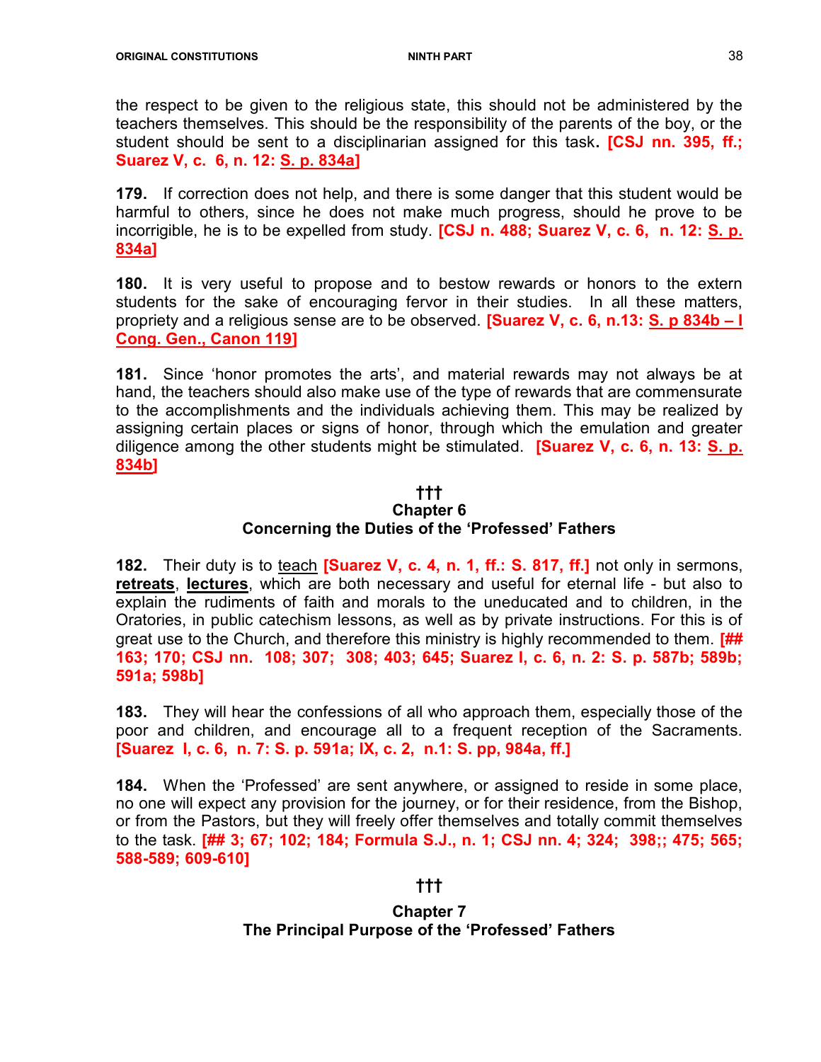the respect to be given to the religious state, this should not be administered by the teachers themselves. This should be the responsibility of the parents of the boy, or the student should be sent to a disciplinarian assigned for this task. **[CSJ nn. 395, ff.; Suarez V, c. 6, n. 12: S. p. 834a]**

**179.** If correction does not help, and there is some danger that this student would be harmful to others, since he does not make much progress, should he prove to be incorrigible, he is to be expelled from study. **[CSJ n. 488; Suarez V, c. 6, n. 12: S. p. 834a]**

**180.** It is very useful to propose and to bestow rewards or honors to the extern students for the sake of encouraging fervor in their studies. In all these matters, propriety and a religious sense are to be observed. **[Suarez V, c. 6, n.13: S. p 834b – I Cong. Gen., Canon 119]**

**181.** Since 'honor promotes the arts', and material rewards may not always be at hand, the teachers should also make use of the type of rewards that are commensurate to the accomplishments and the individuals achieving them. This may be realized by assigning certain places or signs of honor, through which the emulation and greater diligence among the other students might be stimulated. **[Suarez V, c. 6, n. 13: S. p. 834b]**

†††

## Chapter 6
## Concerning the Duties of the 'Professed' Fathers

**182.** Their duty is to teach **[Suarez V, c. 4, n. 1, ff.: S. 817, ff.]** not only in sermons, **retreats**, **lectures**, which are both necessary and useful for eternal life - but also to explain the rudiments of faith and morals to the uneducated and to children, in the Oratories, in public catechism lessons, as well as by private instructions. For this is of great use to the Church, and therefore this ministry is highly recommended to them. **[## 163; 170; CSJ nn. 108; 307; 308; 403; 645; Suarez I, c. 6, n. 2: S. p. 587b; 589b; 591a; 598b]**

**183.** They will hear the confessions of all who approach them, especially those of the poor and children, and encourage all to a frequent reception of the Sacraments. **[Suarez I, c. 6, n. 7: S. p. 591a; IX, c. 2, n.1: S. pp, 984a, ff.]**

**184.** When the 'Professed' are sent anywhere, or assigned to reside in some place, no one will expect any provision for the journey, or for their residence, from the Bishop, or from the Pastors, but they will freely offer themselves and totally commit themselves to the task. **[## 3; 67; 102; 184; Formula S.J., n. 1; CSJ nn. 4; 324; 398;; 475; 565; 588-589; 609-610]**

†††

## Chapter 7
## The Principal Purpose of the 'Professed' Fathers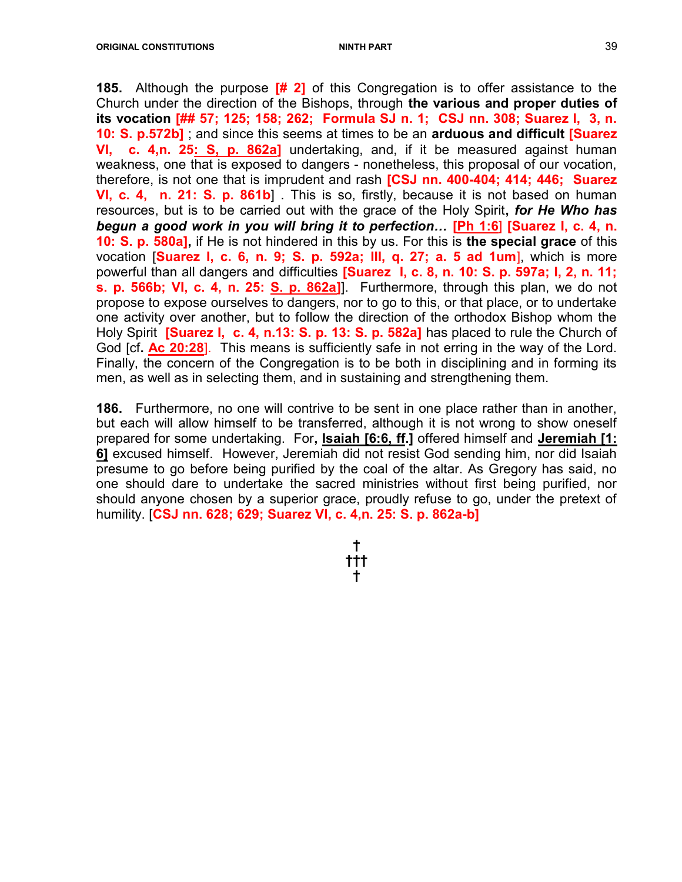**185.** Although the purpose **[# 2]** of this Congregation is to offer assistance to the Church under the direction of the Bishops, through **the various and proper duties of its vocation [## 57; 125; 158; 262; Formula SJ n. 1; CSJ nn. 308; Suarez I, 3, n. 10: S. p.572b]** ; and since this seems at times to be an **arduous and difficult [Suarez VI, c. 4,n. 25: S, p. 862a]** undertaking, and, if it be measured against human weakness, one that is exposed to dangers - nonetheless, this proposal of our vocation, therefore, is not one that is imprudent and rash **[CSJ nn. 400-404; 414; 446; Suarez VI, c. 4, n. 21: S. p. 861b]** . This is so, firstly, because it is not based on human resources, but is to be carried out with the grace of the Holy Spirit**, *for He Who has begun a good work in you will bring it to perfection…* [Ph 1:6] [Suarez I, c. 4, n. 10: S. p. 580a],** if He is not hindered in this by us. For this is **the special grace** of this vocation [**Suarez I, c. 6, n. 9; S. p. 592a; III, q. 27; a. 5 ad 1um**], which is more powerful than all dangers and difficulties **[Suarez I, c. 8, n. 10: S. p. 597a; I, 2, n. 11; s. p. 566b; VI, c. 4, n. 25: S. p. 862a]**]. Furthermore, through this plan, we do not propose to expose ourselves to dangers, nor to go to this, or that place, or to undertake one activity over another, but to follow the direction of the orthodox Bishop whom the Holy Spirit **[Suarez I, c. 4, n.13: S. p. 13: S. p. 582a]** has placed to rule the Church of God [cf**. Ac 20:28**]. This means is sufficiently safe in not erring in the way of the Lord. Finally, the concern of the Congregation is to be both in disciplining and in forming its men, as well as in selecting them, and in sustaining and strengthening them.

**186.** Furthermore, no one will contrive to be sent in one place rather than in another, but each will allow himself to be transferred, although it is not wrong to show oneself prepared for some undertaking. For**, Isaiah [6:6, ff.]** offered himself and **Jeremiah [1: 6]** excused himself. However, Jeremiah did not resist God sending him, nor did Isaiah presume to go before being purified by the coal of the altar. As Gregory has said, no one should dare to undertake the sacred ministries without first being purified, nor should anyone chosen by a superior grace, proudly refuse to go, under the pretext of humility. [**CSJ nn. 628; 629; Suarez VI, c. 4,n. 25: S. p. 862a-b]**

†
†††
†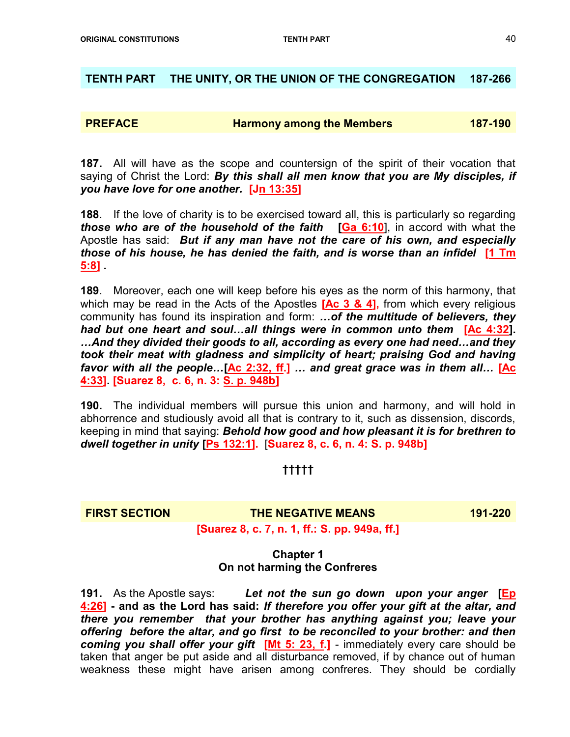## TENTH PART THE UNITY, OR THE UNION OF THE CONGREGATION 187-266

### PREFACE Harmony among the Members 187-190

**187.** All will have as the scope and countersign of the spirit of their vocation that saying of Christ the Lord: ***By this shall all men know that you are My disciples, if you have love for one another.*** **[Jn 13:35]**

**188**. If the love of charity is to be exercised toward all, this is particularly so regarding ***those who are of the household of the faith*** **[Ga 6:10]**, in accord with what the Apostle has said: ***But if any man have not the care of his own, and especially those of his house, he has denied the faith, and is worse than an infidel*** **[1 Tm 5:8]** .

**189**. Moreover, each one will keep before his eyes as the norm of this harmony, that which may be read in the Acts of the Apostles **[Ac 3 & 4],** from which every religious community has found its inspiration and form: ***…of the multitude of believers, they had but one heart and soul…all things were in common unto them*** **[Ac 4:32]. *…And they divided their goods to all, according as every one had need…and they took their meat with gladness and simplicity of heart; praising God and having favor with all the people…*[Ac 2:32, ff.] *… and great grace was in them all…* [Ac 4:33]. [Suarez 8, c. 6, n. 3: S. p. 948b]**

**190.** The individual members will pursue this union and harmony, and will hold in abhorrence and studiously avoid all that is contrary to it, such as dissension, discords, keeping in mind that saying: ***Behold how good and how pleasant it is for brethren to dwell together in unity*** **[Ps 132:1].** **[Suarez 8, c. 6, n. 4: S. p. 948b]**

†††††

### FIRST SECTION THE NEGATIVE MEANS 191-220

**[Suarez 8, c. 7, n. 1, ff.: S. pp. 949a, ff.]**

#### Chapter 1
#### On not harming the Confreres

**191.** As the Apostle says: ***Let not the sun go down upon your anger*** **[Ep 4:26] - and as the Lord has said:** ***If therefore you offer your gift at the altar, and there you remember that your brother has anything against you; leave your offering before the altar, and go first to be reconciled to your brother: and then coming you shall offer your gift*** **[Mt 5: 23, f.]** - immediately every care should be taken that anger be put aside and all disturbance removed, if by chance out of human weakness these might have arisen among confreres. They should be cordially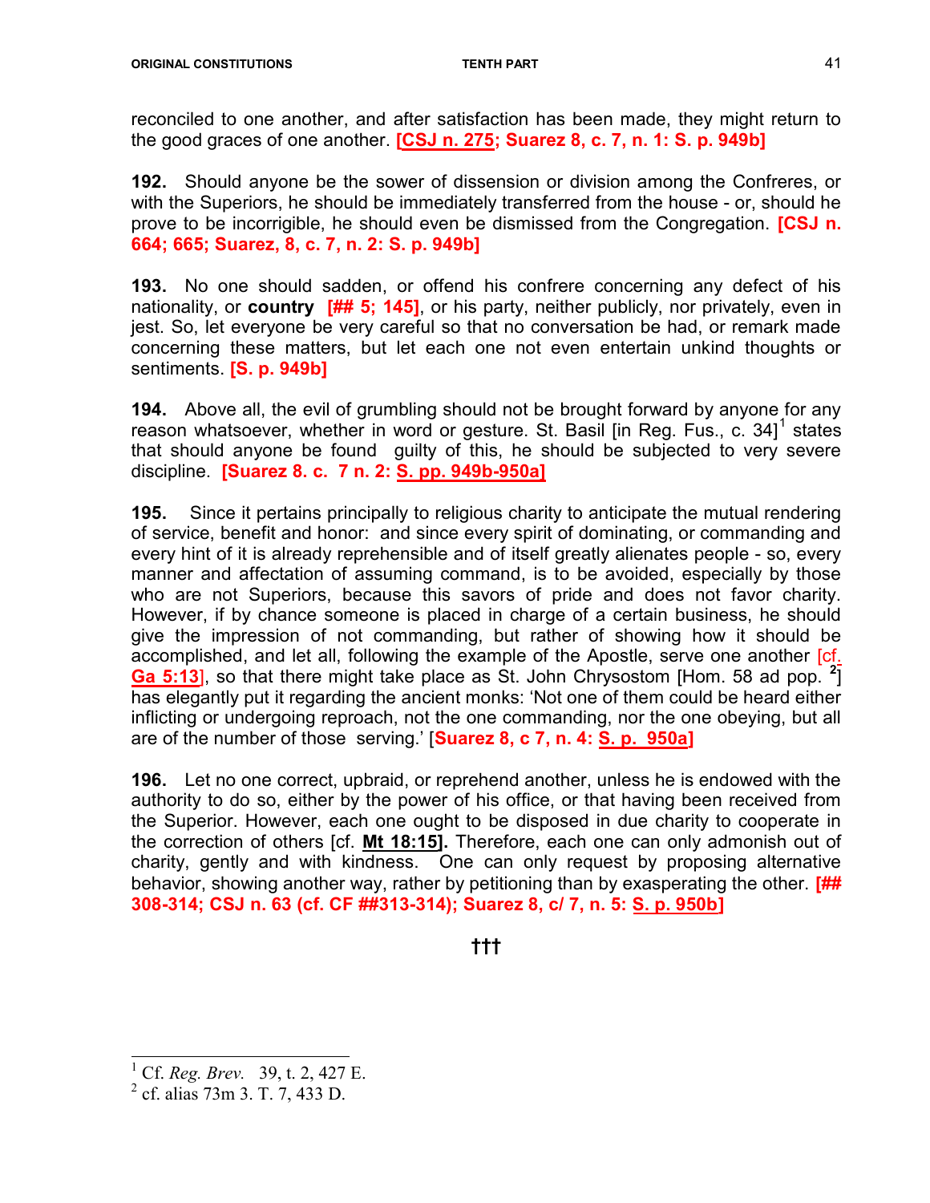reconciled to one another, and after satisfaction has been made, they might return to the good graces of one another. **[CSJ n. 275; Suarez 8, c. 7, n. 1: S. p. 949b]**

**192.** Should anyone be the sower of dissension or division among the Confreres, or with the Superiors, he should be immediately transferred from the house - or, should he prove to be incorrigible, he should even be dismissed from the Congregation. **[CSJ n. 664; 665; Suarez, 8, c. 7, n. 2: S. p. 949b]**

**193.** No one should sadden, or offend his confrere concerning any defect of his nationality, or **country** **[## 5; 145]**, or his party, neither publicly, nor privately, even in jest. So, let everyone be very careful so that no conversation be had, or remark made concerning these matters, but let each one not even entertain unkind thoughts or sentiments. **[S. p. 949b]**

**194.** Above all, the evil of grumbling should not be brought forward by anyone for any reason whatsoever, whether in word or gesture. St. Basil [in Reg. Fus., c. 34][1] states that should anyone be found guilty of this, he should be subjected to very severe discipline. **[Suarez 8. c. 7 n. 2: S. pp. 949b-950a]**

**195.** Since it pertains principally to religious charity to anticipate the mutual rendering of service, benefit and honor: and since every spirit of dominating, or commanding and every hint of it is already reprehensible and of itself greatly alienates people - so, every manner and affectation of assuming command, is to be avoided, especially by those who are not Superiors, because this savors of pride and does not favor charity. However, if by chance someone is placed in charge of a certain business, he should give the impression of not commanding, but rather of showing how it should be accomplished, and let all, following the example of the Apostle, serve one another [cf. Ga 5:13], so that there might take place as St. John Chrysostom [Hom. 58 ad pop. [2]] has elegantly put it regarding the ancient monks: 'Not one of them could be heard either inflicting or undergoing reproach, not the one commanding, nor the one obeying, but all are of the number of those serving.' [**Suarez 8, c 7, n. 4: S. p. 950a]**

**196.** Let no one correct, upbraid, or reprehend another, unless he is endowed with the authority to do so, either by the power of his office, or that having been received from the Superior. However, each one ought to be disposed in due charity to cooperate in the correction of others [cf. **Mt 18:15].** Therefore, each one can only admonish out of charity, gently and with kindness. One can only request by proposing alternative behavior, showing another way, rather by petitioning than by exasperating the other. **[## 308-314; CSJ n. 63 (cf. CF ##313-314); Suarez 8, c/ 7, n. 5: S. p. 950b]**

†††

---

[1] Cf. *Reg. Brev.* 39, t. 2, 427 E.

[2] cf. alias 73m 3. T. 7, 433 D.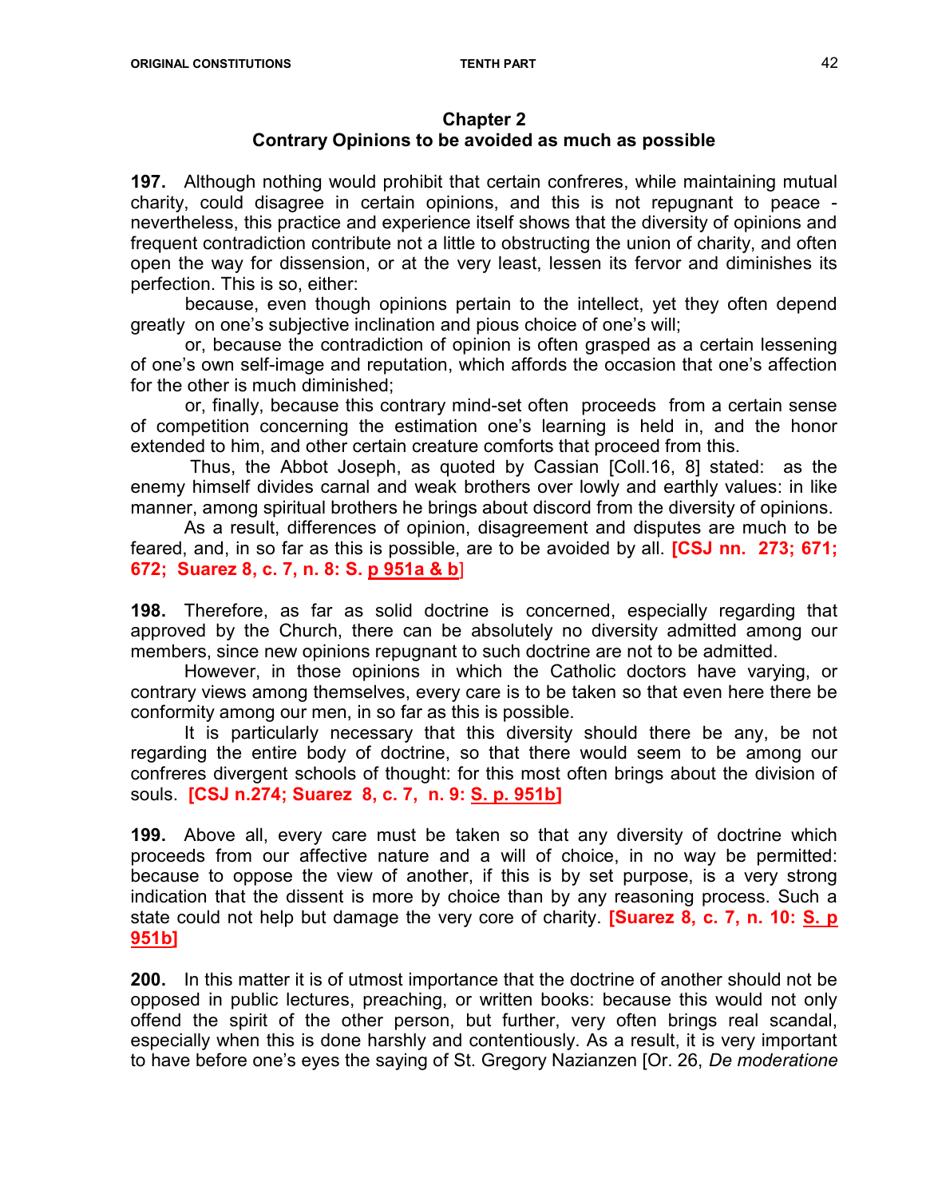## Chapter 2
## Contrary Opinions to be avoided as much as possible

**197.** Although nothing would prohibit that certain confreres, while maintaining mutual charity, could disagree in certain opinions, and this is not repugnant to peace - nevertheless, this practice and experience itself shows that the diversity of opinions and frequent contradiction contribute not a little to obstructing the union of charity, and often open the way for dissension, or at the very least, lessen its fervor and diminishes its perfection. This is so, either:

because, even though opinions pertain to the intellect, yet they often depend greatly on one's subjective inclination and pious choice of one's will;

or, because the contradiction of opinion is often grasped as a certain lessening of one's own self-image and reputation, which affords the occasion that one's affection for the other is much diminished;

or, finally, because this contrary mind-set often proceeds from a certain sense of competition concerning the estimation one's learning is held in, and the honor extended to him, and other certain creature comforts that proceed from this.

Thus, the Abbot Joseph, as quoted by Cassian [Coll.16, 8] stated: as the enemy himself divides carnal and weak brothers over lowly and earthly values: in like manner, among spiritual brothers he brings about discord from the diversity of opinions.

As a result, differences of opinion, disagreement and disputes are much to be feared, and, in so far as this is possible, are to be avoided by all. **[CSJ nn. 273; 671; 672; Suarez 8, c. 7, n. 8: S. p 951a & b]**

**198.** Therefore, as far as solid doctrine is concerned, especially regarding that approved by the Church, there can be absolutely no diversity admitted among our members, since new opinions repugnant to such doctrine are not to be admitted.

However, in those opinions in which the Catholic doctors have varying, or contrary views among themselves, every care is to be taken so that even here there be conformity among our men, in so far as this is possible.

It is particularly necessary that this diversity should there be any, be not regarding the entire body of doctrine, so that there would seem to be among our confreres divergent schools of thought: for this most often brings about the division of souls. **[CSJ n.274; Suarez 8, c. 7, n. 9: S. p. 951b]**

**199.** Above all, every care must be taken so that any diversity of doctrine which proceeds from our affective nature and a will of choice, in no way be permitted: because to oppose the view of another, if this is by set purpose, is a very strong indication that the dissent is more by choice than by any reasoning process. Such a state could not help but damage the very core of charity. **[Suarez 8, c. 7, n. 10: S. p 951b]**

**200.** In this matter it is of utmost importance that the doctrine of another should not be opposed in public lectures, preaching, or written books: because this would not only offend the spirit of the other person, but further, very often brings real scandal, especially when this is done harshly and contentiously. As a result, it is very important to have before one's eyes the saying of St. Gregory Nazianzen [Or. 26, *De moderatione*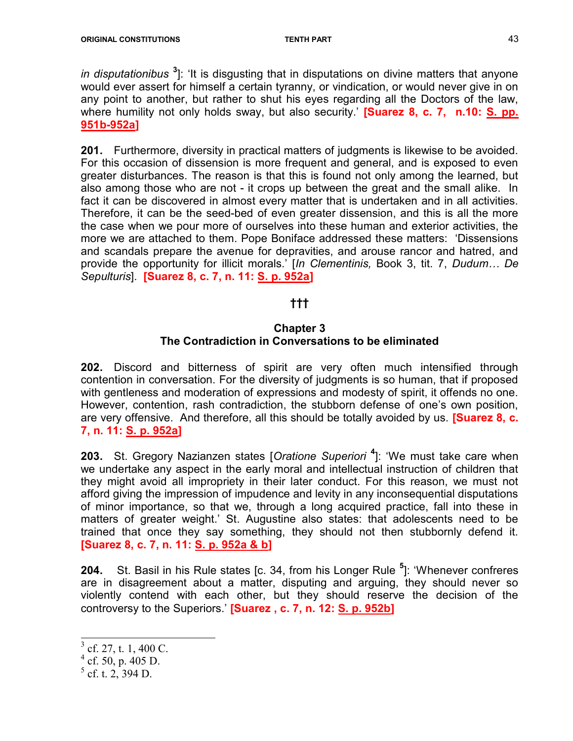*in disputationibus* [3]: 'It is disgusting that in disputations on divine matters that anyone would ever assert for himself a certain tyranny, or vindication, or would never give in on any point to another, but rather to shut his eyes regarding all the Doctors of the law, where humility not only holds sway, but also security.' **[Suarez 8, c. 7, n.10: S. pp. 951b-952a]**

**201.** Furthermore, diversity in practical matters of judgments is likewise to be avoided. For this occasion of dissension is more frequent and general, and is exposed to even greater disturbances. The reason is that this is found not only among the learned, but also among those who are not - it crops up between the great and the small alike. In fact it can be discovered in almost every matter that is undertaken and in all activities. Therefore, it can be the seed-bed of even greater dissension, and this is all the more the case when we pour more of ourselves into these human and exterior activities, the more we are attached to them. Pope Boniface addressed these matters: 'Dissensions and scandals prepare the avenue for depravities, and arouse rancor and hatred, and provide the opportunity for illicit morals.' [*In Clementinis,* Book 3, tit. 7, *Dudum… De Sepulturis*]. **[Suarez 8, c. 7, n. 11: S. p. 952a]**

**†††**

## Chapter 3
## The Contradiction in Conversations to be eliminated

**202.** Discord and bitterness of spirit are very often much intensified through contention in conversation. For the diversity of judgments is so human, that if proposed with gentleness and moderation of expressions and modesty of spirit, it offends no one. However, contention, rash contradiction, the stubborn defense of one's own position, are very offensive. And therefore, all this should be totally avoided by us. **[Suarez 8, c. 7, n. 11: S. p. 952a]**

**203.** St. Gregory Nazianzen states [*Oratione Superiori* [4]]: 'We must take care when we undertake any aspect in the early moral and intellectual instruction of children that they might avoid all impropriety in their later conduct. For this reason, we must not afford giving the impression of impudence and levity in any inconsequential disputations of minor importance, so that we, through a long acquired practice, fall into these in matters of greater weight.' St. Augustine also states: that adolescents need to be trained that once they say something, they should not then stubbornly defend it. **[Suarez 8, c. 7, n. 11: S. p. 952a & b]**

**204.** St. Basil in his Rule states [c. 34, from his Longer Rule [5]]: 'Whenever confreres are in disagreement about a matter, disputing and arguing, they should never so violently contend with each other, but they should reserve the decision of the controversy to the Superiors.' **[Suarez , c. 7, n. 12: S. p. 952b]**

---

[3] cf. 27, t. 1, 400 C.
[4] cf. 50, p. 405 D.
[5] cf. t. 2, 394 D.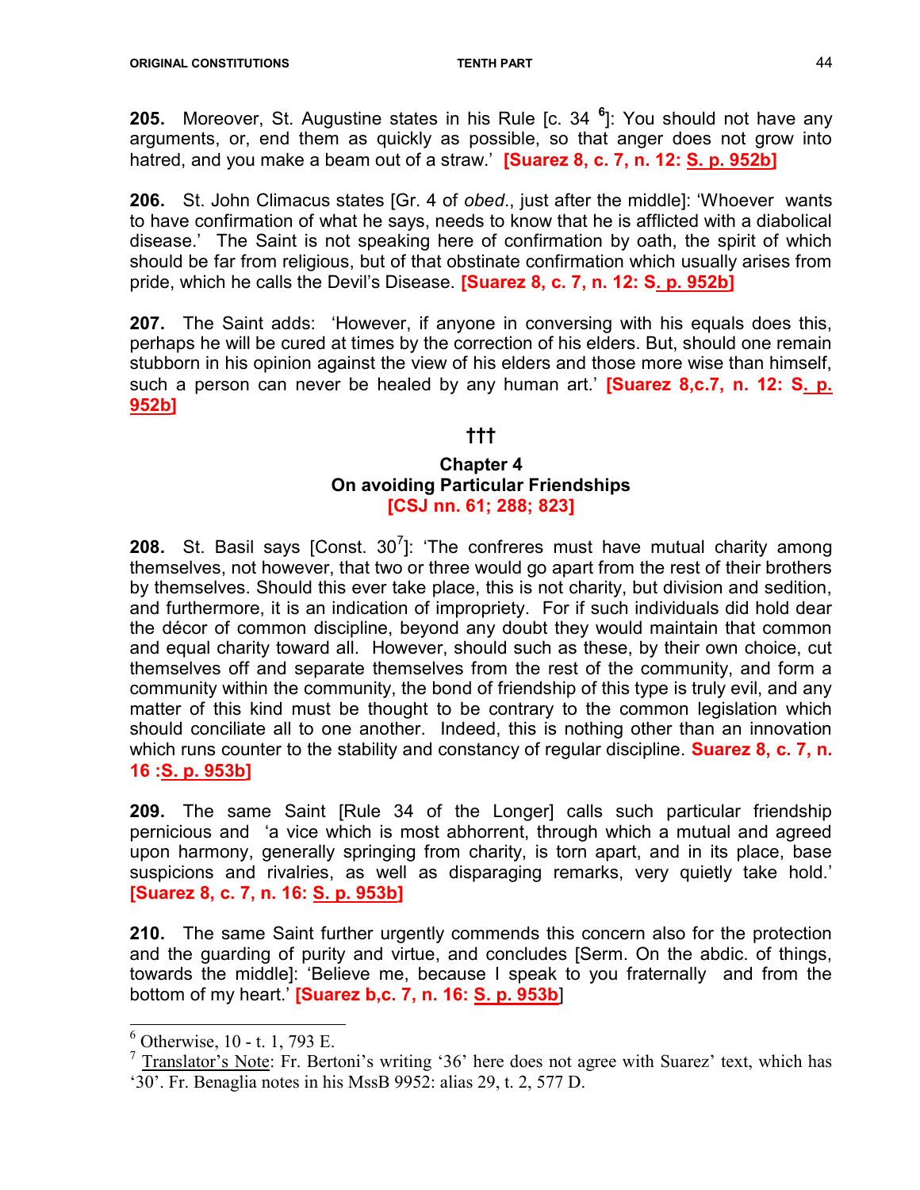**205.** Moreover, St. Augustine states in his Rule [c. 34 [6]]: You should not have any arguments, or, end them as quickly as possible, so that anger does not grow into hatred, and you make a beam out of a straw.' **[Suarez 8, c. 7, n. 12: S. p. 952b]**

**206.** St. John Climacus states [Gr. 4 of *obed*., just after the middle]: 'Whoever wants to have confirmation of what he says, needs to know that he is afflicted with a diabolical disease.' The Saint is not speaking here of confirmation by oath, the spirit of which should be far from religious, but of that obstinate confirmation which usually arises from pride, which he calls the Devil's Disease. **[Suarez 8, c. 7, n. 12: S. p. 952b]**

**207.** The Saint adds: 'However, if anyone in conversing with his equals does this, perhaps he will be cured at times by the correction of his elders. But, should one remain stubborn in his opinion against the view of his elders and those more wise than himself, such a person can never be healed by any human art.' **[Suarez 8,c.7, n. 12: S. p. 952b]**

†††

## Chapter 4
## On avoiding Particular Friendships
**[CSJ nn. 61; 288; 823]**

**208.** St. Basil says [Const. 30[7]]: 'The confreres must have mutual charity among themselves, not however, that two or three would go apart from the rest of their brothers by themselves. Should this ever take place, this is not charity, but division and sedition, and furthermore, it is an indication of impropriety. For if such individuals did hold dear the décor of common discipline, beyond any doubt they would maintain that common and equal charity toward all. However, should such as these, by their own choice, cut themselves off and separate themselves from the rest of the community, and form a community within the community, the bond of friendship of this type is truly evil, and any matter of this kind must be thought to be contrary to the common legislation which should conciliate all to one another. Indeed, this is nothing other than an innovation which runs counter to the stability and constancy of regular discipline. **Suarez 8, c. 7, n. 16 :S. p. 953b]**

**209.** The same Saint [Rule 34 of the Longer] calls such particular friendship pernicious and 'a vice which is most abhorrent, through which a mutual and agreed upon harmony, generally springing from charity, is torn apart, and in its place, base suspicions and rivalries, as well as disparaging remarks, very quietly take hold.' **[Suarez 8, c. 7, n. 16: S. p. 953b]**

**210.** The same Saint further urgently commends this concern also for the protection and the guarding of purity and virtue, and concludes [Serm. On the abdic. of things, towards the middle]: 'Believe me, because I speak to you fraternally and from the bottom of my heart.' **[Suarez b,c. 7, n. 16: S. p. 953b]**

---

[6] Otherwise, 10 - t. 1, 793 E.

[7] Translator's Note: Fr. Bertoni's writing '36' here does not agree with Suarez' text, which has '30'. Fr. Benaglia notes in his MssB 9952: alias 29, t. 2, 577 D.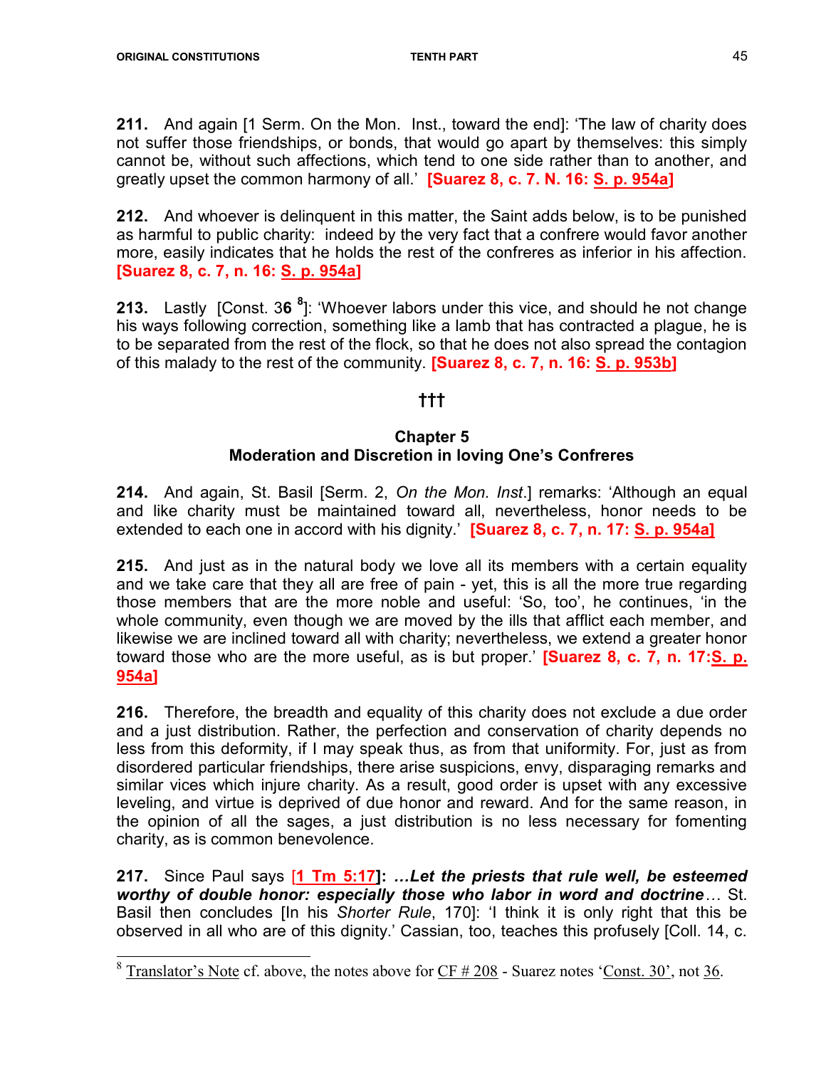**211.** And again [1 Serm. On the Mon. Inst., toward the end]: 'The law of charity does not suffer those friendships, or bonds, that would go apart by themselves: this simply cannot be, without such affections, which tend to one side rather than to another, and greatly upset the common harmony of all.' **[Suarez 8, c. 7. N. 16: S. p. 954a]**

**212.** And whoever is delinquent in this matter, the Saint adds below, is to be punished as harmful to public charity: indeed by the very fact that a confrere would favor another more, easily indicates that he holds the rest of the confreres as inferior in his affection. **[Suarez 8, c. 7, n. 16: S. p. 954a]**

**213.** Lastly [Const. 3**6** [8]]: 'Whoever labors under this vice, and should he not change his ways following correction, something like a lamb that has contracted a plague, he is to be separated from the rest of the flock, so that he does not also spread the contagion of this malady to the rest of the community. **[Suarez 8, c. 7, n. 16: S. p. 953b]**

**†††**

## Chapter 5
## Moderation and Discretion in loving One's Confreres

**214.** And again, St. Basil [Serm. 2, *On the Mon. Inst*.] remarks: 'Although an equal and like charity must be maintained toward all, nevertheless, honor needs to be extended to each one in accord with his dignity.' **[Suarez 8, c. 7, n. 17: S. p. 954a]**

**215.** And just as in the natural body we love all its members with a certain equality and we take care that they all are free of pain - yet, this is all the more true regarding those members that are the more noble and useful: 'So, too', he continues, 'in the whole community, even though we are moved by the ills that afflict each member, and likewise we are inclined toward all with charity; nevertheless, we extend a greater honor toward those who are the more useful, as is but proper.' **[Suarez 8, c. 7, n. 17:S. p. 954a]**

**216.** Therefore, the breadth and equality of this charity does not exclude a due order and a just distribution. Rather, the perfection and conservation of charity depends no less from this deformity, if I may speak thus, as from that uniformity. For, just as from disordered particular friendships, there arise suspicions, envy, disparaging remarks and similar vices which injure charity. As a result, good order is upset with any excessive leveling, and virtue is deprived of due honor and reward. And for the same reason, in the opinion of all the sages, a just distribution is no less necessary for fomenting charity, as is common benevolence.

**217.** Since Paul says [**1 Tm 5:17**]: ***…Let the priests that rule well, be esteemed worthy of double honor: especially those who labor in word and doctrine…*** St. Basil then concludes [In his *Shorter Rule*, 170]: 'I think it is only right that this be observed in all who are of this dignity.' Cassian, too, teaches this profusely [Coll. 14, c.

---

[8] Translator's Note cf. above, the notes above for CF # 208 - Suarez notes 'Const. 30', not 36.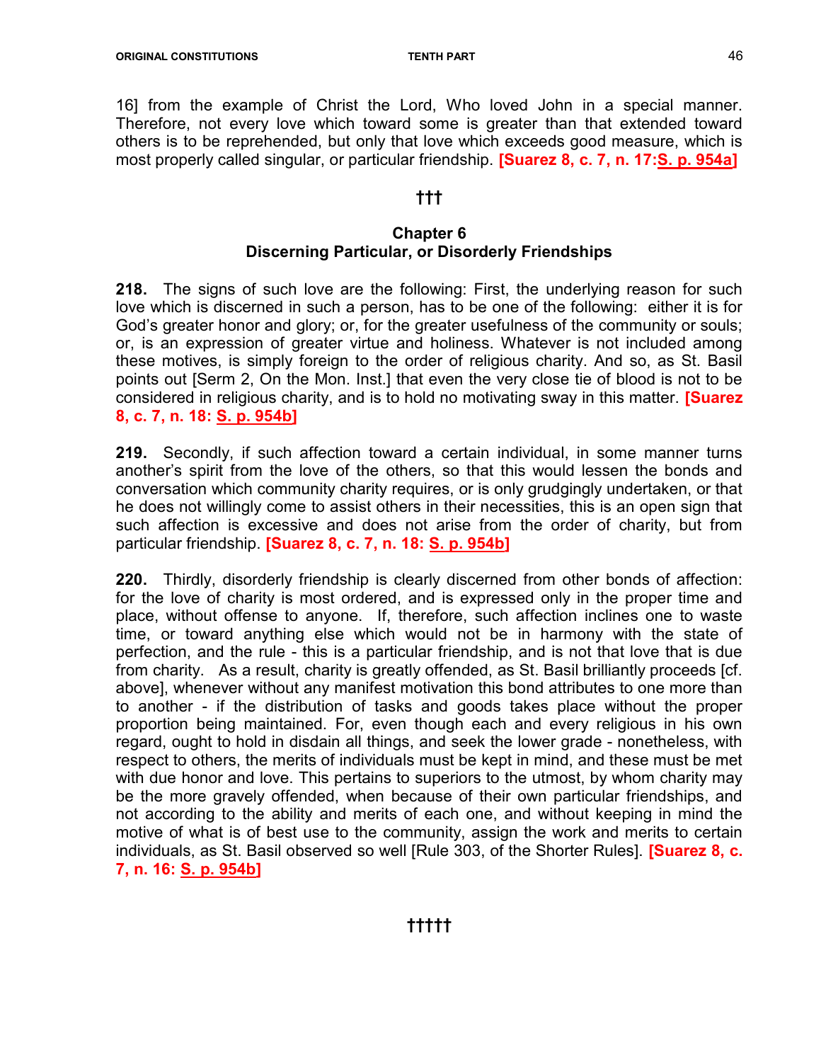16] from the example of Christ the Lord, Who loved John in a special manner. Therefore, not every love which toward some is greater than that extended toward others is to be reprehended, but only that love which exceeds good measure, which is most properly called singular, or particular friendship. **[Suarez 8, c. 7, n. 17:S. p. 954a]**

†††

## Chapter 6
## Discerning Particular, or Disorderly Friendships

**218.** The signs of such love are the following: First, the underlying reason for such love which is discerned in such a person, has to be one of the following: either it is for God's greater honor and glory; or, for the greater usefulness of the community or souls; or, is an expression of greater virtue and holiness. Whatever is not included among these motives, is simply foreign to the order of religious charity. And so, as St. Basil points out [Serm 2, On the Mon. Inst.] that even the very close tie of blood is not to be considered in religious charity, and is to hold no motivating sway in this matter. **[Suarez 8, c. 7, n. 18: S. p. 954b]**

**219.** Secondly, if such affection toward a certain individual, in some manner turns another's spirit from the love of the others, so that this would lessen the bonds and conversation which community charity requires, or is only grudgingly undertaken, or that he does not willingly come to assist others in their necessities, this is an open sign that such affection is excessive and does not arise from the order of charity, but from particular friendship. **[Suarez 8, c. 7, n. 18: S. p. 954b]**

**220.** Thirdly, disorderly friendship is clearly discerned from other bonds of affection: for the love of charity is most ordered, and is expressed only in the proper time and place, without offense to anyone. If, therefore, such affection inclines one to waste time, or toward anything else which would not be in harmony with the state of perfection, and the rule - this is a particular friendship, and is not that love that is due from charity. As a result, charity is greatly offended, as St. Basil brilliantly proceeds [cf. above], whenever without any manifest motivation this bond attributes to one more than to another - if the distribution of tasks and goods takes place without the proper proportion being maintained. For, even though each and every religious in his own regard, ought to hold in disdain all things, and seek the lower grade - nonetheless, with respect to others, the merits of individuals must be kept in mind, and these must be met with due honor and love. This pertains to superiors to the utmost, by whom charity may be the more gravely offended, when because of their own particular friendships, and not according to the ability and merits of each one, and without keeping in mind the motive of what is of best use to the community, assign the work and merits to certain individuals, as St. Basil observed so well [Rule 303, of the Shorter Rules]. **[Suarez 8, c. 7, n. 16: S. p. 954b]**

†††††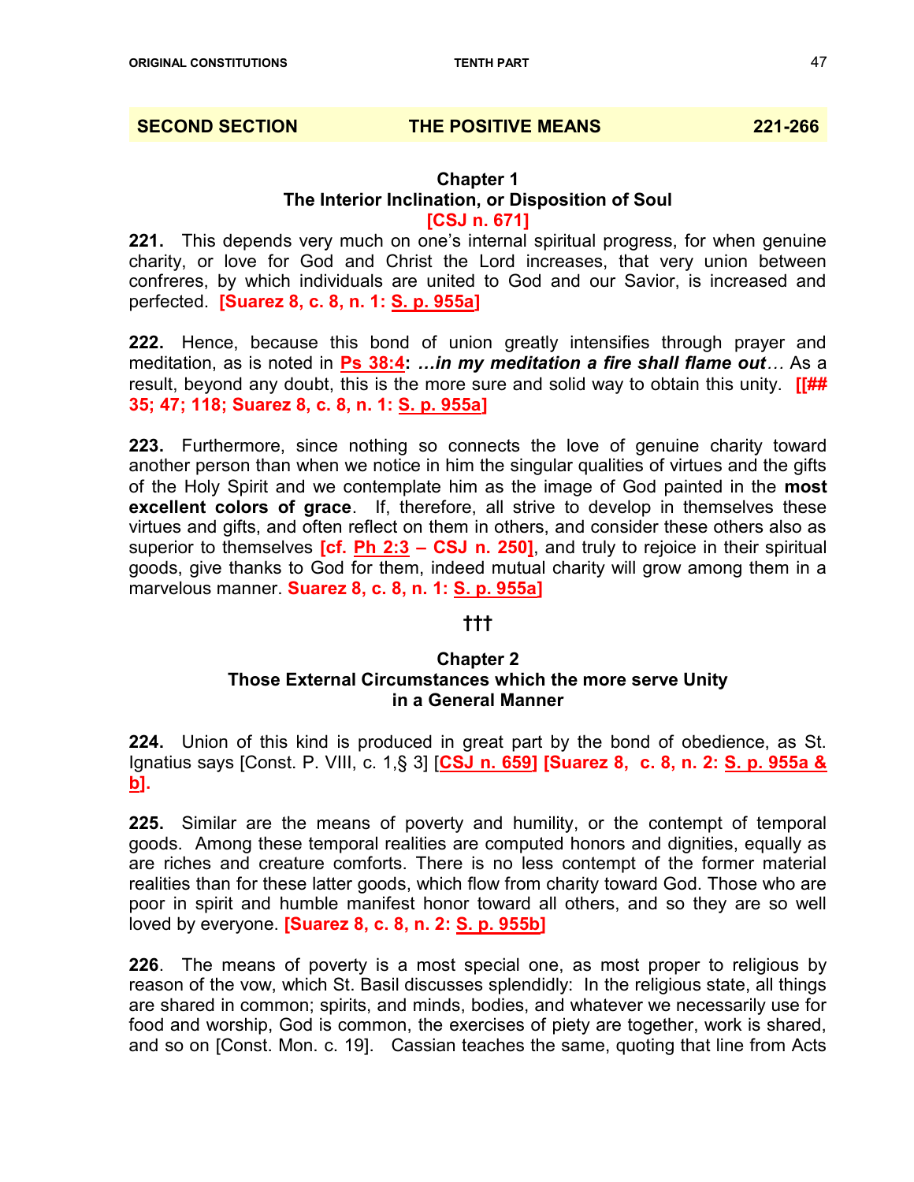## SECOND SECTION THE POSITIVE MEANS 221-266

### Chapter 1
### The Interior Inclination, or Disposition of Soul
### [CSJ n. 671]

**221.** This depends very much on one's internal spiritual progress, for when genuine charity, or love for God and Christ the Lord increases, that very union between confreres, by which individuals are united to God and our Savior, is increased and perfected. **[Suarez 8, c. 8, n. 1: S. p. 955a]**

**222.** Hence, because this bond of union greatly intensifies through prayer and meditation, as is noted in **Ps 38:4**: ***…in my meditation a fire shall flame out****…* As a result, beyond any doubt, this is the more sure and solid way to obtain this unity. **[[## 35; 47; 118; Suarez 8, c. 8, n. 1: S. p. 955a]**

**223.** Furthermore, since nothing so connects the love of genuine charity toward another person than when we notice in him the singular qualities of virtues and the gifts of the Holy Spirit and we contemplate him as the image of God painted in the **most excellent colors of grace**. If, therefore, all strive to develop in themselves these virtues and gifts, and often reflect on them in others, and consider these others also as superior to themselves **[cf. Ph 2:3 – CSJ n. 250]**, and truly to rejoice in their spiritual goods, give thanks to God for them, indeed mutual charity will grow among them in a marvelous manner. **Suarez 8, c. 8, n. 1: S. p. 955a]**

†††

### Chapter 2
### Those External Circumstances which the more serve Unity in a General Manner

**224.** Union of this kind is produced in great part by the bond of obedience, as St. Ignatius says [Const. P. VIII, c. 1,§ 3] **[CSJ n. 659] [Suarez 8, c. 8, n. 2: S. p. 955a & b]**.

**225.** Similar are the means of poverty and humility, or the contempt of temporal goods. Among these temporal realities are computed honors and dignities, equally as are riches and creature comforts. There is no less contempt of the former material realities than for these latter goods, which flow from charity toward God. Those who are poor in spirit and humble manifest honor toward all others, and so they are so well loved by everyone. **[Suarez 8, c. 8, n. 2: S. p. 955b]**

**226**. The means of poverty is a most special one, as most proper to religious by reason of the vow, which St. Basil discusses splendidly: In the religious state, all things are shared in common; spirits, and minds, bodies, and whatever we necessarily use for food and worship, God is common, the exercises of piety are together, work is shared, and so on [Const. Mon. c. 19]. Cassian teaches the same, quoting that line from Acts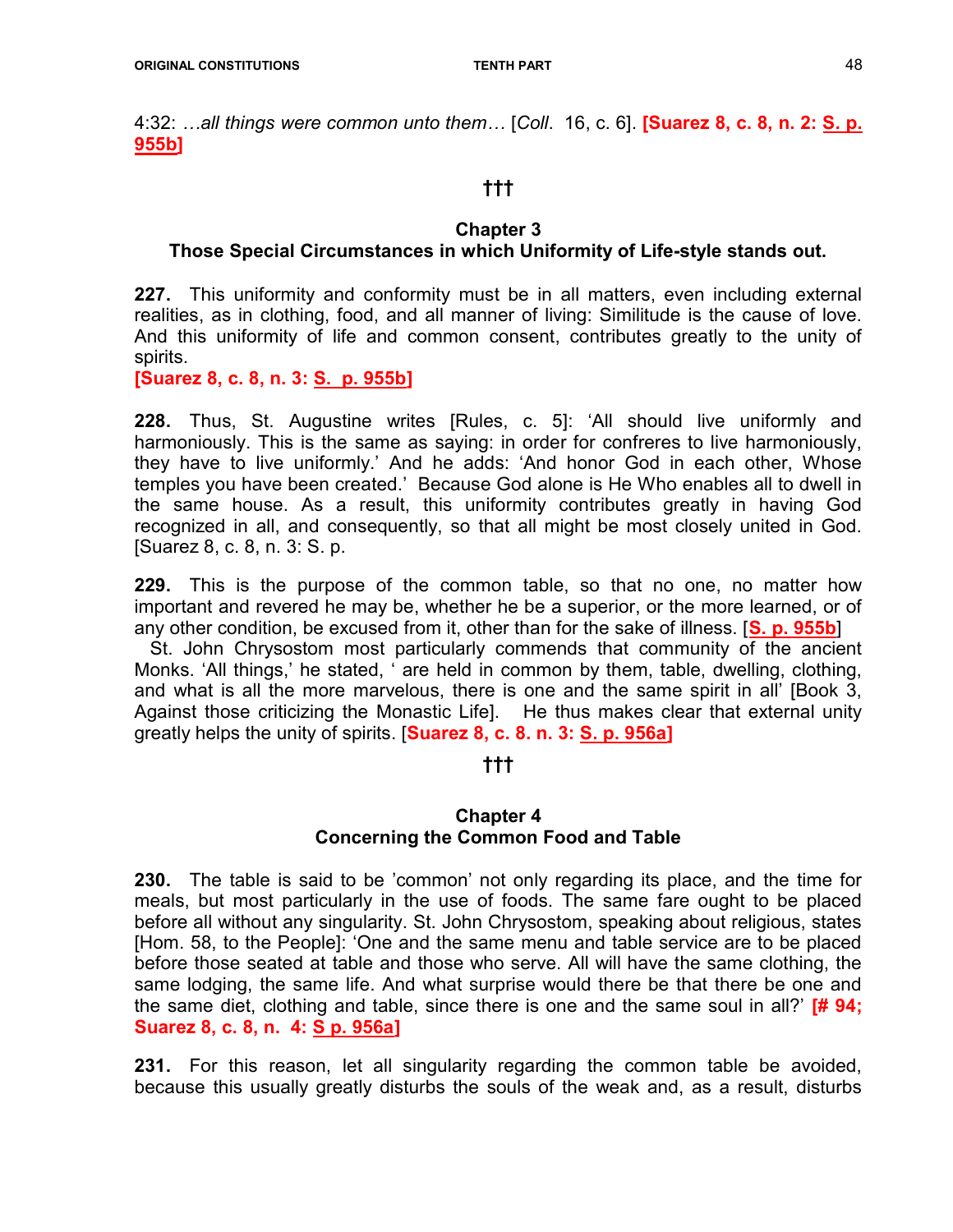4:32: *…all things were common unto them…* [*Coll*. 16, c. 6]. **[Suarez 8, c. 8, n. 2: S. p. 955b]**

**†††**

## Chapter 3
## Those Special Circumstances in which Uniformity of Life-style stands out.

**227.** This uniformity and conformity must be in all matters, even including external realities, as in clothing, food, and all manner of living: Similitude is the cause of love. And this uniformity of life and common consent, contributes greatly to the unity of spirits.
**[Suarez 8, c. 8, n. 3: S. p. 955b]**

**228.** Thus, St. Augustine writes [Rules, c. 5]: 'All should live uniformly and harmoniously. This is the same as saying: in order for confreres to live harmoniously, they have to live uniformly.' And he adds: 'And honor God in each other, Whose temples you have been created.' Because God alone is He Who enables all to dwell in the same house. As a result, this uniformity contributes greatly in having God recognized in all, and consequently, so that all might be most closely united in God. [Suarez 8, c. 8, n. 3: S. p.

**229.** This is the purpose of the common table, so that no one, no matter how important and revered he may be, whether he be a superior, or the more learned, or of any other condition, be excused from it, other than for the sake of illness. [**S. p. 955b**]

St. John Chrysostom most particularly commends that community of the ancient Monks. 'All things,' he stated, ' are held in common by them, table, dwelling, clothing, and what is all the more marvelous, there is one and the same spirit in all' [Book 3, Against those criticizing the Monastic Life]. He thus makes clear that external unity greatly helps the unity of spirits. [**Suarez 8, c. 8. n. 3: S. p. 956a]**

**†††**

## Chapter 4
## Concerning the Common Food and Table

**230.** The table is said to be 'common' not only regarding its place, and the time for meals, but most particularly in the use of foods. The same fare ought to be placed before all without any singularity. St. John Chrysostom, speaking about religious, states [Hom. 58, to the People]: 'One and the same menu and table service are to be placed before those seated at table and those who serve. All will have the same clothing, the same lodging, the same life. And what surprise would there be that there be one and the same diet, clothing and table, since there is one and the same soul in all?' **[# 94; Suarez 8, c. 8, n. 4: S p. 956a]**

**231.** For this reason, let all singularity regarding the common table be avoided, because this usually greatly disturbs the souls of the weak and, as a result, disturbs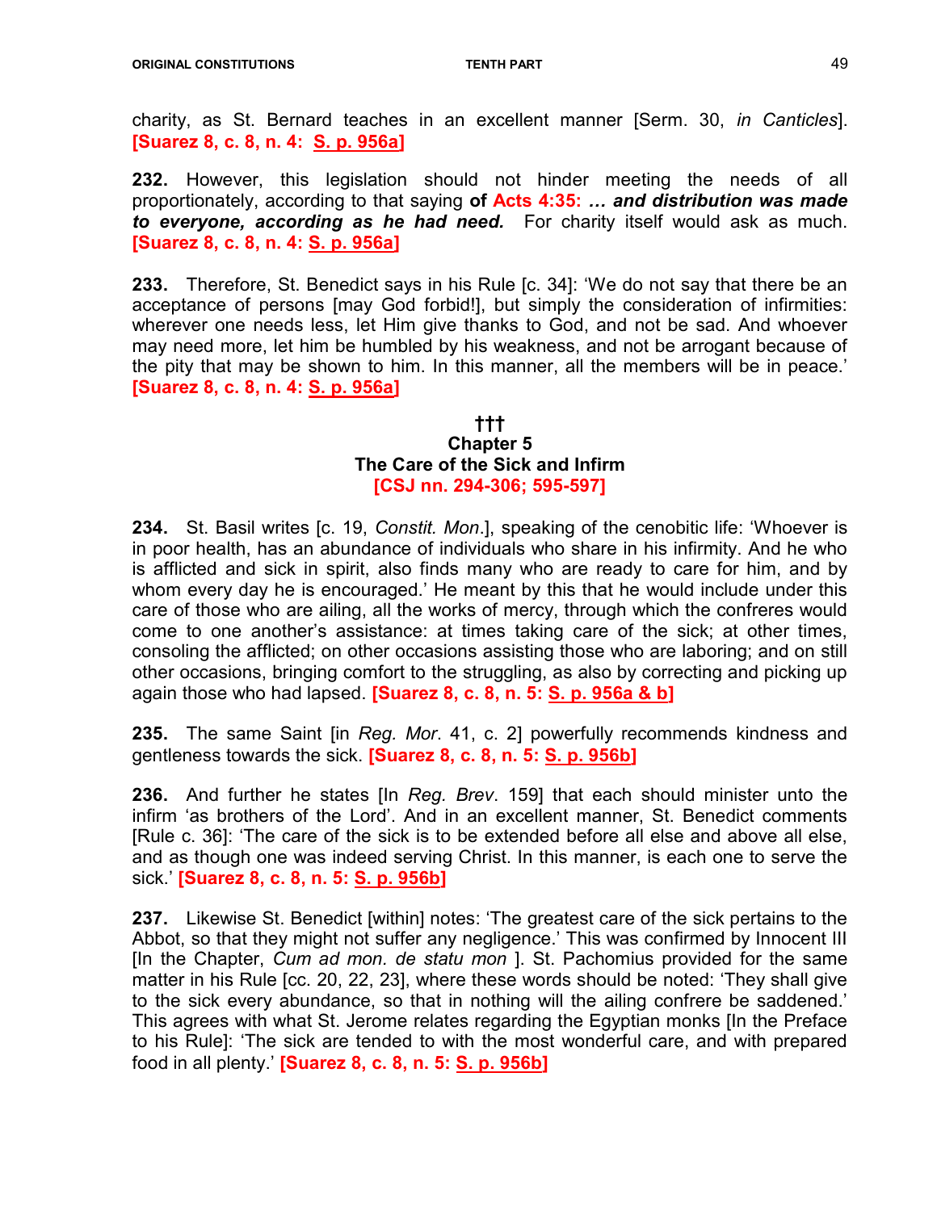charity, as St. Bernard teaches in an excellent manner [Serm. 30, *in Canticles*]. **[Suarez 8, c. 8, n. 4: S. p. 956a]**

**232.** However, this legislation should not hinder meeting the needs of all proportionately, according to that saying **of Acts 4:35: *… and distribution was made to everyone, according as he had need.*** For charity itself would ask as much. **[Suarez 8, c. 8, n. 4: S. p. 956a]**

**233.** Therefore, St. Benedict says in his Rule [c. 34]: 'We do not say that there be an acceptance of persons [may God forbid!], but simply the consideration of infirmities: wherever one needs less, let Him give thanks to God, and not be sad. And whoever may need more, let him be humbled by his weakness, and not be arrogant because of the pity that may be shown to him. In this manner, all the members will be in peace.' **[Suarez 8, c. 8, n. 4: S. p. 956a]**

**†††**

### Chapter 5
### The Care of the Sick and Infirm

**[CSJ nn. 294-306; 595-597]**

**234.** St. Basil writes [c. 19, *Constit. Mon*.], speaking of the cenobitic life: 'Whoever is in poor health, has an abundance of individuals who share in his infirmity. And he who is afflicted and sick in spirit, also finds many who are ready to care for him, and by whom every day he is encouraged.' He meant by this that he would include under this care of those who are ailing, all the works of mercy, through which the confreres would come to one another's assistance: at times taking care of the sick; at other times, consoling the afflicted; on other occasions assisting those who are laboring; and on still other occasions, bringing comfort to the struggling, as also by correcting and picking up again those who had lapsed. **[Suarez 8, c. 8, n. 5: S. p. 956a & b]**

**235.** The same Saint [in *Reg. Mor*. 41, c. 2] powerfully recommends kindness and gentleness towards the sick. **[Suarez 8, c. 8, n. 5: S. p. 956b]**

**236.** And further he states [In *Reg. Brev*. 159] that each should minister unto the infirm 'as brothers of the Lord'. And in an excellent manner, St. Benedict comments [Rule c. 36]: 'The care of the sick is to be extended before all else and above all else, and as though one was indeed serving Christ. In this manner, is each one to serve the sick.' **[Suarez 8, c. 8, n. 5: S. p. 956b]**

**237.** Likewise St. Benedict [within] notes: 'The greatest care of the sick pertains to the Abbot, so that they might not suffer any negligence.' This was confirmed by Innocent III [In the Chapter, *Cum ad mon. de statu mon* ]. St. Pachomius provided for the same matter in his Rule [cc. 20, 22, 23], where these words should be noted: 'They shall give to the sick every abundance, so that in nothing will the ailing confrere be saddened.' This agrees with what St. Jerome relates regarding the Egyptian monks [In the Preface to his Rule]: 'The sick are tended to with the most wonderful care, and with prepared food in all plenty.' **[Suarez 8, c. 8, n. 5: S. p. 956b]**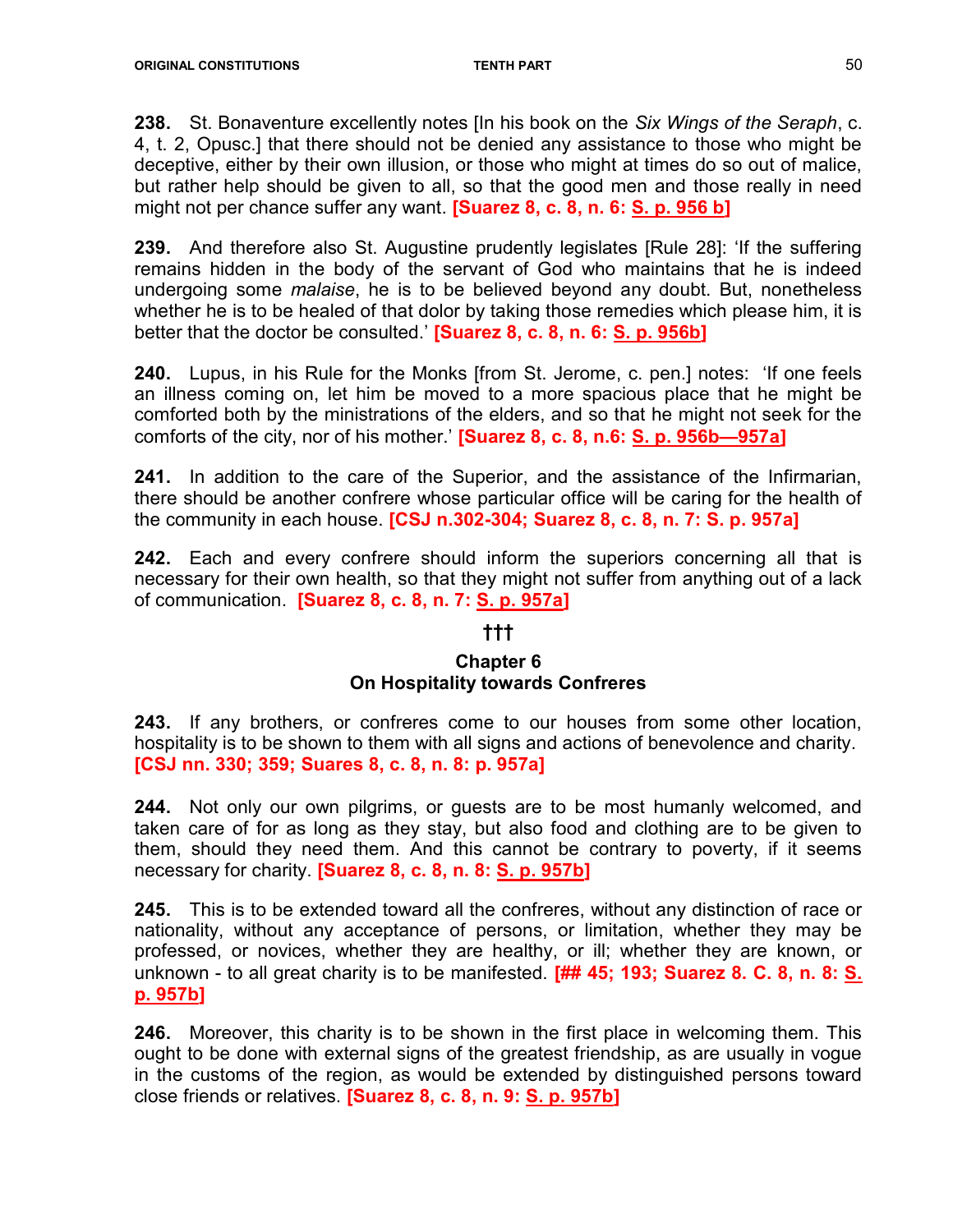**238.** St. Bonaventure excellently notes [In his book on the *Six Wings of the Seraph*, c. 4, t. 2, Opusc.] that there should not be denied any assistance to those who might be deceptive, either by their own illusion, or those who might at times do so out of malice, but rather help should be given to all, so that the good men and those really in need might not per chance suffer any want. **[Suarez 8, c. 8, n. 6: S. p. 956 b]**

**239.** And therefore also St. Augustine prudently legislates [Rule 28]: 'If the suffering remains hidden in the body of the servant of God who maintains that he is indeed undergoing some *malaise*, he is to be believed beyond any doubt. But, nonetheless whether he is to be healed of that dolor by taking those remedies which please him, it is better that the doctor be consulted.' **[Suarez 8, c. 8, n. 6: S. p. 956b]**

**240.** Lupus, in his Rule for the Monks [from St. Jerome, c. pen.] notes: 'If one feels an illness coming on, let him be moved to a more spacious place that he might be comforted both by the ministrations of the elders, and so that he might not seek for the comforts of the city, nor of his mother.' **[Suarez 8, c. 8, n.6: S. p. 956b—957a]**

**241.** In addition to the care of the Superior, and the assistance of the Infirmarian, there should be another confrere whose particular office will be caring for the health of the community in each house. **[CSJ n.302-304; Suarez 8, c. 8, n. 7: S. p. 957a]**

**242.** Each and every confrere should inform the superiors concerning all that is necessary for their own health, so that they might not suffer from anything out of a lack of communication. **[Suarez 8, c. 8, n. 7: S. p. 957a]**

†††

## Chapter 6
## On Hospitality towards Confreres

**243.** If any brothers, or confreres come to our houses from some other location, hospitality is to be shown to them with all signs and actions of benevolence and charity. **[CSJ nn. 330; 359; Suares 8, c. 8, n. 8: p. 957a]**

**244.** Not only our own pilgrims, or guests are to be most humanly welcomed, and taken care of for as long as they stay, but also food and clothing are to be given to them, should they need them. And this cannot be contrary to poverty, if it seems necessary for charity. **[Suarez 8, c. 8, n. 8: S. p. 957b]**

**245.** This is to be extended toward all the confreres, without any distinction of race or nationality, without any acceptance of persons, or limitation, whether they may be professed, or novices, whether they are healthy, or ill; whether they are known, or unknown - to all great charity is to be manifested. **[## 45; 193; Suarez 8. C. 8, n. 8: S. p. 957b]**

**246.** Moreover, this charity is to be shown in the first place in welcoming them. This ought to be done with external signs of the greatest friendship, as are usually in vogue in the customs of the region, as would be extended by distinguished persons toward close friends or relatives. **[Suarez 8, c. 8, n. 9: S. p. 957b]**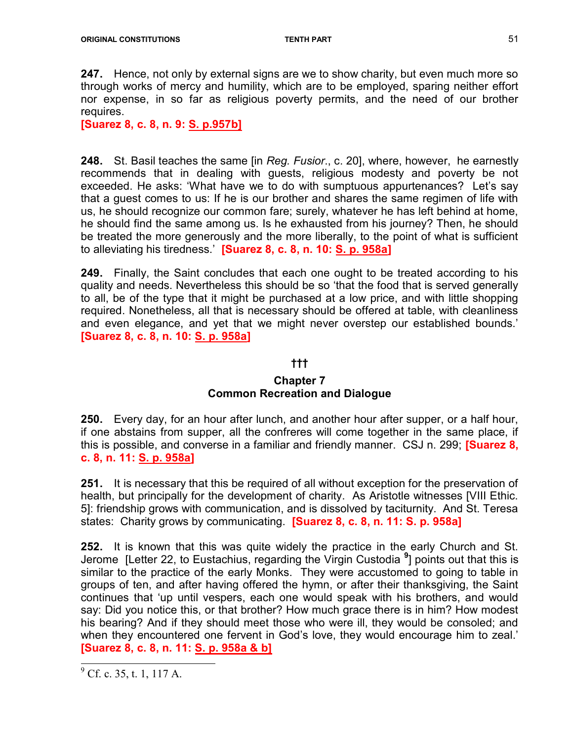**247.** Hence, not only by external signs are we to show charity, but even much more so through works of mercy and humility, which are to be employed, sparing neither effort nor expense, in so far as religious poverty permits, and the need of our brother requires.
**[Suarez 8, c. 8, n. 9: S. p.957b]**

**248.** St. Basil teaches the same [in *Reg. Fusior*., c. 20], where, however, he earnestly recommends that in dealing with guests, religious modesty and poverty be not exceeded. He asks: 'What have we to do with sumptuous appurtenances? Let's say that a guest comes to us: If he is our brother and shares the same regimen of life with us, he should recognize our common fare; surely, whatever he has left behind at home, he should find the same among us. Is he exhausted from his journey? Then, he should be treated the more generously and the more liberally, to the point of what is sufficient to alleviating his tiredness.' **[Suarez 8, c. 8, n. 10: S. p. 958a]**

**249.** Finally, the Saint concludes that each one ought to be treated according to his quality and needs. Nevertheless this should be so 'that the food that is served generally to all, be of the type that it might be purchased at a low price, and with little shopping required. Nonetheless, all that is necessary should be offered at table, with cleanliness and even elegance, and yet that we might never overstep our established bounds.' **[Suarez 8, c. 8, n. 10: S. p. 958a]**

**†††**

## Chapter 7
## Common Recreation and Dialogue

**250.** Every day, for an hour after lunch, and another hour after supper, or a half hour, if one abstains from supper, all the confreres will come together in the same place, if this is possible, and converse in a familiar and friendly manner. CSJ n. 299; **[Suarez 8, c. 8, n. 11: S. p. 958a]**

**251.** It is necessary that this be required of all without exception for the preservation of health, but principally for the development of charity. As Aristotle witnesses [VIII Ethic. 5]: friendship grows with communication, and is dissolved by taciturnity. And St. Teresa states: Charity grows by communicating. **[Suarez 8, c. 8, n. 11: S. p. 958a]**

**252.** It is known that this was quite widely the practice in the early Church and St. Jerome [Letter 22, to Eustachius, regarding the Virgin Custodia [9]] points out that this is similar to the practice of the early Monks. They were accustomed to going to table in groups of ten, and after having offered the hymn, or after their thanksgiving, the Saint continues that 'up until vespers, each one would speak with his brothers, and would say: Did you notice this, or that brother? How much grace there is in him? How modest his bearing? And if they should meet those who were ill, they would be consoled; and when they encountered one fervent in God's love, they would encourage him to zeal.' **[Suarez 8, c. 8, n. 11: S. p. 958a & b]**

---

[9] Cf. c. 35, t. 1, 117 A.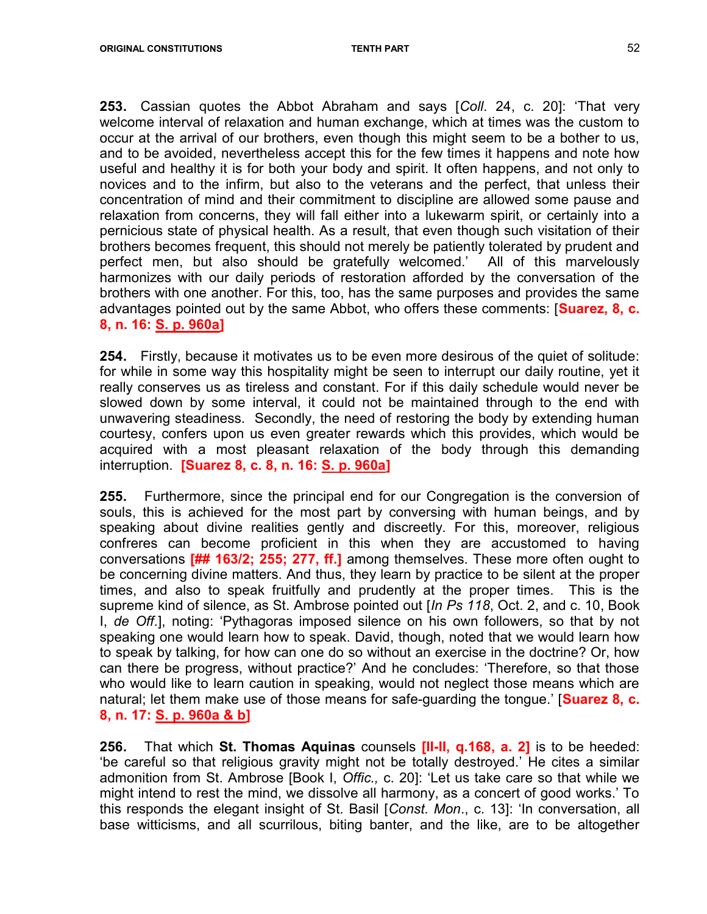**253.** Cassian quotes the Abbot Abraham and says [*Coll*. 24, c. 20]: 'That very welcome interval of relaxation and human exchange, which at times was the custom to occur at the arrival of our brothers, even though this might seem to be a bother to us, and to be avoided, nevertheless accept this for the few times it happens and note how useful and healthy it is for both your body and spirit. It often happens, and not only to novices and to the infirm, but also to the veterans and the perfect, that unless their concentration of mind and their commitment to discipline are allowed some pause and relaxation from concerns, they will fall either into a lukewarm spirit, or certainly into a pernicious state of physical health. As a result, that even though such visitation of their brothers becomes frequent, this should not merely be patiently tolerated by prudent and perfect men, but also should be gratefully welcomed.' All of this marvelously harmonizes with our daily periods of restoration afforded by the conversation of the brothers with one another. For this, too, has the same purposes and provides the same advantages pointed out by the same Abbot, who offers these comments: [**Suarez, 8, c. 8, n. 16: S. p. 960a]**

**254.** Firstly, because it motivates us to be even more desirous of the quiet of solitude: for while in some way this hospitality might be seen to interrupt our daily routine, yet it really conserves us as tireless and constant. For if this daily schedule would never be slowed down by some interval, it could not be maintained through to the end with unwavering steadiness. Secondly, the need of restoring the body by extending human courtesy, confers upon us even greater rewards which this provides, which would be acquired with a most pleasant relaxation of the body through this demanding interruption. **[Suarez 8, c. 8, n. 16: S. p. 960a]**

**255.** Furthermore, since the principal end for our Congregation is the conversion of souls, this is achieved for the most part by conversing with human beings, and by speaking about divine realities gently and discreetly. For this, moreover, religious confreres can become proficient in this when they are accustomed to having conversations **[## 163/2; 255; 277, ff.]** among themselves. These more often ought to be concerning divine matters. And thus, they learn by practice to be silent at the proper times, and also to speak fruitfully and prudently at the proper times. This is the supreme kind of silence, as St. Ambrose pointed out [*In Ps 118*, Oct. 2, and c. 10, Book I, *de Off*.], noting: 'Pythagoras imposed silence on his own followers, so that by not speaking one would learn how to speak. David, though, noted that we would learn how to speak by talking, for how can one do so without an exercise in the doctrine? Or, how can there be progress, without practice?' And he concludes: 'Therefore, so that those who would like to learn caution in speaking, would not neglect those means which are natural; let them make use of those means for safe-guarding the tongue.' [**Suarez 8, c. 8, n. 17: S. p. 960a & b]**

**256.** That which **St. Thomas Aquinas** counsels **[II-II, q.168, a. 2]** is to be heeded: 'be careful so that religious gravity might not be totally destroyed.' He cites a similar admonition from St. Ambrose [Book I, *Offic.,* c. 20]: 'Let us take care so that while we might intend to rest the mind, we dissolve all harmony, as a concert of good works.' To this responds the elegant insight of St. Basil [*Const. Mon*., c. 13]: 'In conversation, all base witticisms, and all scurrilous, biting banter, and the like, are to be altogether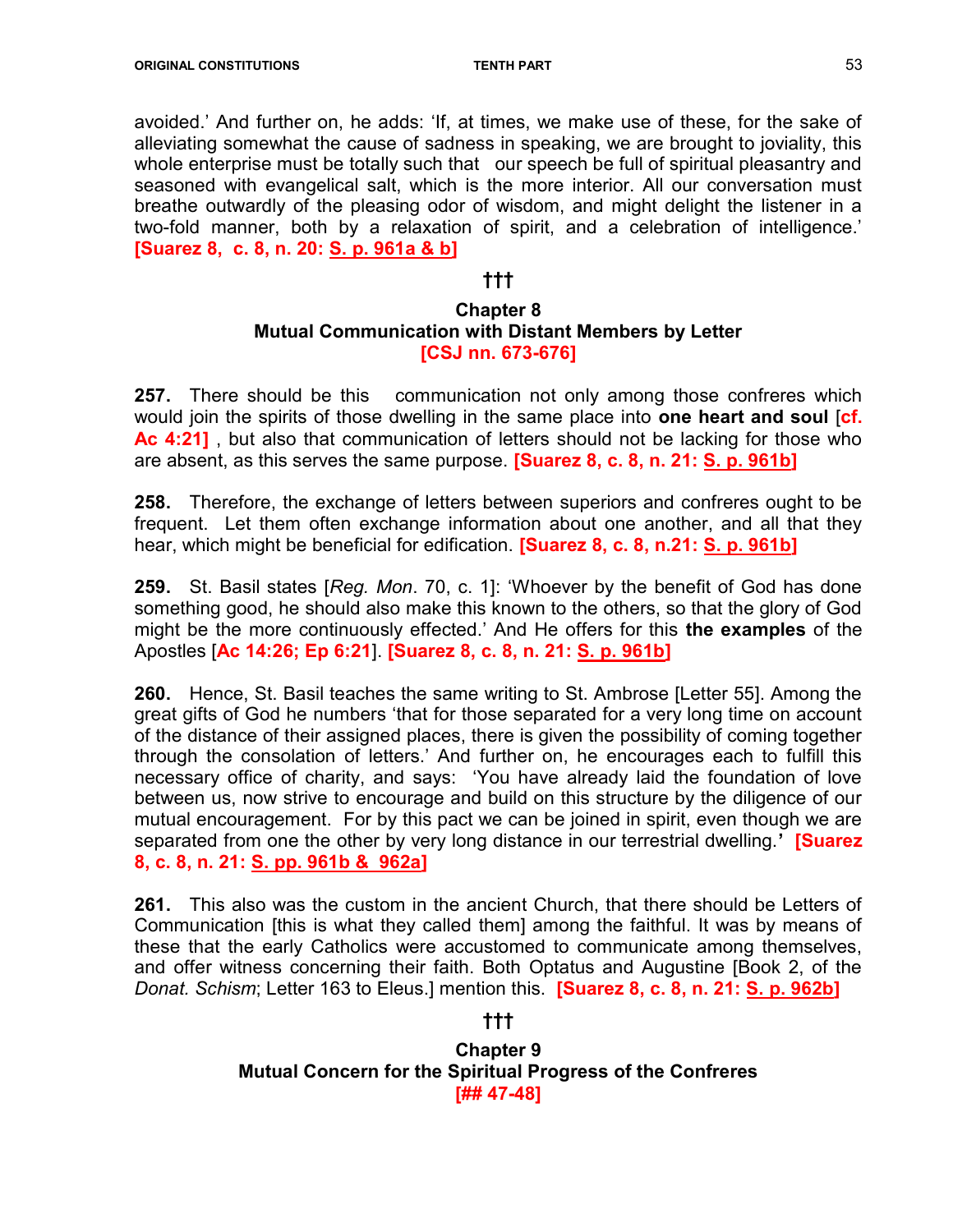avoided.' And further on, he adds: 'If, at times, we make use of these, for the sake of alleviating somewhat the cause of sadness in speaking, we are brought to joviality, this whole enterprise must be totally such that our speech be full of spiritual pleasantry and seasoned with evangelical salt, which is the more interior. All our conversation must breathe outwardly of the pleasing odor of wisdom, and might delight the listener in a two-fold manner, both by a relaxation of spirit, and a celebration of intelligence.' **[Suarez 8, c. 8, n. 20: S. p. 961a & b]**

†††

## Chapter 8
## Mutual Communication with Distant Members by Letter
**[CSJ nn. 673-676]**

**257.** There should be this communication not only among those confreres which would join the spirits of those dwelling in the same place into **one heart and soul** [**cf. Ac 4:21]** , but also that communication of letters should not be lacking for those who are absent, as this serves the same purpose. **[Suarez 8, c. 8, n. 21: S. p. 961b]**

**258.** Therefore, the exchange of letters between superiors and confreres ought to be frequent. Let them often exchange information about one another, and all that they hear, which might be beneficial for edification. **[Suarez 8, c. 8, n.21: S. p. 961b]**

**259.** St. Basil states [*Reg. Mon*. 70, c. 1]: 'Whoever by the benefit of God has done something good, he should also make this known to the others, so that the glory of God might be the more continuously effected.' And He offers for this **the examples** of the Apostles [**Ac 14:26; Ep 6:21**]. **[Suarez 8, c. 8, n. 21: S. p. 961b]**

**260.** Hence, St. Basil teaches the same writing to St. Ambrose [Letter 55]. Among the great gifts of God he numbers 'that for those separated for a very long time on account of the distance of their assigned places, there is given the possibility of coming together through the consolation of letters.' And further on, he encourages each to fulfill this necessary office of charity, and says: 'You have already laid the foundation of love between us, now strive to encourage and build on this structure by the diligence of our mutual encouragement. For by this pact we can be joined in spirit, even though we are separated from one the other by very long distance in our terrestrial dwelling.**'** **[Suarez 8, c. 8, n. 21: S. pp. 961b & 962a]**

**261.** This also was the custom in the ancient Church, that there should be Letters of Communication [this is what they called them] among the faithful. It was by means of these that the early Catholics were accustomed to communicate among themselves, and offer witness concerning their faith. Both Optatus and Augustine [Book 2, of the *Donat. Schism*; Letter 163 to Eleus.] mention this. **[Suarez 8, c. 8, n. 21: S. p. 962b]**

†††

## Chapter 9
## Mutual Concern for the Spiritual Progress of the Confreres
**[## 47-48]**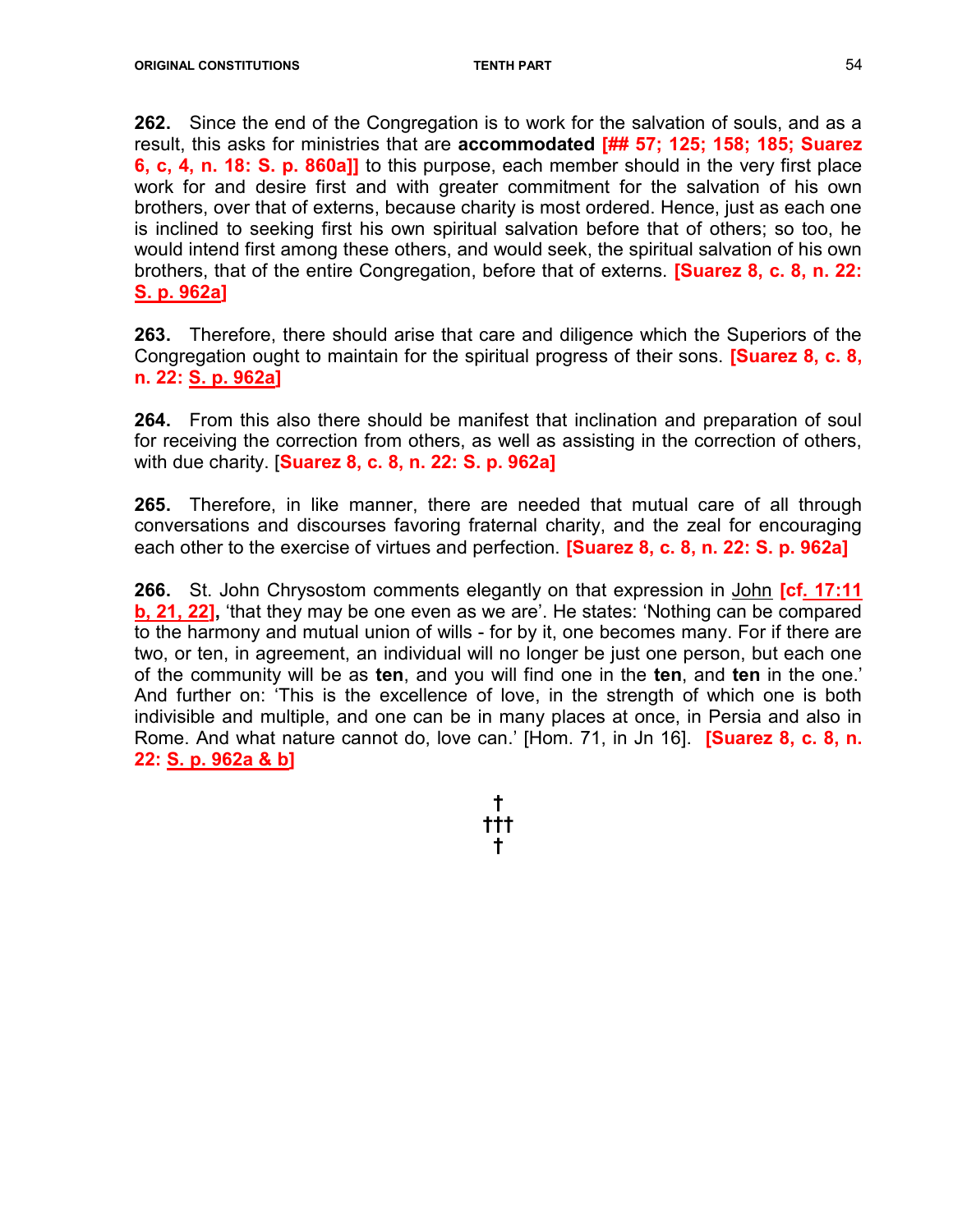**262.** Since the end of the Congregation is to work for the salvation of souls, and as a result, this asks for ministries that are **accommodated** **[## 57; 125; 158; 185; Suarez 6, c, 4, n. 18: S. p. 860a]]** to this purpose, each member should in the very first place work for and desire first and with greater commitment for the salvation of his own brothers, over that of externs, because charity is most ordered. Hence, just as each one is inclined to seeking first his own spiritual salvation before that of others; so too, he would intend first among these others, and would seek, the spiritual salvation of his own brothers, that of the entire Congregation, before that of externs. **[Suarez 8, c. 8, n. 22: S. p. 962a]**

**263.** Therefore, there should arise that care and diligence which the Superiors of the Congregation ought to maintain for the spiritual progress of their sons. **[Suarez 8, c. 8, n. 22: S. p. 962a]**

**264.** From this also there should be manifest that inclination and preparation of soul for receiving the correction from others, as well as assisting in the correction of others, with due charity. [**Suarez 8, c. 8, n. 22: S. p. 962a]**

**265.** Therefore, in like manner, there are needed that mutual care of all through conversations and discourses favoring fraternal charity, and the zeal for encouraging each other to the exercise of virtues and perfection. **[Suarez 8, c. 8, n. 22: S. p. 962a]**

**266.** St. John Chrysostom comments elegantly on that expression in John **[cf. 17:11 b, 21, 22],** 'that they may be one even as we are'. He states: 'Nothing can be compared to the harmony and mutual union of wills - for by it, one becomes many. For if there are two, or ten, in agreement, an individual will no longer be just one person, but each one of the community will be as **ten**, and you will find one in the **ten**, and **ten** in the one.' And further on: 'This is the excellence of love, in the strength of which one is both indivisible and multiple, and one can be in many places at once, in Persia and also in Rome. And what nature cannot do, love can.' [Hom. 71, in Jn 16]. **[Suarez 8, c. 8, n. 22: S. p. 962a & b]**

†
†††
†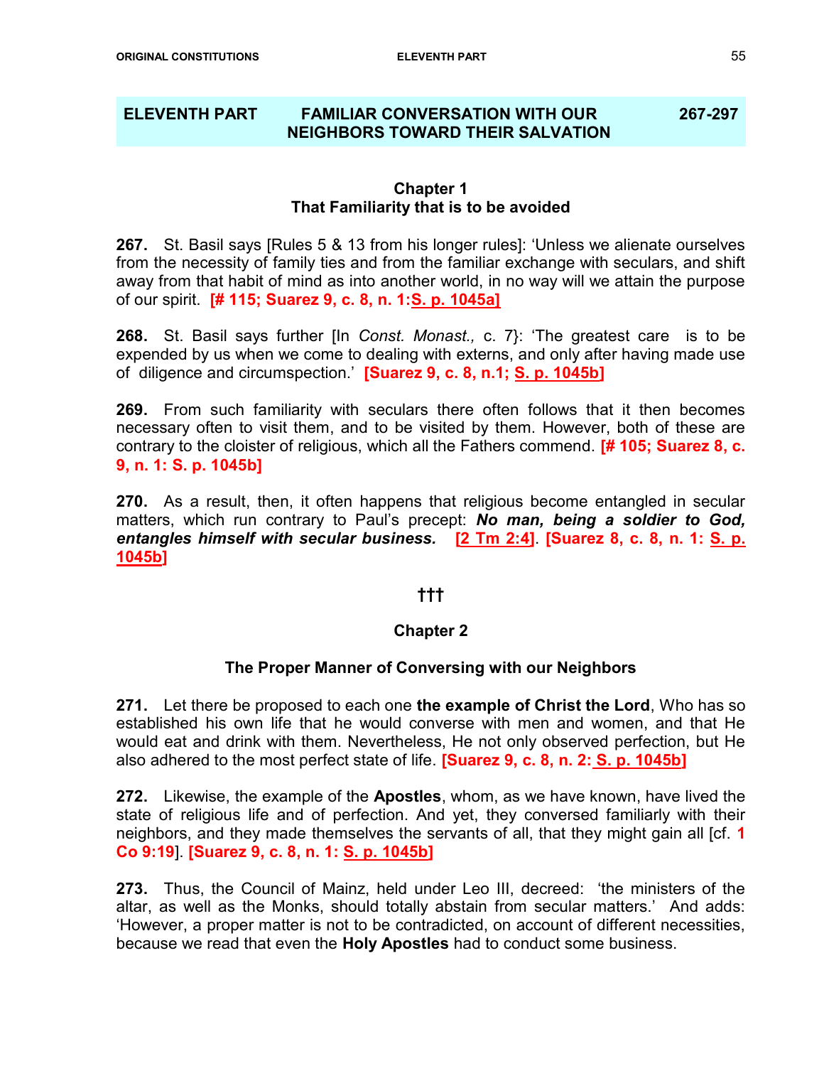## ELEVENTH PART — FAMILIAR CONVERSATION WITH OUR NEIGHBORS TOWARD THEIR SALVATION — 267-297

### Chapter 1
### That Familiarity that is to be avoided

**267.** St. Basil says [Rules 5 & 13 from his longer rules]: 'Unless we alienate ourselves from the necessity of family ties and from the familiar exchange with seculars, and shift away from that habit of mind as into another world, in no way will we attain the purpose of our spirit. **[# 115; Suarez 9, c. 8, n. 1:S. p. 1045a]**

**268.** St. Basil says further [In *Const. Monast.,* c. 7}: 'The greatest care is to be expended by us when we come to dealing with externs, and only after having made use of diligence and circumspection.' **[Suarez 9, c. 8, n.1; S. p. 1045b]**

**269.** From such familiarity with seculars there often follows that it then becomes necessary often to visit them, and to be visited by them. However, both of these are contrary to the cloister of religious, which all the Fathers commend. **[# 105; Suarez 8, c. 9, n. 1: S. p. 1045b]**

**270.** As a result, then, it often happens that religious become entangled in secular matters, which run contrary to Paul's precept: ***No man, being a soldier to God, entangles himself with secular business.*** **[2 Tm 2:4]**. **[Suarez 8, c. 8, n. 1: S. p. 1045b]**

†††

### Chapter 2

### The Proper Manner of Conversing with our Neighbors

**271.** Let there be proposed to each one **the example of Christ the Lord**, Who has so established his own life that he would converse with men and women, and that He would eat and drink with them. Nevertheless, He not only observed perfection, but He also adhered to the most perfect state of life. **[Suarez 9, c. 8, n. 2: S. p. 1045b]**

**272.** Likewise, the example of the **Apostles**, whom, as we have known, have lived the state of religious life and of perfection. And yet, they conversed familiarly with their neighbors, and they made themselves the servants of all, that they might gain all [cf. **1 Co 9:19**]. **[Suarez 9, c. 8, n. 1: S. p. 1045b]**

**273.** Thus, the Council of Mainz, held under Leo III, decreed: 'the ministers of the altar, as well as the Monks, should totally abstain from secular matters.' And adds: 'However, a proper matter is not to be contradicted, on account of different necessities, because we read that even the **Holy Apostles** had to conduct some business.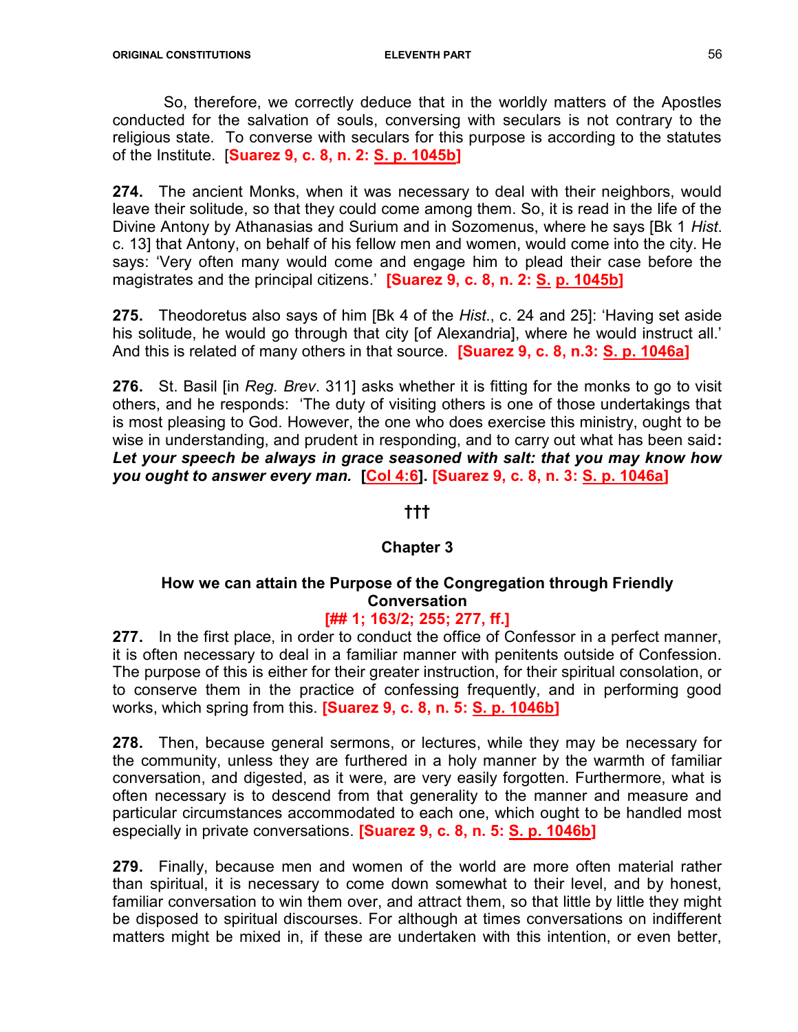So, therefore, we correctly deduce that in the worldly matters of the Apostles conducted for the salvation of souls, conversing with seculars is not contrary to the religious state. To converse with seculars for this purpose is according to the statutes of the Institute. [**Suarez 9, c. 8, n. 2: S. p. 1045b]**

**274.** The ancient Monks, when it was necessary to deal with their neighbors, would leave their solitude, so that they could come among them. So, it is read in the life of the Divine Antony by Athanasias and Surium and in Sozomenus, where he says [Bk 1 *Hist*. c. 13] that Antony, on behalf of his fellow men and women, would come into the city. He says: 'Very often many would come and engage him to plead their case before the magistrates and the principal citizens.' **[Suarez 9, c. 8, n. 2: S. p. 1045b]**

**275.** Theodoretus also says of him [Bk 4 of the *Hist*., c. 24 and 25]: 'Having set aside his solitude, he would go through that city [of Alexandria], where he would instruct all.' And this is related of many others in that source. **[Suarez 9, c. 8, n.3: S. p. 1046a]**

**276.** St. Basil [in *Reg. Brev*. 311] asks whether it is fitting for the monks to go to visit others, and he responds: 'The duty of visiting others is one of those undertakings that is most pleasing to God. However, the one who does exercise this ministry, ought to be wise in understanding, and prudent in responding, and to carry out what has been said**:** ***Let your speech be always in grace seasoned with salt: that you may know how you ought to answer every man.*** **[Col 4:6]. [Suarez 9, c. 8, n. 3: S. p. 1046a]**

†††

### Chapter 3

### How we can attain the Purpose of the Congregation through Friendly Conversation

**[## 1; 163/2; 255; 277, ff.]**

**277.** In the first place, in order to conduct the office of Confessor in a perfect manner, it is often necessary to deal in a familiar manner with penitents outside of Confession. The purpose of this is either for their greater instruction, for their spiritual consolation, or to conserve them in the practice of confessing frequently, and in performing good works, which spring from this. **[Suarez 9, c. 8, n. 5: S. p. 1046b]**

**278.** Then, because general sermons, or lectures, while they may be necessary for the community, unless they are furthered in a holy manner by the warmth of familiar conversation, and digested, as it were, are very easily forgotten. Furthermore, what is often necessary is to descend from that generality to the manner and measure and particular circumstances accommodated to each one, which ought to be handled most especially in private conversations. **[Suarez 9, c. 8, n. 5: S. p. 1046b]**

**279.** Finally, because men and women of the world are more often material rather than spiritual, it is necessary to come down somewhat to their level, and by honest, familiar conversation to win them over, and attract them, so that little by little they might be disposed to spiritual discourses. For although at times conversations on indifferent matters might be mixed in, if these are undertaken with this intention, or even better,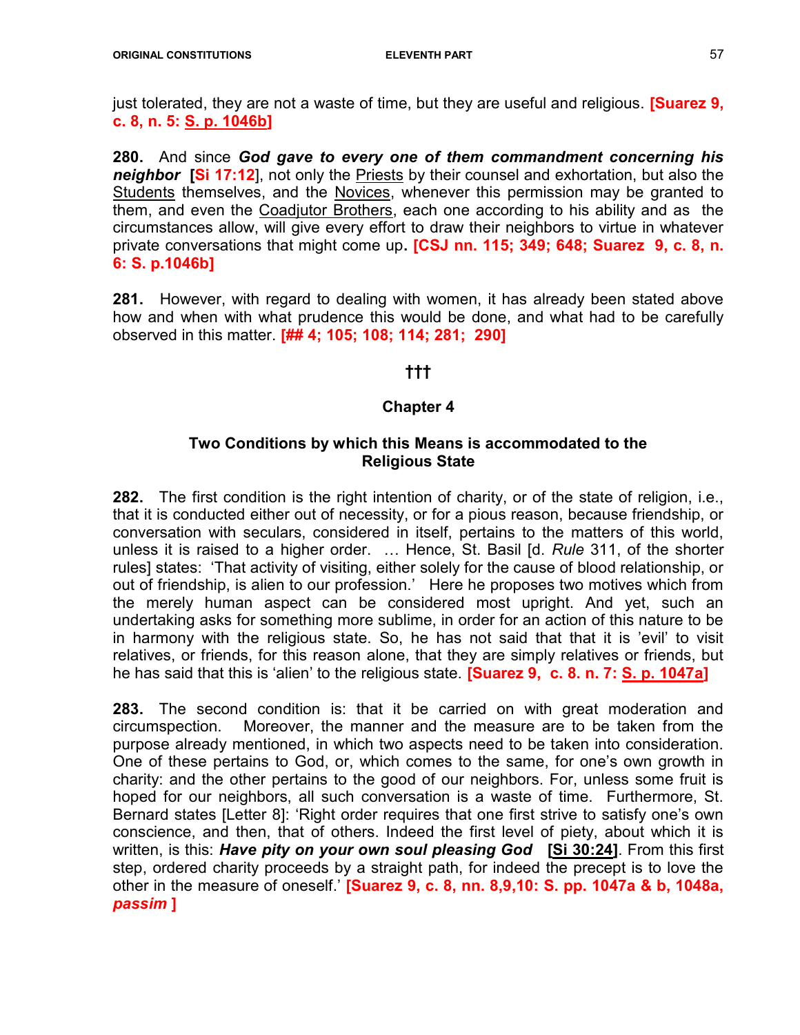just tolerated, they are not a waste of time, but they are useful and religious. **[Suarez 9, c. 8, n. 5: S. p. 1046b]**

**280.** And since ***God gave to every one of them commandment concerning his neighbor*** **[Si 17:12]**, not only the Priests by their counsel and exhortation, but also the Students themselves, and the Novices, whenever this permission may be granted to them, and even the Coadjutor Brothers, each one according to his ability and as the circumstances allow, will give every effort to draw their neighbors to virtue in whatever private conversations that might come up**. [CSJ nn. 115; 349; 648; Suarez 9, c. 8, n. 6: S. p.1046b]**

**281.** However, with regard to dealing with women, it has already been stated above how and when with what prudence this would be done, and what had to be carefully observed in this matter. **[## 4; 105; 108; 114; 281; 290]**

**†††**

## Chapter 4

### Two Conditions by which this Means is accommodated to the Religious State

**282.** The first condition is the right intention of charity, or of the state of religion, i.e., that it is conducted either out of necessity, or for a pious reason, because friendship, or conversation with seculars, considered in itself, pertains to the matters of this world, unless it is raised to a higher order. … Hence, St. Basil [d. *Rule* 311, of the shorter rules] states: 'That activity of visiting, either solely for the cause of blood relationship, or out of friendship, is alien to our profession.' Here he proposes two motives which from the merely human aspect can be considered most upright. And yet, such an undertaking asks for something more sublime, in order for an action of this nature to be in harmony with the religious state. So, he has not said that that it is 'evil' to visit relatives, or friends, for this reason alone, that they are simply relatives or friends, but he has said that this is 'alien' to the religious state. **[Suarez 9, c. 8. n. 7: S. p. 1047a]**

**283.** The second condition is: that it be carried on with great moderation and circumspection. Moreover, the manner and the measure are to be taken from the purpose already mentioned, in which two aspects need to be taken into consideration. One of these pertains to God, or, which comes to the same, for one's own growth in charity: and the other pertains to the good of our neighbors. For, unless some fruit is hoped for our neighbors, all such conversation is a waste of time. Furthermore, St. Bernard states [Letter 8]: 'Right order requires that one first strive to satisfy one's own conscience, and then, that of others. Indeed the first level of piety, about which it is written, is this: ***Have pity on your own soul pleasing God*** **[Si 30:24]**. From this first step, ordered charity proceeds by a straight path, for indeed the precept is to love the other in the measure of oneself.' **[Suarez 9, c. 8, nn. 8,9,10: S. pp. 1047a & b, 1048a, *passim* ]**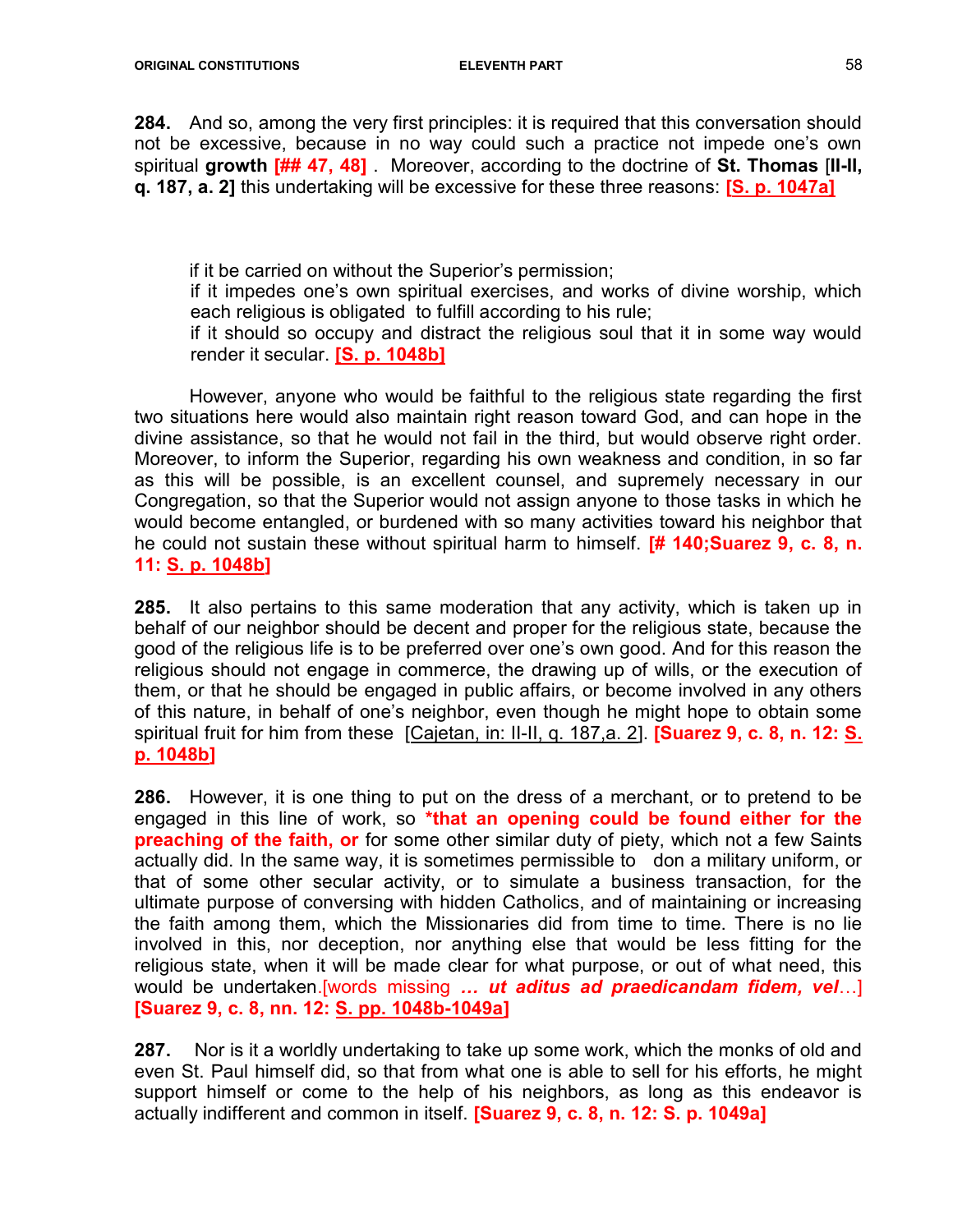**284.** And so, among the very first principles: it is required that this conversation should not be excessive, because in no way could such a practice not impede one's own spiritual **growth** **[## 47, 48]** . Moreover, according to the doctrine of **St. Thomas** [**II-II, q. 187, a. 2]** this undertaking will be excessive for these three reasons: **[S. p. 1047a]**

> if it be carried on without the Superior's permission;
> if it impedes one's own spiritual exercises, and works of divine worship, which each religious is obligated to fulfill according to his rule;
> if it should so occupy and distract the religious soul that it in some way would render it secular. **[S. p. 1048b]**

However, anyone who would be faithful to the religious state regarding the first two situations here would also maintain right reason toward God, and can hope in the divine assistance, so that he would not fail in the third, but would observe right order. Moreover, to inform the Superior, regarding his own weakness and condition, in so far as this will be possible, is an excellent counsel, and supremely necessary in our Congregation, so that the Superior would not assign anyone to those tasks in which he would become entangled, or burdened with so many activities toward his neighbor that he could not sustain these without spiritual harm to himself. **[# 140;Suarez 9, c. 8, n. 11: S. p. 1048b]**

**285.** It also pertains to this same moderation that any activity, which is taken up in behalf of our neighbor should be decent and proper for the religious state, because the good of the religious life is to be preferred over one's own good. And for this reason the religious should not engage in commerce, the drawing up of wills, or the execution of them, or that he should be engaged in public affairs, or become involved in any others of this nature, in behalf of one's neighbor, even though he might hope to obtain some spiritual fruit for him from these [Cajetan, in: II-II, q. 187,a. 2]. **[Suarez 9, c. 8, n. 12: S. p. 1048b]**

**286.** However, it is one thing to put on the dress of a merchant, or to pretend to be engaged in this line of work, so **\*that an opening could be found either for the preaching of the faith, or** for some other similar duty of piety, which not a few Saints actually did. In the same way, it is sometimes permissible to don a military uniform, or that of some other secular activity, or to simulate a business transaction, for the ultimate purpose of conversing with hidden Catholics, and of maintaining or increasing the faith among them, which the Missionaries did from time to time. There is no lie involved in this, nor deception, nor anything else that would be less fitting for the religious state, when it will be made clear for what purpose, or out of what need, this would be undertaken.[words missing ***… ut aditus ad praedicandam fidem, vel***…] **[Suarez 9, c. 8, nn. 12: S. pp. 1048b-1049a]**

**287.** Nor is it a worldly undertaking to take up some work, which the monks of old and even St. Paul himself did, so that from what one is able to sell for his efforts, he might support himself or come to the help of his neighbors, as long as this endeavor is actually indifferent and common in itself. **[Suarez 9, c. 8, n. 12: S. p. 1049a]**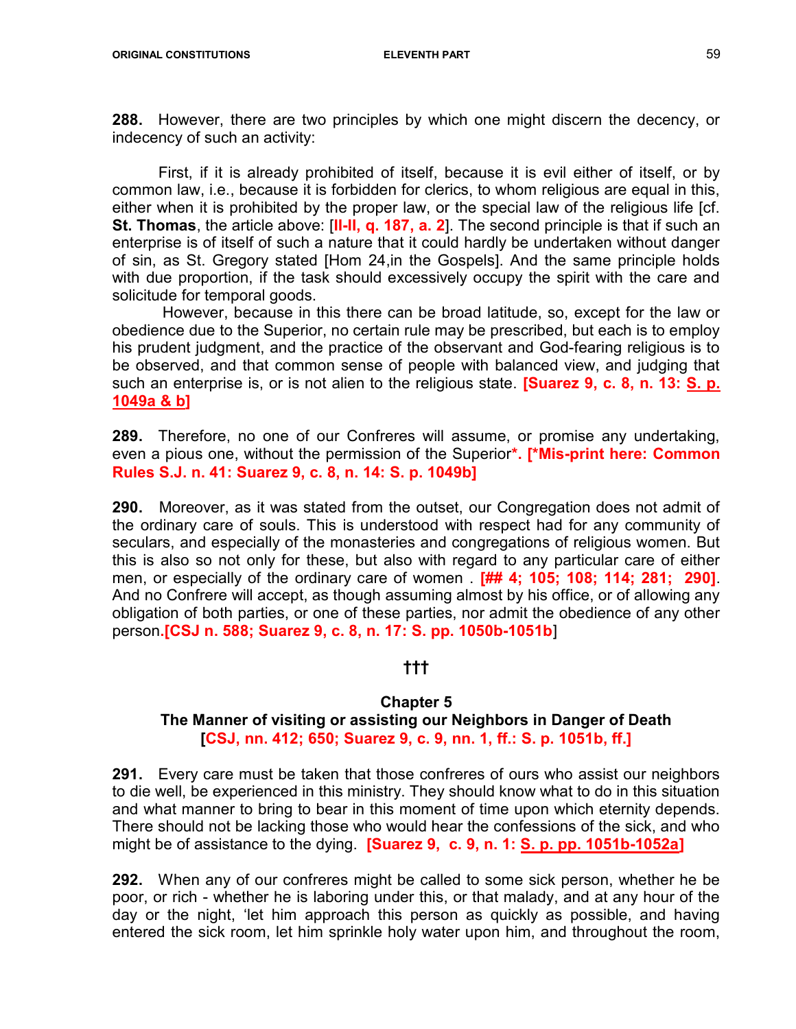**288.** However, there are two principles by which one might discern the decency, or indecency of such an activity:

First, if it is already prohibited of itself, because it is evil either of itself, or by common law, i.e., because it is forbidden for clerics, to whom religious are equal in this, either when it is prohibited by the proper law, or the special law of the religious life [cf. **St. Thomas**, the article above: [**II-II, q. 187, a. 2**]. The second principle is that if such an enterprise is of itself of such a nature that it could hardly be undertaken without danger of sin, as St. Gregory stated [Hom 24,in the Gospels]. And the same principle holds with due proportion, if the task should excessively occupy the spirit with the care and solicitude for temporal goods.

However, because in this there can be broad latitude, so, except for the law or obedience due to the Superior, no certain rule may be prescribed, but each is to employ his prudent judgment, and the practice of the observant and God-fearing religious is to be observed, and that common sense of people with balanced view, and judging that such an enterprise is, or is not alien to the religious state. **[Suarez 9, c. 8, n. 13: S. p. 1049a & b]**

**289.** Therefore, no one of our Confreres will assume, or promise any undertaking, even a pious one, without the permission of the Superior**\*. [\*Mis-print here: Common Rules S.J. n. 41: Suarez 9, c. 8, n. 14: S. p. 1049b]**

**290.** Moreover, as it was stated from the outset, our Congregation does not admit of the ordinary care of souls. This is understood with respect had for any community of seculars, and especially of the monasteries and congregations of religious women. But this is also so not only for these, but also with regard to any particular care of either men, or especially of the ordinary care of women . **[## 4; 105; 108; 114; 281; 290]**. And no Confrere will accept, as though assuming almost by his office, or of allowing any obligation of both parties, or one of these parties, nor admit the obedience of any other person.**[CSJ n. 588; Suarez 9, c. 8, n. 17: S. pp. 1050b-1051b**]

†††

## Chapter 5
## The Manner of visiting or assisting our Neighbors in Danger of Death
**[CSJ, nn. 412; 650; Suarez 9, c. 9, nn. 1, ff.: S. p. 1051b, ff.]**

**291.** Every care must be taken that those confreres of ours who assist our neighbors to die well, be experienced in this ministry. They should know what to do in this situation and what manner to bring to bear in this moment of time upon which eternity depends. There should not be lacking those who would hear the confessions of the sick, and who might be of assistance to the dying. **[Suarez 9, c. 9, n. 1: S. p. pp. 1051b-1052a]**

**292.** When any of our confreres might be called to some sick person, whether he be poor, or rich - whether he is laboring under this, or that malady, and at any hour of the day or the night, 'let him approach this person as quickly as possible, and having entered the sick room, let him sprinkle holy water upon him, and throughout the room,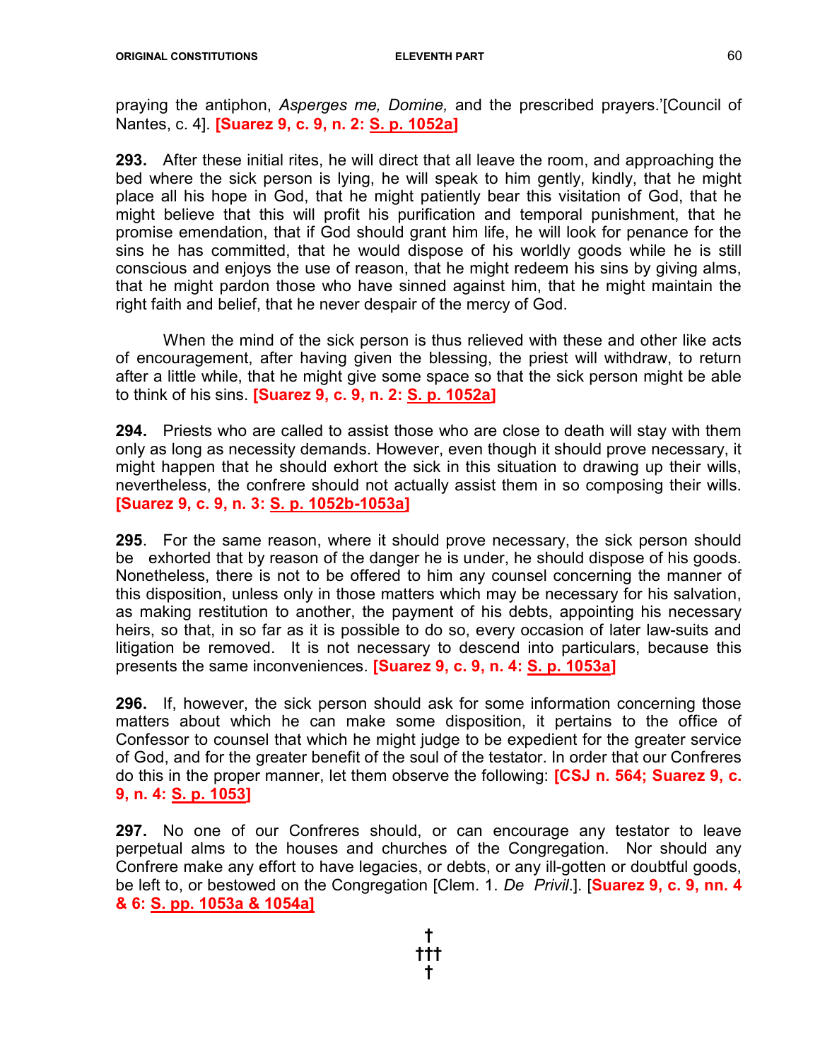praying the antiphon, *Asperges me, Domine,* and the prescribed prayers.'[Council of Nantes, c. 4]. **[Suarez 9, c. 9, n. 2: S. p. 1052a]**

**293.** After these initial rites, he will direct that all leave the room, and approaching the bed where the sick person is lying, he will speak to him gently, kindly, that he might place all his hope in God, that he might patiently bear this visitation of God, that he might believe that this will profit his purification and temporal punishment, that he promise emendation, that if God should grant him life, he will look for penance for the sins he has committed, that he would dispose of his worldly goods while he is still conscious and enjoys the use of reason, that he might redeem his sins by giving alms, that he might pardon those who have sinned against him, that he might maintain the right faith and belief, that he never despair of the mercy of God.

When the mind of the sick person is thus relieved with these and other like acts of encouragement, after having given the blessing, the priest will withdraw, to return after a little while, that he might give some space so that the sick person might be able to think of his sins. **[Suarez 9, c. 9, n. 2: S. p. 1052a]**

**294.** Priests who are called to assist those who are close to death will stay with them only as long as necessity demands. However, even though it should prove necessary, it might happen that he should exhort the sick in this situation to drawing up their wills, nevertheless, the confrere should not actually assist them in so composing their wills. **[Suarez 9, c. 9, n. 3: S. p. 1052b-1053a]**

**295**. For the same reason, where it should prove necessary, the sick person should be exhorted that by reason of the danger he is under, he should dispose of his goods. Nonetheless, there is not to be offered to him any counsel concerning the manner of this disposition, unless only in those matters which may be necessary for his salvation, as making restitution to another, the payment of his debts, appointing his necessary heirs, so that, in so far as it is possible to do so, every occasion of later law-suits and litigation be removed. It is not necessary to descend into particulars, because this presents the same inconveniences. **[Suarez 9, c. 9, n. 4: S. p. 1053a]**

**296.** If, however, the sick person should ask for some information concerning those matters about which he can make some disposition, it pertains to the office of Confessor to counsel that which he might judge to be expedient for the greater service of God, and for the greater benefit of the soul of the testator. In order that our Confreres do this in the proper manner, let them observe the following: **[CSJ n. 564; Suarez 9, c. 9, n. 4: S. p. 1053]**

**297.** No one of our Confreres should, or can encourage any testator to leave perpetual alms to the houses and churches of the Congregation. Nor should any Confrere make any effort to have legacies, or debts, or any ill-gotten or doubtful goods, be left to, or bestowed on the Congregation [Clem. 1. *De Privil*.]. **[Suarez 9, c. 9, nn. 4 & 6: S. pp. 1053a & 1054a]**

†
†††
†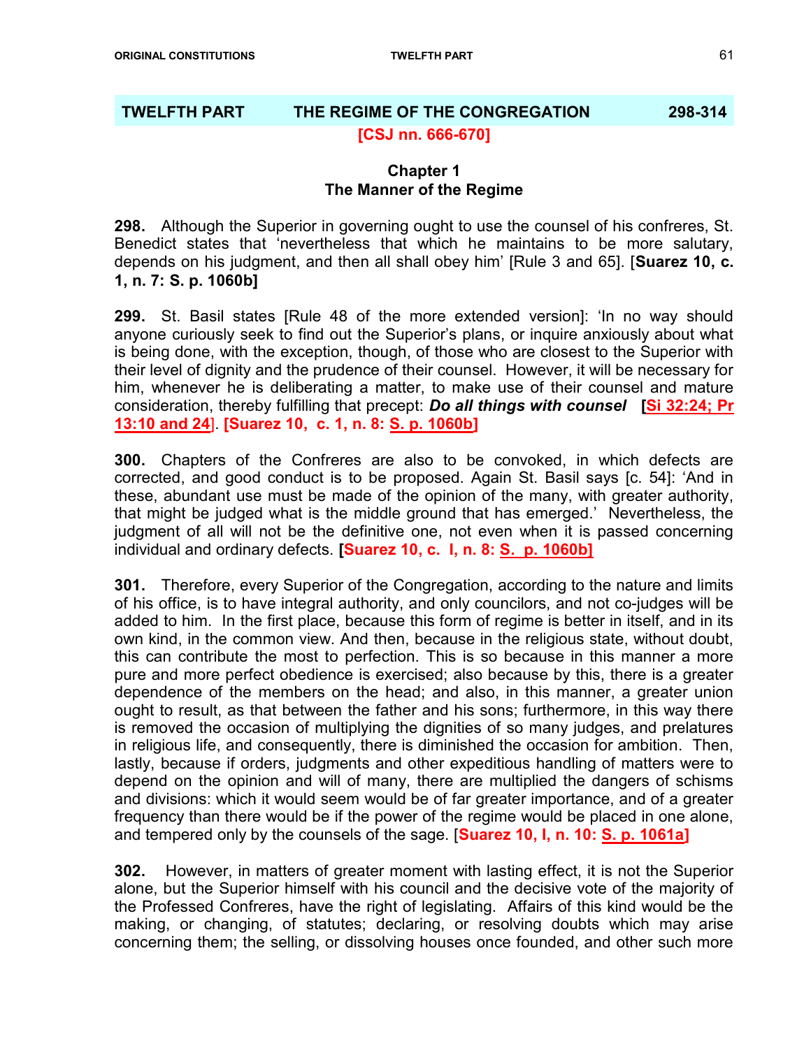## TWELFTH PART THE REGIME OF THE CONGREGATION 298-314

**[CSJ nn. 666-670]**

### Chapter 1
### The Manner of the Regime

**298.** Although the Superior in governing ought to use the counsel of his confreres, St. Benedict states that 'nevertheless that which he maintains to be more salutary, depends on his judgment, and then all shall obey him' [Rule 3 and 65]. [**Suarez 10, c. 1, n. 7: S. p. 1060b]**

**299.** St. Basil states [Rule 48 of the more extended version]: 'In no way should anyone curiously seek to find out the Superior's plans, or inquire anxiously about what is being done, with the exception, though, of those who are closest to the Superior with their level of dignity and the prudence of their counsel. However, it will be necessary for him, whenever he is deliberating a matter, to make use of their counsel and mature consideration, thereby fulfilling that precept: ***Do all things with counsel*** **[Si 32:24; Pr 13:10 and 24]**. **[Suarez 10, c. 1, n. 8: S. p. 1060b]**

**300.** Chapters of the Confreres are also to be convoked, in which defects are corrected, and good conduct is to be proposed. Again St. Basil says [c. 54]: 'And in these, abundant use must be made of the opinion of the many, with greater authority, that might be judged what is the middle ground that has emerged.' Nevertheless, the judgment of all will not be the definitive one, not even when it is passed concerning individual and ordinary defects. **[Suarez 10, c. I, n. 8: S. p. 1060b]**

**301.** Therefore, every Superior of the Congregation, according to the nature and limits of his office, is to have integral authority, and only councilors, and not co-judges will be added to him. In the first place, because this form of regime is better in itself, and in its own kind, in the common view. And then, because in the religious state, without doubt, this can contribute the most to perfection. This is so because in this manner a more pure and more perfect obedience is exercised; also because by this, there is a greater dependence of the members on the head; and also, in this manner, a greater union ought to result, as that between the father and his sons; furthermore, in this way there is removed the occasion of multiplying the dignities of so many judges, and prelatures in religious life, and consequently, there is diminished the occasion for ambition. Then, lastly, because if orders, judgments and other expeditious handling of matters were to depend on the opinion and will of many, there are multiplied the dangers of schisms and divisions: which it would seem would be of far greater importance, and of a greater frequency than there would be if the power of the regime would be placed in one alone, and tempered only by the counsels of the sage. **[Suarez 10, I, n. 10: S. p. 1061a]**

**302.** However, in matters of greater moment with lasting effect, it is not the Superior alone, but the Superior himself with his council and the decisive vote of the majority of the Professed Confreres, have the right of legislating. Affairs of this kind would be the making, or changing, of statutes; declaring, or resolving doubts which may arise concerning them; the selling, or dissolving houses once founded, and other such more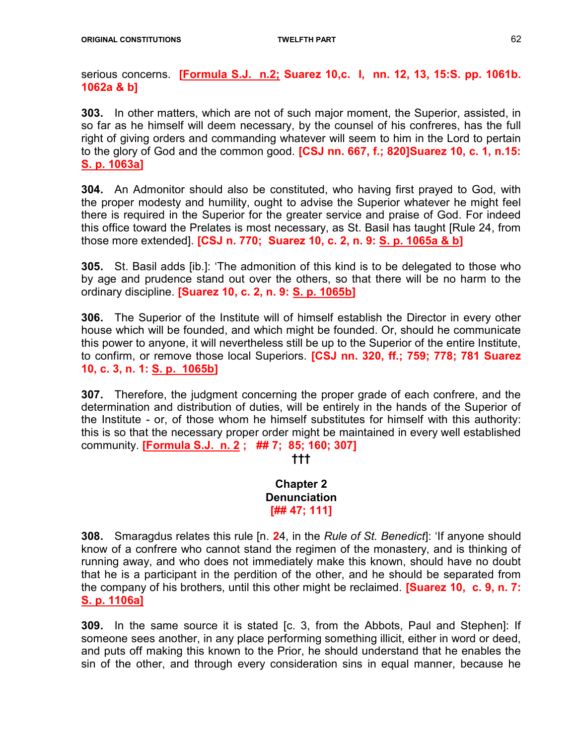serious concerns. **[Formula S.J. n.2; Suarez 10,c. I, nn. 12, 13, 15:S. pp. 1061b. 1062a & b]**

**303.** In other matters, which are not of such major moment, the Superior, assisted, in so far as he himself will deem necessary, by the counsel of his confreres, has the full right of giving orders and commanding whatever will seem to him in the Lord to pertain to the glory of God and the common good. **[CSJ nn. 667, f.; 820]Suarez 10, c. 1, n.15: S. p. 1063a]**

**304.** An Admonitor should also be constituted, who having first prayed to God, with the proper modesty and humility, ought to advise the Superior whatever he might feel there is required in the Superior for the greater service and praise of God. For indeed this office toward the Prelates is most necessary, as St. Basil has taught [Rule 24, from those more extended]. **[CSJ n. 770; Suarez 10, c. 2, n. 9: S. p. 1065a & b]**

**305.** St. Basil adds [ib.]: 'The admonition of this kind is to be delegated to those who by age and prudence stand out over the others, so that there will be no harm to the ordinary discipline. **[Suarez 10, c. 2, n. 9: S. p. 1065b]**

**306.** The Superior of the Institute will of himself establish the Director in every other house which will be founded, and which might be founded. Or, should he communicate this power to anyone, it will nevertheless still be up to the Superior of the entire Institute, to confirm, or remove those local Superiors. **[CSJ nn. 320, ff.; 759; 778; 781 Suarez 10, c. 3, n. 1: S. p. 1065b]**

**307.** Therefore, the judgment concerning the proper grade of each confrere, and the determination and distribution of duties, will be entirely in the hands of the Superior of the Institute - or, of those whom he himself substitutes for himself with this authority: this is so that the necessary proper order might be maintained in every well established community. **[Formula S.J. n. 2 ; ## 7; 85; 160; 307]**

†††

## Chapter 2
## Denunciation
**[## 47; 111]**

**308.** Smaragdus relates this rule [n. 24, in the *Rule of St. Benedict*]: 'If anyone should know of a confrere who cannot stand the regimen of the monastery, and is thinking of running away, and who does not immediately make this known, should have no doubt that he is a participant in the perdition of the other, and he should be separated from the company of his brothers, until this other might be reclaimed. **[Suarez 10, c. 9, n. 7: S. p. 1106a]**

**309.** In the same source it is stated [c. 3, from the Abbots, Paul and Stephen]: If someone sees another, in any place performing something illicit, either in word or deed, and puts off making this known to the Prior, he should understand that he enables the sin of the other, and through every consideration sins in equal manner, because he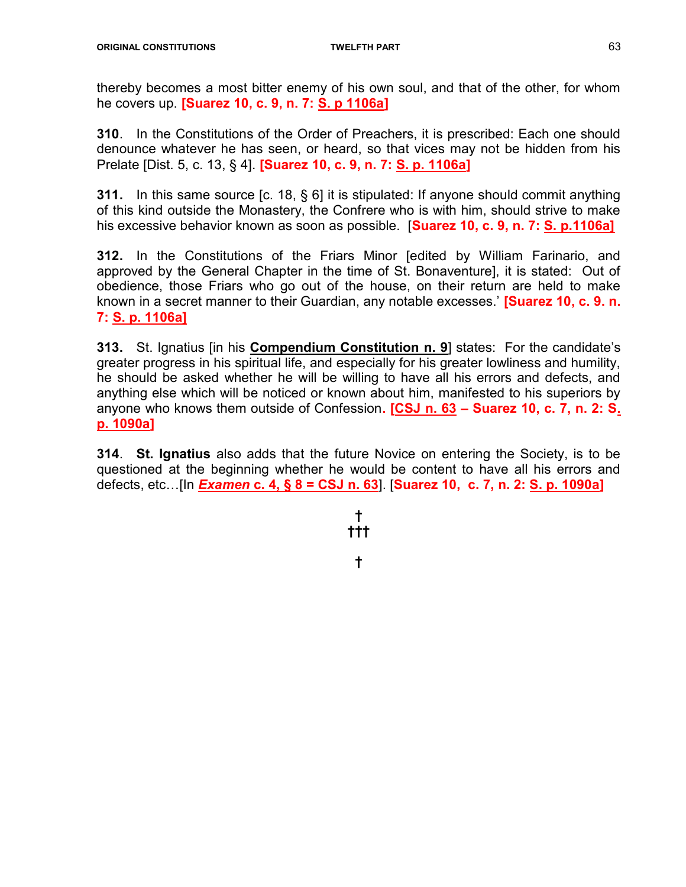thereby becomes a most bitter enemy of his own soul, and that of the other, for whom he covers up. **[Suarez 10, c. 9, n. 7: S. p 1106a]**

**310**. In the Constitutions of the Order of Preachers, it is prescribed: Each one should denounce whatever he has seen, or heard, so that vices may not be hidden from his Prelate [Dist. 5, c. 13, § 4]. **[Suarez 10, c. 9, n. 7: S. p. 1106a]**

**311.** In this same source [c. 18, § 6] it is stipulated: If anyone should commit anything of this kind outside the Monastery, the Confrere who is with him, should strive to make his excessive behavior known as soon as possible. [**Suarez 10, c. 9, n. 7: S. p.1106a]**

**312.** In the Constitutions of the Friars Minor [edited by William Farinario, and approved by the General Chapter in the time of St. Bonaventure], it is stated: Out of obedience, those Friars who go out of the house, on their return are held to make known in a secret manner to their Guardian, any notable excesses.' **[Suarez 10, c. 9. n. 7: S. p. 1106a]**

**313.** St. Ignatius [in his **Compendium Constitution n. 9**] states: For the candidate's greater progress in his spiritual life, and especially for his greater lowliness and humility, he should be asked whether he will be willing to have all his errors and defects, and anything else which will be noticed or known about him, manifested to his superiors by anyone who knows them outside of Confession**. [CSJ n. 63 – Suarez 10, c. 7, n. 2: S. p. 1090a]**

**314**. **St. Ignatius** also adds that the future Novice on entering the Society, is to be questioned at the beginning whether he would be content to have all his errors and defects, etc…[In ***Examen*** **c. 4, § 8 = CSJ n. 63**]. [**Suarez 10, c. 7, n. 2: S. p. 1090a]**

†
†††

†